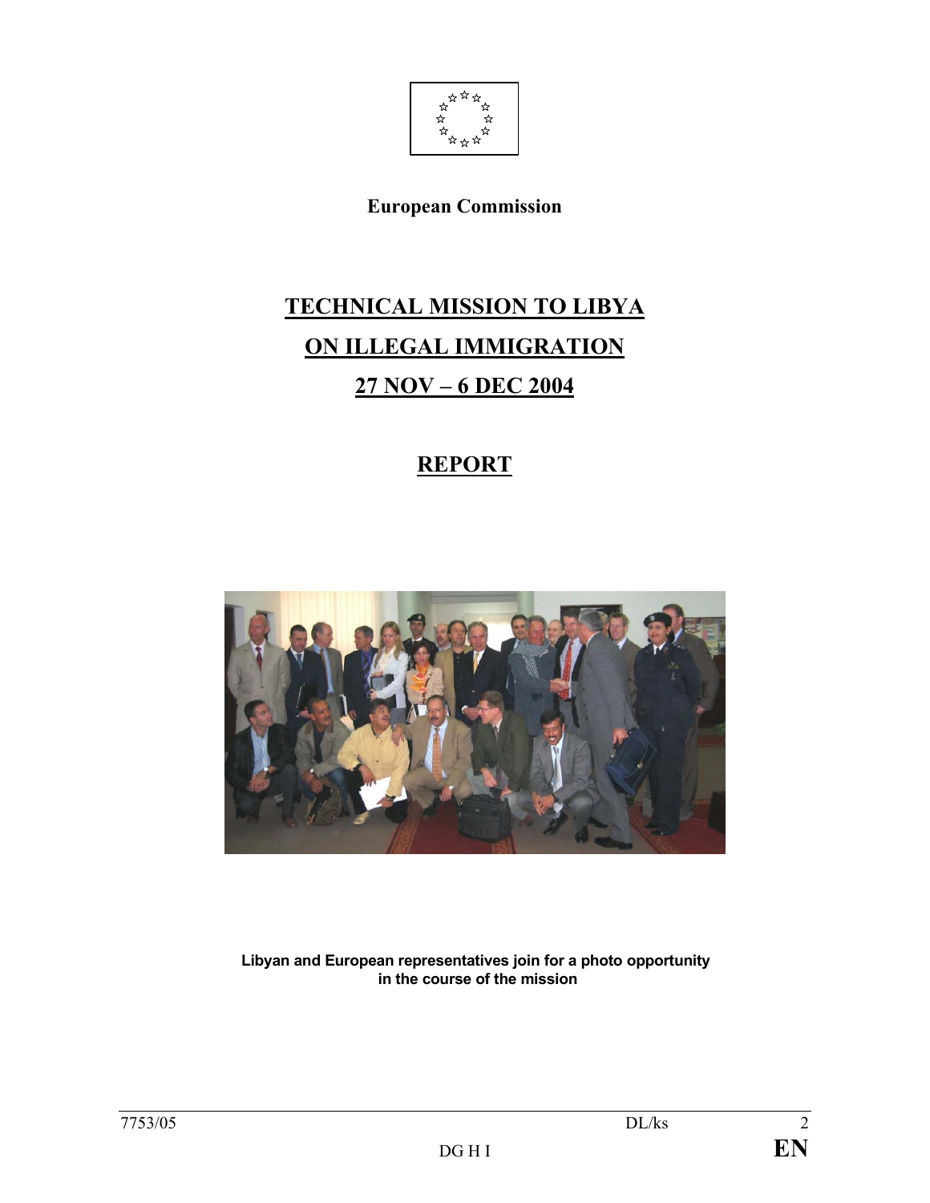**European Commission**

# TECHNICAL MISSION TO LIBYA ON ILLEGAL IMMIGRATION 27 NOV – 6 DEC 2004

## REPORT

**Libyan and European representatives join for a photo opportunity in the course of the mission**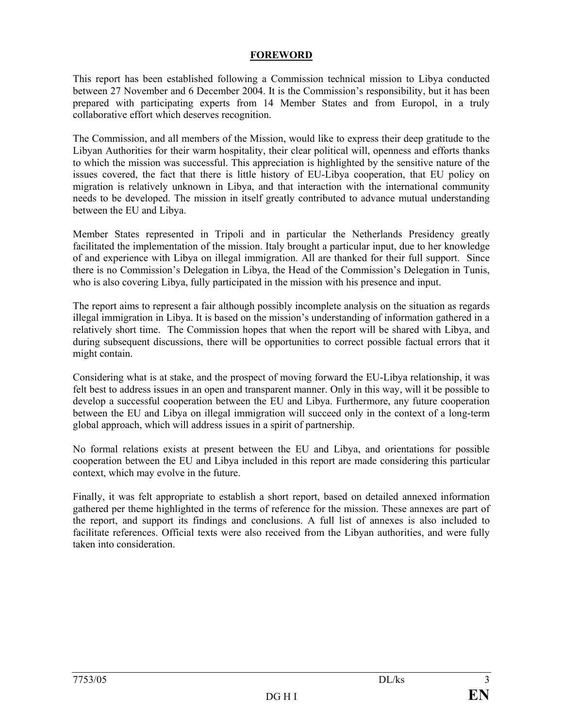## FOREWORD

This report has been established following a Commission technical mission to Libya conducted between 27 November and 6 December 2004. It is the Commission's responsibility, but it has been prepared with participating experts from 14 Member States and from Europol, in a truly collaborative effort which deserves recognition.

The Commission, and all members of the Mission, would like to express their deep gratitude to the Libyan Authorities for their warm hospitality, their clear political will, openness and efforts thanks to which the mission was successful. This appreciation is highlighted by the sensitive nature of the issues covered, the fact that there is little history of EU-Libya cooperation, that EU policy on migration is relatively unknown in Libya, and that interaction with the international community needs to be developed. The mission in itself greatly contributed to advance mutual understanding between the EU and Libya.

Member States represented in Tripoli and in particular the Netherlands Presidency greatly facilitated the implementation of the mission. Italy brought a particular input, due to her knowledge of and experience with Libya on illegal immigration. All are thanked for their full support. Since there is no Commission's Delegation in Libya, the Head of the Commission's Delegation in Tunis, who is also covering Libya, fully participated in the mission with his presence and input.

The report aims to represent a fair although possibly incomplete analysis on the situation as regards illegal immigration in Libya. It is based on the mission's understanding of information gathered in a relatively short time. The Commission hopes that when the report will be shared with Libya, and during subsequent discussions, there will be opportunities to correct possible factual errors that it might contain.

Considering what is at stake, and the prospect of moving forward the EU-Libya relationship, it was felt best to address issues in an open and transparent manner. Only in this way, will it be possible to develop a successful cooperation between the EU and Libya. Furthermore, any future cooperation between the EU and Libya on illegal immigration will succeed only in the context of a long-term global approach, which will address issues in a spirit of partnership.

No formal relations exists at present between the EU and Libya, and orientations for possible cooperation between the EU and Libya included in this report are made considering this particular context, which may evolve in the future.

Finally, it was felt appropriate to establish a short report, based on detailed annexed information gathered per theme highlighted in the terms of reference for the mission. These annexes are part of the report, and support its findings and conclusions. A full list of annexes is also included to facilitate references. Official texts were also received from the Libyan authorities, and were fully taken into consideration.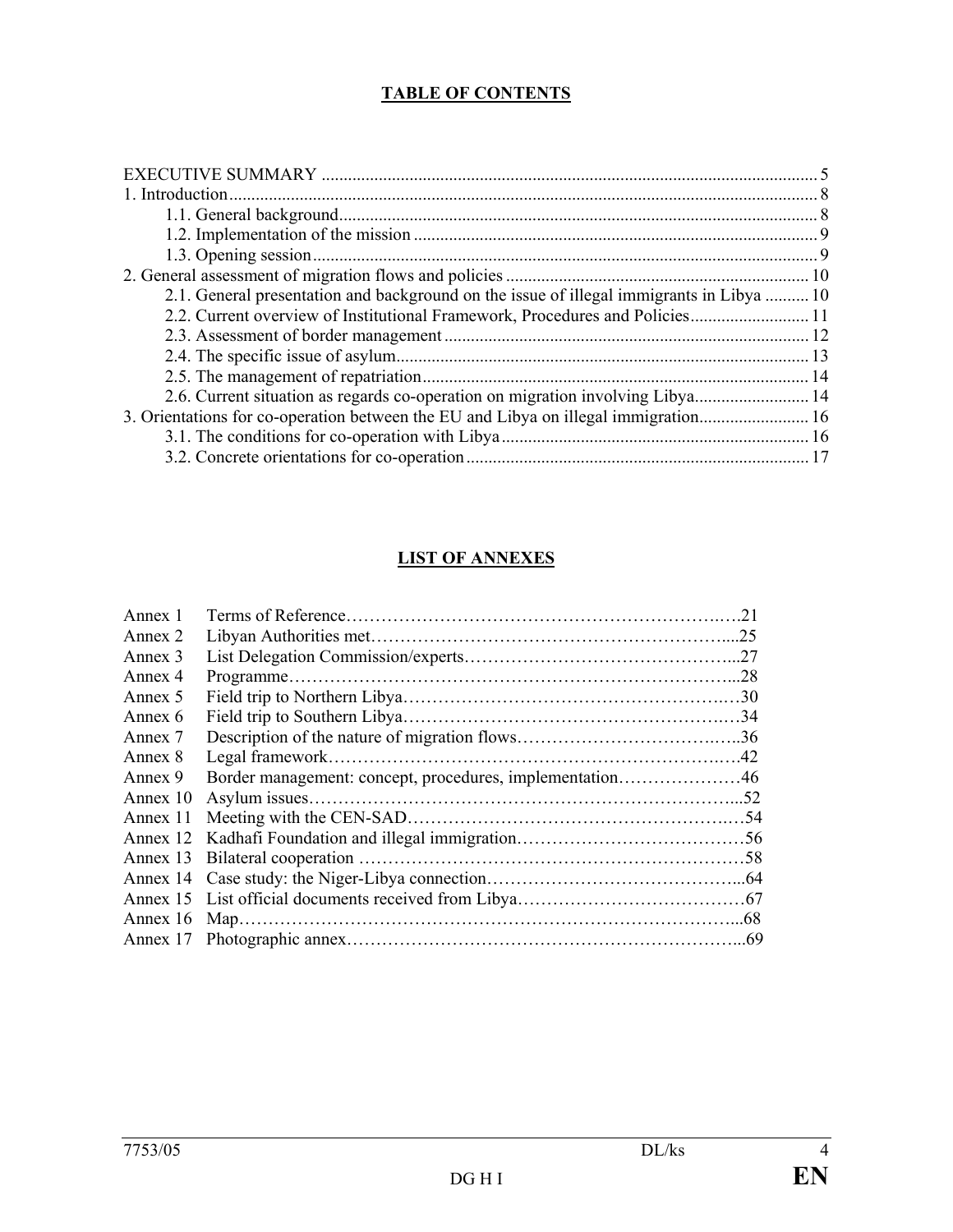## TABLE OF CONTENTS

| | |
|---|---|
| EXECUTIVE SUMMARY | 5 |
| 1. Introduction | 8 |
| 1.1. General background | 8 |
| 1.2. Implementation of the mission | 9 |
| 1.3. Opening session | 9 |
| 2. General assessment of migration flows and policies | 10 |
| 2.1. General presentation and background on the issue of illegal immigrants in Libya | 10 |
| 2.2. Current overview of Institutional Framework, Procedures and Policies | 11 |
| 2.3. Assessment of border management | 12 |
| 2.4. The specific issue of asylum | 13 |
| 2.5. The management of repatriation | 14 |
| 2.6. Current situation as regards co-operation on migration involving Libya | 14 |
| 3. Orientations for co-operation between the EU and Libya on illegal immigration | 16 |
| 3.1. The conditions for co-operation with Libya | 16 |
| 3.2. Concrete orientations for co-operation | 17 |

## LIST OF ANNEXES

| | | |
|---|---|---|
| Annex 1 | Terms of Reference | 21 |
| Annex 2 | Libyan Authorities met | 25 |
| Annex 3 | List Delegation Commission/experts | 27 |
| Annex 4 | Programme | 28 |
| Annex 5 | Field trip to Northern Libya | 30 |
| Annex 6 | Field trip to Southern Libya | 34 |
| Annex 7 | Description of the nature of migration flows | 36 |
| Annex 8 | Legal framework | 42 |
| Annex 9 | Border management: concept, procedures, implementation | 46 |
| Annex 10 | Asylum issues | 52 |
| Annex 11 | Meeting with the CEN-SAD | 54 |
| Annex 12 | Kadhafi Foundation and illegal immigration | 56 |
| Annex 13 | Bilateral cooperation | 58 |
| Annex 14 | Case study: the Niger-Libya connection | 64 |
| Annex 15 | List official documents received from Libya | 67 |
| Annex 16 | Map | 68 |
| Annex 17 | Photographic annex | 69 |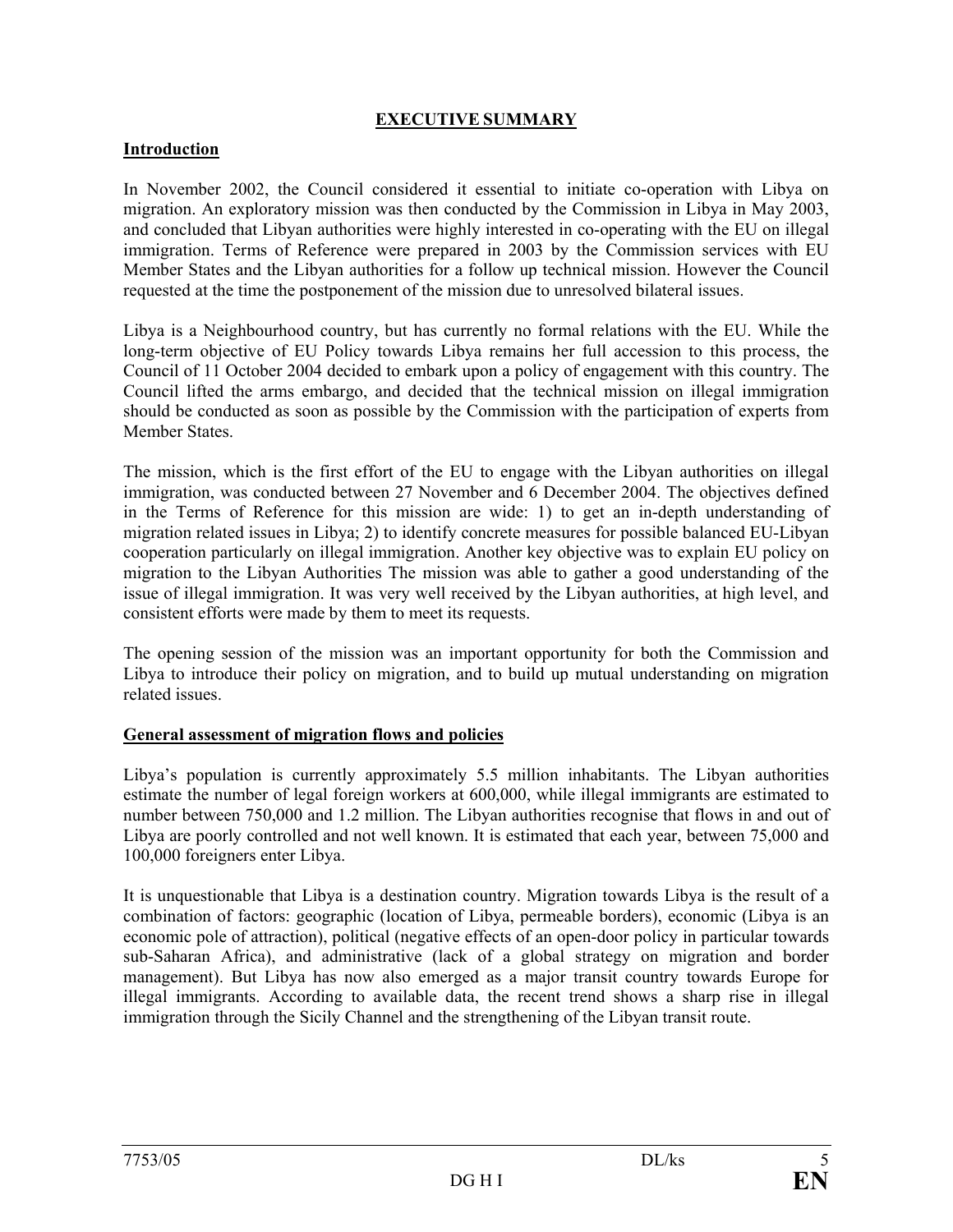## EXECUTIVE SUMMARY

### Introduction

In November 2002, the Council considered it essential to initiate co-operation with Libya on migration. An exploratory mission was then conducted by the Commission in Libya in May 2003, and concluded that Libyan authorities were highly interested in co-operating with the EU on illegal immigration. Terms of Reference were prepared in 2003 by the Commission services with EU Member States and the Libyan authorities for a follow up technical mission. However the Council requested at the time the postponement of the mission due to unresolved bilateral issues.

Libya is a Neighbourhood country, but has currently no formal relations with the EU. While the long-term objective of EU Policy towards Libya remains her full accession to this process, the Council of 11 October 2004 decided to embark upon a policy of engagement with this country. The Council lifted the arms embargo, and decided that the technical mission on illegal immigration should be conducted as soon as possible by the Commission with the participation of experts from Member States.

The mission, which is the first effort of the EU to engage with the Libyan authorities on illegal immigration, was conducted between 27 November and 6 December 2004. The objectives defined in the Terms of Reference for this mission are wide: 1) to get an in-depth understanding of migration related issues in Libya; 2) to identify concrete measures for possible balanced EU-Libyan cooperation particularly on illegal immigration. Another key objective was to explain EU policy on migration to the Libyan Authorities The mission was able to gather a good understanding of the issue of illegal immigration. It was very well received by the Libyan authorities, at high level, and consistent efforts were made by them to meet its requests.

The opening session of the mission was an important opportunity for both the Commission and Libya to introduce their policy on migration, and to build up mutual understanding on migration related issues.

### General assessment of migration flows and policies

Libya's population is currently approximately 5.5 million inhabitants. The Libyan authorities estimate the number of legal foreign workers at 600,000, while illegal immigrants are estimated to number between 750,000 and 1.2 million. The Libyan authorities recognise that flows in and out of Libya are poorly controlled and not well known. It is estimated that each year, between 75,000 and 100,000 foreigners enter Libya.

It is unquestionable that Libya is a destination country. Migration towards Libya is the result of a combination of factors: geographic (location of Libya, permeable borders), economic (Libya is an economic pole of attraction), political (negative effects of an open-door policy in particular towards sub-Saharan Africa), and administrative (lack of a global strategy on migration and border management). But Libya has now also emerged as a major transit country towards Europe for illegal immigrants. According to available data, the recent trend shows a sharp rise in illegal immigration through the Sicily Channel and the strengthening of the Libyan transit route.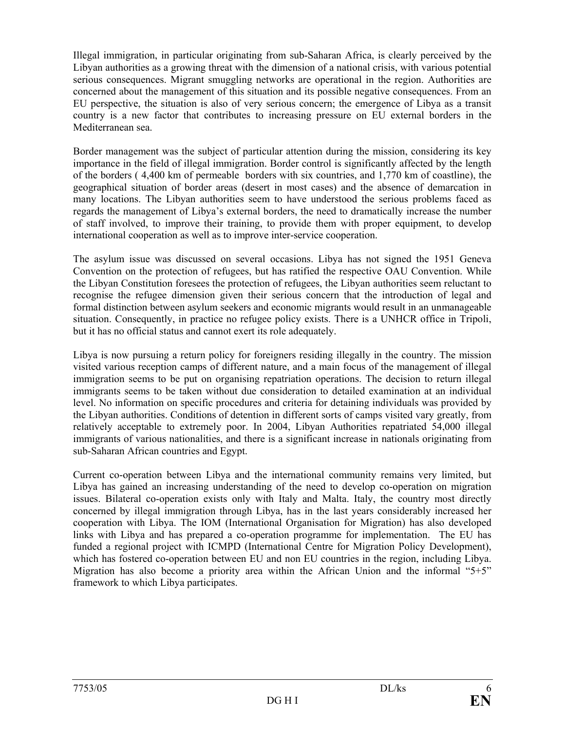Illegal immigration, in particular originating from sub-Saharan Africa, is clearly perceived by the Libyan authorities as a growing threat with the dimension of a national crisis, with various potential serious consequences. Migrant smuggling networks are operational in the region. Authorities are concerned about the management of this situation and its possible negative consequences. From an EU perspective, the situation is also of very serious concern; the emergence of Libya as a transit country is a new factor that contributes to increasing pressure on EU external borders in the Mediterranean sea.

Border management was the subject of particular attention during the mission, considering its key importance in the field of illegal immigration. Border control is significantly affected by the length of the borders ( 4,400 km of permeable borders with six countries, and 1,770 km of coastline), the geographical situation of border areas (desert in most cases) and the absence of demarcation in many locations. The Libyan authorities seem to have understood the serious problems faced as regards the management of Libya's external borders, the need to dramatically increase the number of staff involved, to improve their training, to provide them with proper equipment, to develop international cooperation as well as to improve inter-service cooperation.

The asylum issue was discussed on several occasions. Libya has not signed the 1951 Geneva Convention on the protection of refugees, but has ratified the respective OAU Convention. While the Libyan Constitution foresees the protection of refugees, the Libyan authorities seem reluctant to recognise the refugee dimension given their serious concern that the introduction of legal and formal distinction between asylum seekers and economic migrants would result in an unmanageable situation. Consequently, in practice no refugee policy exists. There is a UNHCR office in Tripoli, but it has no official status and cannot exert its role adequately.

Libya is now pursuing a return policy for foreigners residing illegally in the country. The mission visited various reception camps of different nature, and a main focus of the management of illegal immigration seems to be put on organising repatriation operations. The decision to return illegal immigrants seems to be taken without due consideration to detailed examination at an individual level. No information on specific procedures and criteria for detaining individuals was provided by the Libyan authorities. Conditions of detention in different sorts of camps visited vary greatly, from relatively acceptable to extremely poor. In 2004, Libyan Authorities repatriated 54,000 illegal immigrants of various nationalities, and there is a significant increase in nationals originating from sub-Saharan African countries and Egypt.

Current co-operation between Libya and the international community remains very limited, but Libya has gained an increasing understanding of the need to develop co-operation on migration issues. Bilateral co-operation exists only with Italy and Malta. Italy, the country most directly concerned by illegal immigration through Libya, has in the last years considerably increased her cooperation with Libya. The IOM (International Organisation for Migration) has also developed links with Libya and has prepared a co-operation programme for implementation. The EU has funded a regional project with ICMPD (International Centre for Migration Policy Development), which has fostered co-operation between EU and non EU countries in the region, including Libya. Migration has also become a priority area within the African Union and the informal "5+5" framework to which Libya participates.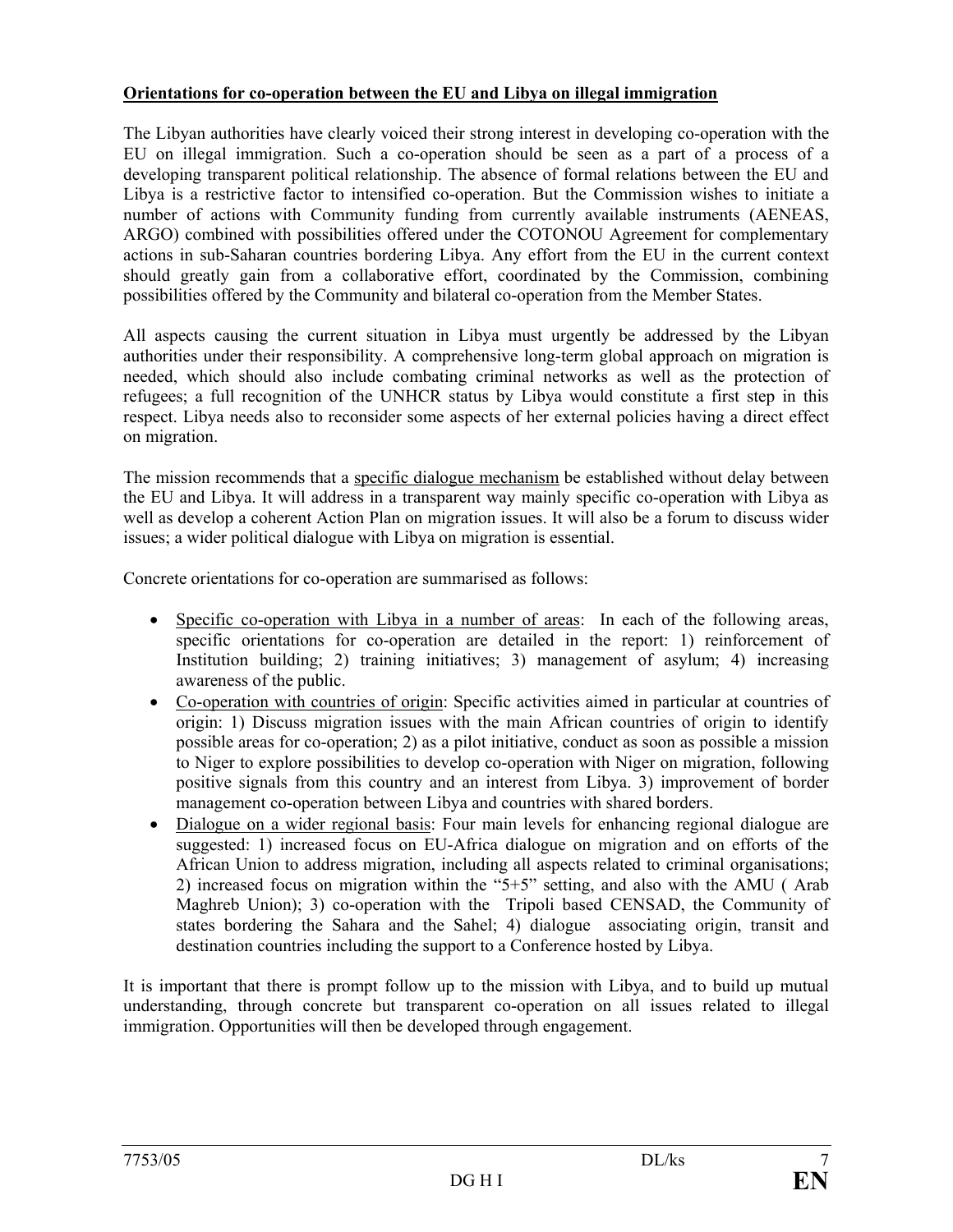**<u>Orientations for co-operation between the EU and Libya on illegal immigration</u>**

The Libyan authorities have clearly voiced their strong interest in developing co-operation with the EU on illegal immigration. Such a co-operation should be seen as a part of a process of a developing transparent political relationship. The absence of formal relations between the EU and Libya is a restrictive factor to intensified co-operation. But the Commission wishes to initiate a number of actions with Community funding from currently available instruments (AENEAS, ARGO) combined with possibilities offered under the COTONOU Agreement for complementary actions in sub-Saharan countries bordering Libya. Any effort from the EU in the current context should greatly gain from a collaborative effort, coordinated by the Commission, combining possibilities offered by the Community and bilateral co-operation from the Member States.

All aspects causing the current situation in Libya must urgently be addressed by the Libyan authorities under their responsibility. A comprehensive long-term global approach on migration is needed, which should also include combating criminal networks as well as the protection of refugees; a full recognition of the UNHCR status by Libya would constitute a first step in this respect. Libya needs also to reconsider some aspects of her external policies having a direct effect on migration.

The mission recommends that a <u>specific dialogue mechanism</u> be established without delay between the EU and Libya. It will address in a transparent way mainly specific co-operation with Libya as well as develop a coherent Action Plan on migration issues. It will also be a forum to discuss wider issues; a wider political dialogue with Libya on migration is essential.

Concrete orientations for co-operation are summarised as follows:

- <u>Specific co-operation with Libya in a number of areas</u>: In each of the following areas, specific orientations for co-operation are detailed in the report: 1) reinforcement of Institution building; 2) training initiatives; 3) management of asylum; 4) increasing awareness of the public.
- <u>Co-operation with countries of origin</u>: Specific activities aimed in particular at countries of origin: 1) Discuss migration issues with the main African countries of origin to identify possible areas for co-operation; 2) as a pilot initiative, conduct as soon as possible a mission to Niger to explore possibilities to develop co-operation with Niger on migration, following positive signals from this country and an interest from Libya. 3) improvement of border management co-operation between Libya and countries with shared borders.
- <u>Dialogue on a wider regional basis</u>: Four main levels for enhancing regional dialogue are suggested: 1) increased focus on EU-Africa dialogue on migration and on efforts of the African Union to address migration, including all aspects related to criminal organisations; 2) increased focus on migration within the "5+5" setting, and also with the AMU ( Arab Maghreb Union); 3) co-operation with the Tripoli based CENSAD, the Community of states bordering the Sahara and the Sahel; 4) dialogue associating origin, transit and destination countries including the support to a Conference hosted by Libya.

It is important that there is prompt follow up to the mission with Libya, and to build up mutual understanding, through concrete but transparent co-operation on all issues related to illegal immigration. Opportunities will then be developed through engagement.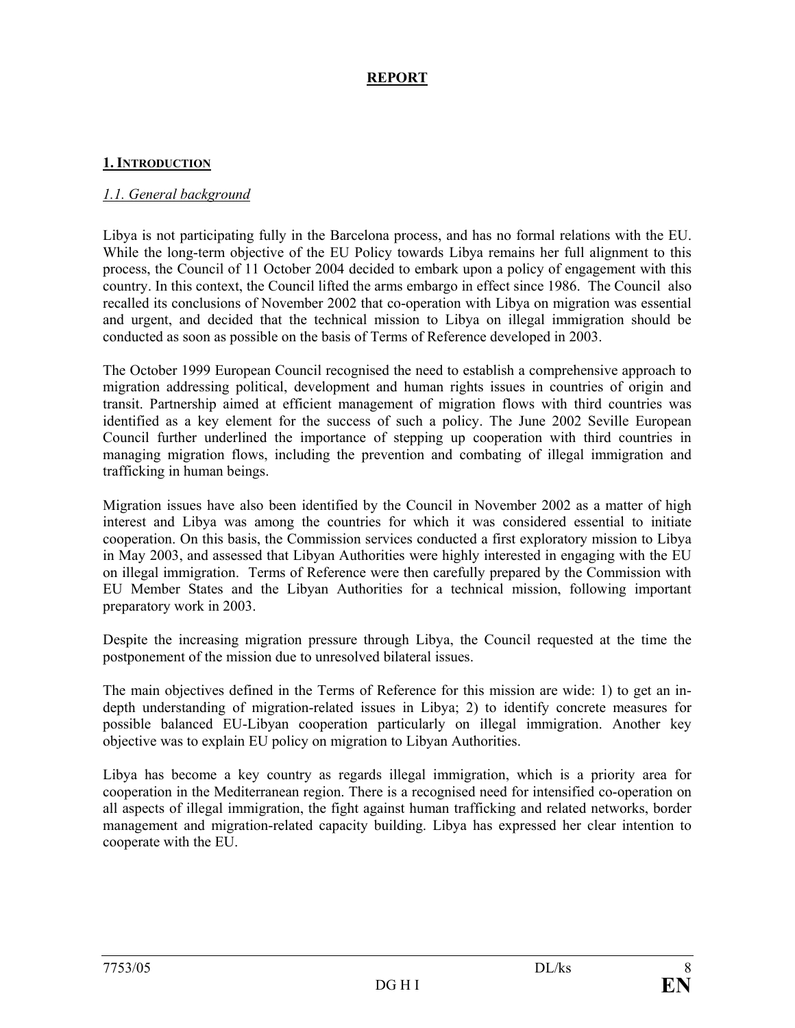# REPORT

## 1. INTRODUCTION

### *1.1. General background*

Libya is not participating fully in the Barcelona process, and has no formal relations with the EU. While the long-term objective of the EU Policy towards Libya remains her full alignment to this process, the Council of 11 October 2004 decided to embark upon a policy of engagement with this country. In this context, the Council lifted the arms embargo in effect since 1986. The Council also recalled its conclusions of November 2002 that co-operation with Libya on migration was essential and urgent, and decided that the technical mission to Libya on illegal immigration should be conducted as soon as possible on the basis of Terms of Reference developed in 2003.

The October 1999 European Council recognised the need to establish a comprehensive approach to migration addressing political, development and human rights issues in countries of origin and transit. Partnership aimed at efficient management of migration flows with third countries was identified as a key element for the success of such a policy. The June 2002 Seville European Council further underlined the importance of stepping up cooperation with third countries in managing migration flows, including the prevention and combating of illegal immigration and trafficking in human beings.

Migration issues have also been identified by the Council in November 2002 as a matter of high interest and Libya was among the countries for which it was considered essential to initiate cooperation. On this basis, the Commission services conducted a first exploratory mission to Libya in May 2003, and assessed that Libyan Authorities were highly interested in engaging with the EU on illegal immigration. Terms of Reference were then carefully prepared by the Commission with EU Member States and the Libyan Authorities for a technical mission, following important preparatory work in 2003.

Despite the increasing migration pressure through Libya, the Council requested at the time the postponement of the mission due to unresolved bilateral issues.

The main objectives defined in the Terms of Reference for this mission are wide: 1) to get an in-depth understanding of migration-related issues in Libya; 2) to identify concrete measures for possible balanced EU-Libyan cooperation particularly on illegal immigration. Another key objective was to explain EU policy on migration to Libyan Authorities.

Libya has become a key country as regards illegal immigration, which is a priority area for cooperation in the Mediterranean region. There is a recognised need for intensified co-operation on all aspects of illegal immigration, the fight against human trafficking and related networks, border management and migration-related capacity building. Libya has expressed her clear intention to cooperate with the EU.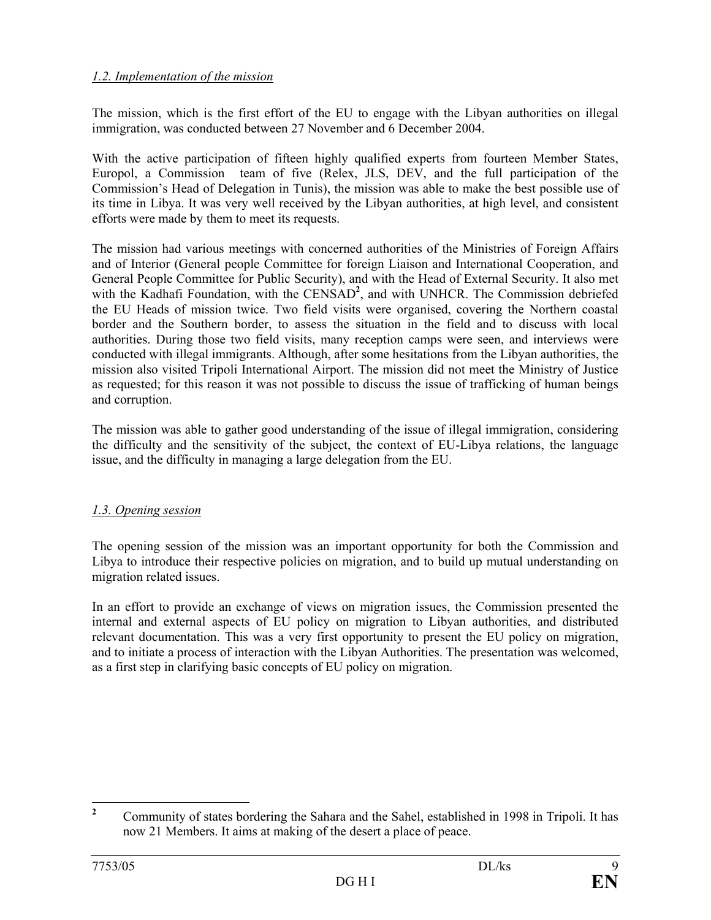*1.2. Implementation of the mission*

The mission, which is the first effort of the EU to engage with the Libyan authorities on illegal immigration, was conducted between 27 November and 6 December 2004.

With the active participation of fifteen highly qualified experts from fourteen Member States, Europol, a Commission team of five (Relex, JLS, DEV, and the full participation of the Commission's Head of Delegation in Tunis), the mission was able to make the best possible use of its time in Libya. It was very well received by the Libyan authorities, at high level, and consistent efforts were made by them to meet its requests.

The mission had various meetings with concerned authorities of the Ministries of Foreign Affairs and of Interior (General people Committee for foreign Liaison and International Cooperation, and General People Committee for Public Security), and with the Head of External Security. It also met with the Kadhafi Foundation, with the CENSAD[2], and with UNHCR. The Commission debriefed the EU Heads of mission twice. Two field visits were organised, covering the Northern coastal border and the Southern border, to assess the situation in the field and to discuss with local authorities. During those two field visits, many reception camps were seen, and interviews were conducted with illegal immigrants. Although, after some hesitations from the Libyan authorities, the mission also visited Tripoli International Airport. The mission did not meet the Ministry of Justice as requested; for this reason it was not possible to discuss the issue of trafficking of human beings and corruption.

The mission was able to gather good understanding of the issue of illegal immigration, considering the difficulty and the sensitivity of the subject, the context of EU-Libya relations, the language issue, and the difficulty in managing a large delegation from the EU.

*1.3. Opening session*

The opening session of the mission was an important opportunity for both the Commission and Libya to introduce their respective policies on migration, and to build up mutual understanding on migration related issues.

In an effort to provide an exchange of views on migration issues, the Commission presented the internal and external aspects of EU policy on migration to Libyan authorities, and distributed relevant documentation. This was a very first opportunity to present the EU policy on migration, and to initiate a process of interaction with the Libyan Authorities. The presentation was welcomed, as a first step in clarifying basic concepts of EU policy on migration.

---

[2] Community of states bordering the Sahara and the Sahel, established in 1998 in Tripoli. It has now 21 Members. It aims at making of the desert a place of peace.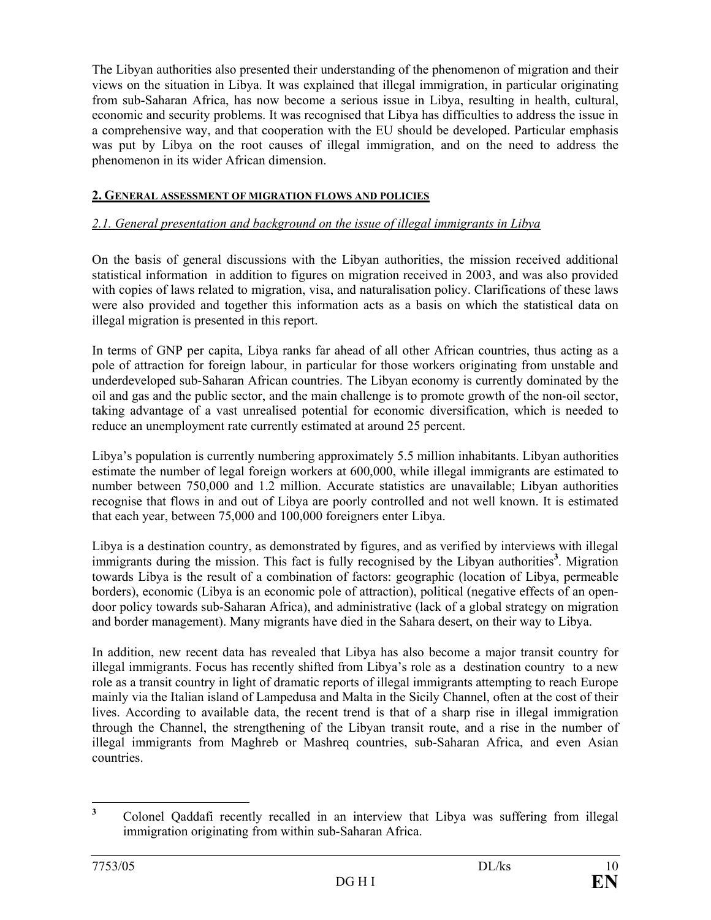The Libyan authorities also presented their understanding of the phenomenon of migration and their views on the situation in Libya. It was explained that illegal immigration, in particular originating from sub-Saharan Africa, has now become a serious issue in Libya, resulting in health, cultural, economic and security problems. It was recognised that Libya has difficulties to address the issue in a comprehensive way, and that cooperation with the EU should be developed. Particular emphasis was put by Libya on the root causes of illegal immigration, and on the need to address the phenomenon in its wider African dimension.

## 2. GENERAL ASSESSMENT OF MIGRATION FLOWS AND POLICIES

### *2.1. General presentation and background on the issue of illegal immigrants in Libya*

On the basis of general discussions with the Libyan authorities, the mission received additional statistical information in addition to figures on migration received in 2003, and was also provided with copies of laws related to migration, visa, and naturalisation policy. Clarifications of these laws were also provided and together this information acts as a basis on which the statistical data on illegal migration is presented in this report.

In terms of GNP per capita, Libya ranks far ahead of all other African countries, thus acting as a pole of attraction for foreign labour, in particular for those workers originating from unstable and underdeveloped sub-Saharan African countries. The Libyan economy is currently dominated by the oil and gas and the public sector, and the main challenge is to promote growth of the non-oil sector, taking advantage of a vast unrealised potential for economic diversification, which is needed to reduce an unemployment rate currently estimated at around 25 percent.

Libya's population is currently numbering approximately 5.5 million inhabitants. Libyan authorities estimate the number of legal foreign workers at 600,000, while illegal immigrants are estimated to number between 750,000 and 1.2 million. Accurate statistics are unavailable; Libyan authorities recognise that flows in and out of Libya are poorly controlled and not well known. It is estimated that each year, between 75,000 and 100,000 foreigners enter Libya.

Libya is a destination country, as demonstrated by figures, and as verified by interviews with illegal immigrants during the mission. This fact is fully recognised by the Libyan authorities[3]. Migration towards Libya is the result of a combination of factors: geographic (location of Libya, permeable borders), economic (Libya is an economic pole of attraction), political (negative effects of an open-door policy towards sub-Saharan Africa), and administrative (lack of a global strategy on migration and border management). Many migrants have died in the Sahara desert, on their way to Libya.

In addition, new recent data has revealed that Libya has also become a major transit country for illegal immigrants. Focus has recently shifted from Libya's role as a destination country to a new role as a transit country in light of dramatic reports of illegal immigrants attempting to reach Europe mainly via the Italian island of Lampedusa and Malta in the Sicily Channel, often at the cost of their lives. According to available data, the recent trend is that of a sharp rise in illegal immigration through the Channel, the strengthening of the Libyan transit route, and a rise in the number of illegal immigrants from Maghreb or Mashreq countries, sub-Saharan Africa, and even Asian countries.

---

[3] Colonel Qaddafi recently recalled in an interview that Libya was suffering from illegal immigration originating from within sub-Saharan Africa.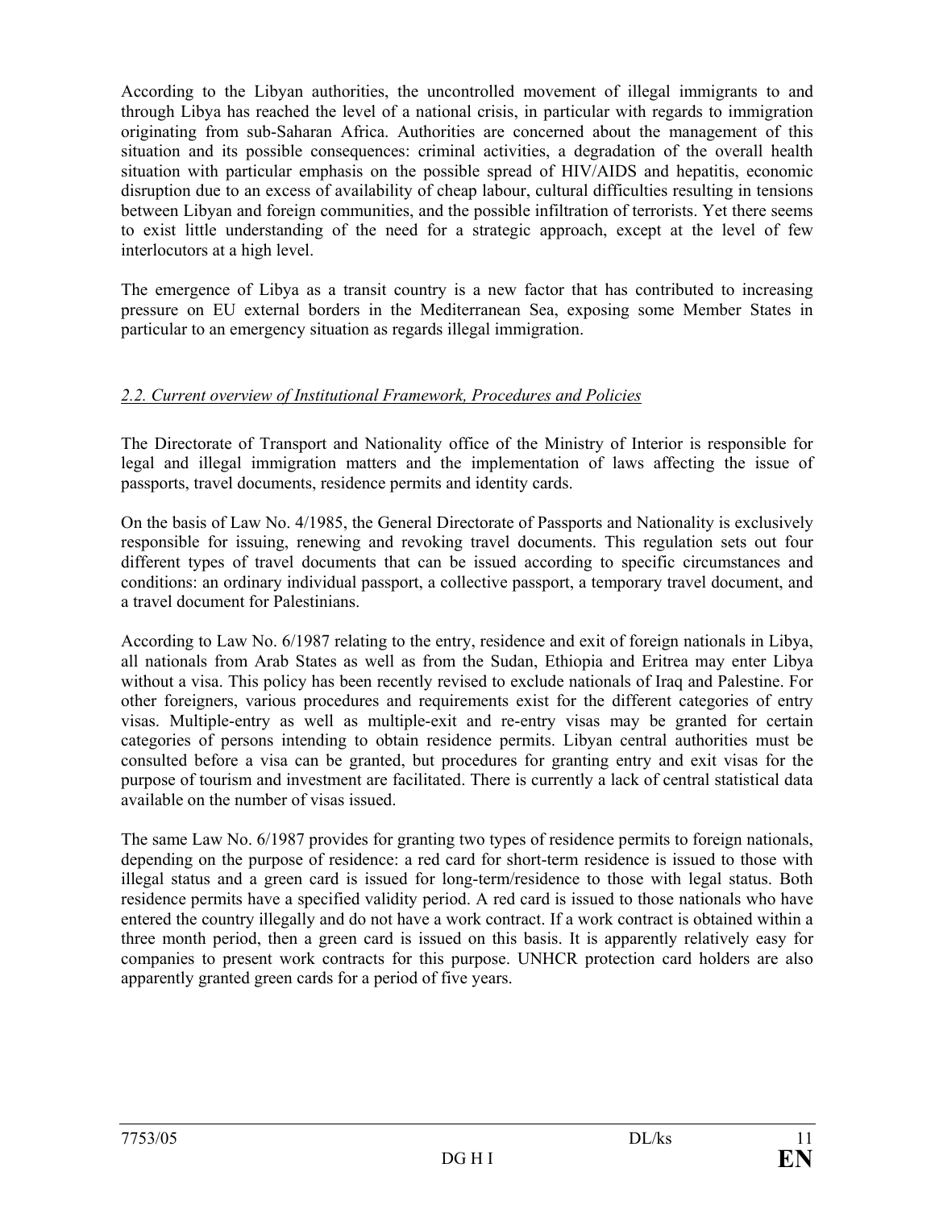According to the Libyan authorities, the uncontrolled movement of illegal immigrants to and through Libya has reached the level of a national crisis, in particular with regards to immigration originating from sub-Saharan Africa. Authorities are concerned about the management of this situation and its possible consequences: criminal activities, a degradation of the overall health situation with particular emphasis on the possible spread of HIV/AIDS and hepatitis, economic disruption due to an excess of availability of cheap labour, cultural difficulties resulting in tensions between Libyan and foreign communities, and the possible infiltration of terrorists. Yet there seems to exist little understanding of the need for a strategic approach, except at the level of few interlocutors at a high level.

The emergence of Libya as a transit country is a new factor that has contributed to increasing pressure on EU external borders in the Mediterranean Sea, exposing some Member States in particular to an emergency situation as regards illegal immigration.

## *2.2. Current overview of Institutional Framework, Procedures and Policies*

The Directorate of Transport and Nationality office of the Ministry of Interior is responsible for legal and illegal immigration matters and the implementation of laws affecting the issue of passports, travel documents, residence permits and identity cards.

On the basis of Law No. 4/1985, the General Directorate of Passports and Nationality is exclusively responsible for issuing, renewing and revoking travel documents. This regulation sets out four different types of travel documents that can be issued according to specific circumstances and conditions: an ordinary individual passport, a collective passport, a temporary travel document, and a travel document for Palestinians.

According to Law No. 6/1987 relating to the entry, residence and exit of foreign nationals in Libya, all nationals from Arab States as well as from the Sudan, Ethiopia and Eritrea may enter Libya without a visa. This policy has been recently revised to exclude nationals of Iraq and Palestine. For other foreigners, various procedures and requirements exist for the different categories of entry visas. Multiple-entry as well as multiple-exit and re-entry visas may be granted for certain categories of persons intending to obtain residence permits. Libyan central authorities must be consulted before a visa can be granted, but procedures for granting entry and exit visas for the purpose of tourism and investment are facilitated. There is currently a lack of central statistical data available on the number of visas issued.

The same Law No. 6/1987 provides for granting two types of residence permits to foreign nationals, depending on the purpose of residence: a red card for short-term residence is issued to those with illegal status and a green card is issued for long-term/residence to those with legal status. Both residence permits have a specified validity period. A red card is issued to those nationals who have entered the country illegally and do not have a work contract. If a work contract is obtained within a three month period, then a green card is issued on this basis. It is apparently relatively easy for companies to present work contracts for this purpose. UNHCR protection card holders are also apparently granted green cards for a period of five years.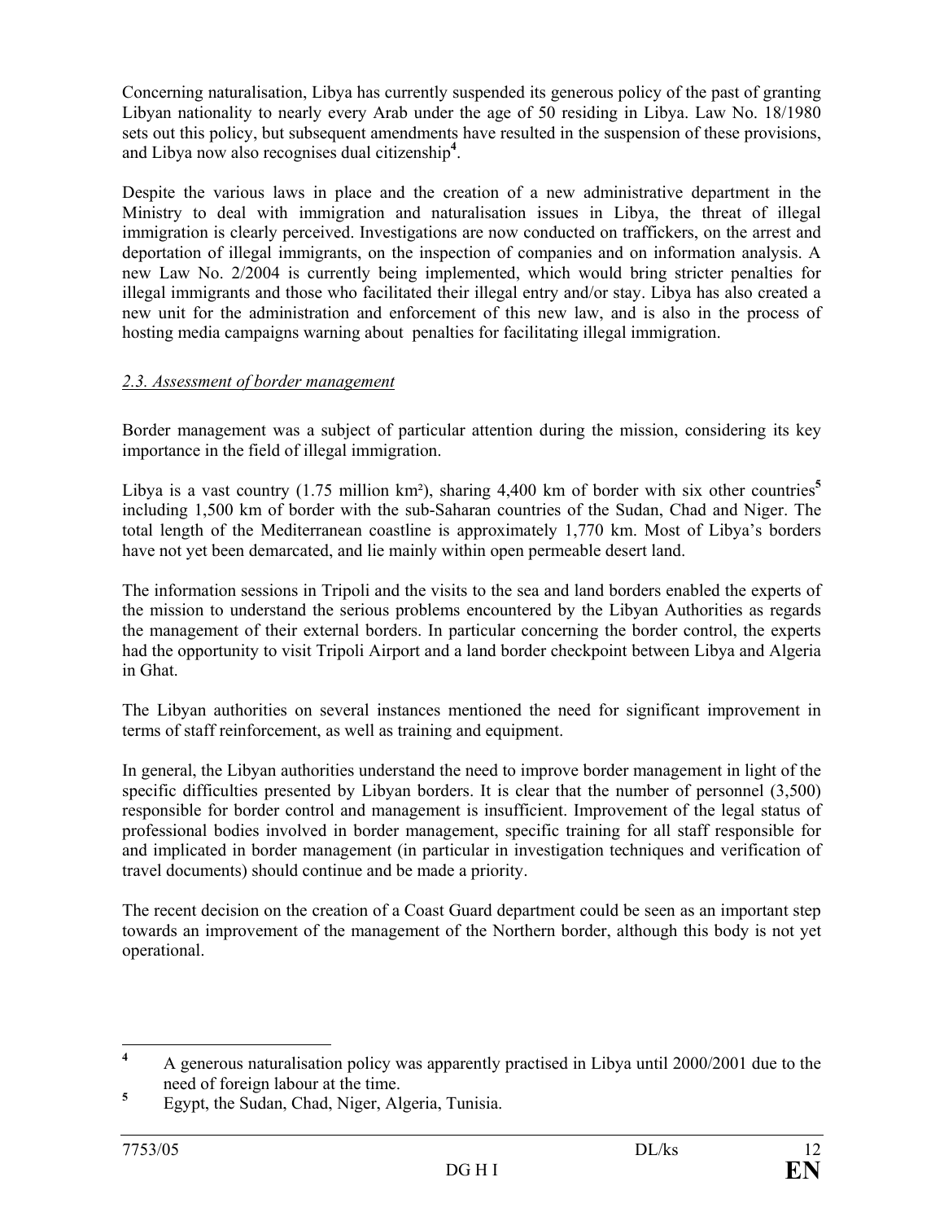Concerning naturalisation, Libya has currently suspended its generous policy of the past of granting Libyan nationality to nearly every Arab under the age of 50 residing in Libya. Law No. 18/1980 sets out this policy, but subsequent amendments have resulted in the suspension of these provisions, and Libya now also recognises dual citizenship[4].

Despite the various laws in place and the creation of a new administrative department in the Ministry to deal with immigration and naturalisation issues in Libya, the threat of illegal immigration is clearly perceived. Investigations are now conducted on traffickers, on the arrest and deportation of illegal immigrants, on the inspection of companies and on information analysis. A new Law No. 2/2004 is currently being implemented, which would bring stricter penalties for illegal immigrants and those who facilitated their illegal entry and/or stay. Libya has also created a new unit for the administration and enforcement of this new law, and is also in the process of hosting media campaigns warning about penalties for facilitating illegal immigration.

### *2.3. Assessment of border management*

Border management was a subject of particular attention during the mission, considering its key importance in the field of illegal immigration.

Libya is a vast country (1.75 million km²), sharing 4,400 km of border with six other countries[5] including 1,500 km of border with the sub-Saharan countries of the Sudan, Chad and Niger. The total length of the Mediterranean coastline is approximately 1,770 km. Most of Libya's borders have not yet been demarcated, and lie mainly within open permeable desert land.

The information sessions in Tripoli and the visits to the sea and land borders enabled the experts of the mission to understand the serious problems encountered by the Libyan Authorities as regards the management of their external borders. In particular concerning the border control, the experts had the opportunity to visit Tripoli Airport and a land border checkpoint between Libya and Algeria in Ghat.

The Libyan authorities on several instances mentioned the need for significant improvement in terms of staff reinforcement, as well as training and equipment.

In general, the Libyan authorities understand the need to improve border management in light of the specific difficulties presented by Libyan borders. It is clear that the number of personnel (3,500) responsible for border control and management is insufficient. Improvement of the legal status of professional bodies involved in border management, specific training for all staff responsible for and implicated in border management (in particular in investigation techniques and verification of travel documents) should continue and be made a priority.

The recent decision on the creation of a Coast Guard department could be seen as an important step towards an improvement of the management of the Northern border, although this body is not yet operational.

---

[4] A generous naturalisation policy was apparently practised in Libya until 2000/2001 due to the need of foreign labour at the time.

[5] Egypt, the Sudan, Chad, Niger, Algeria, Tunisia.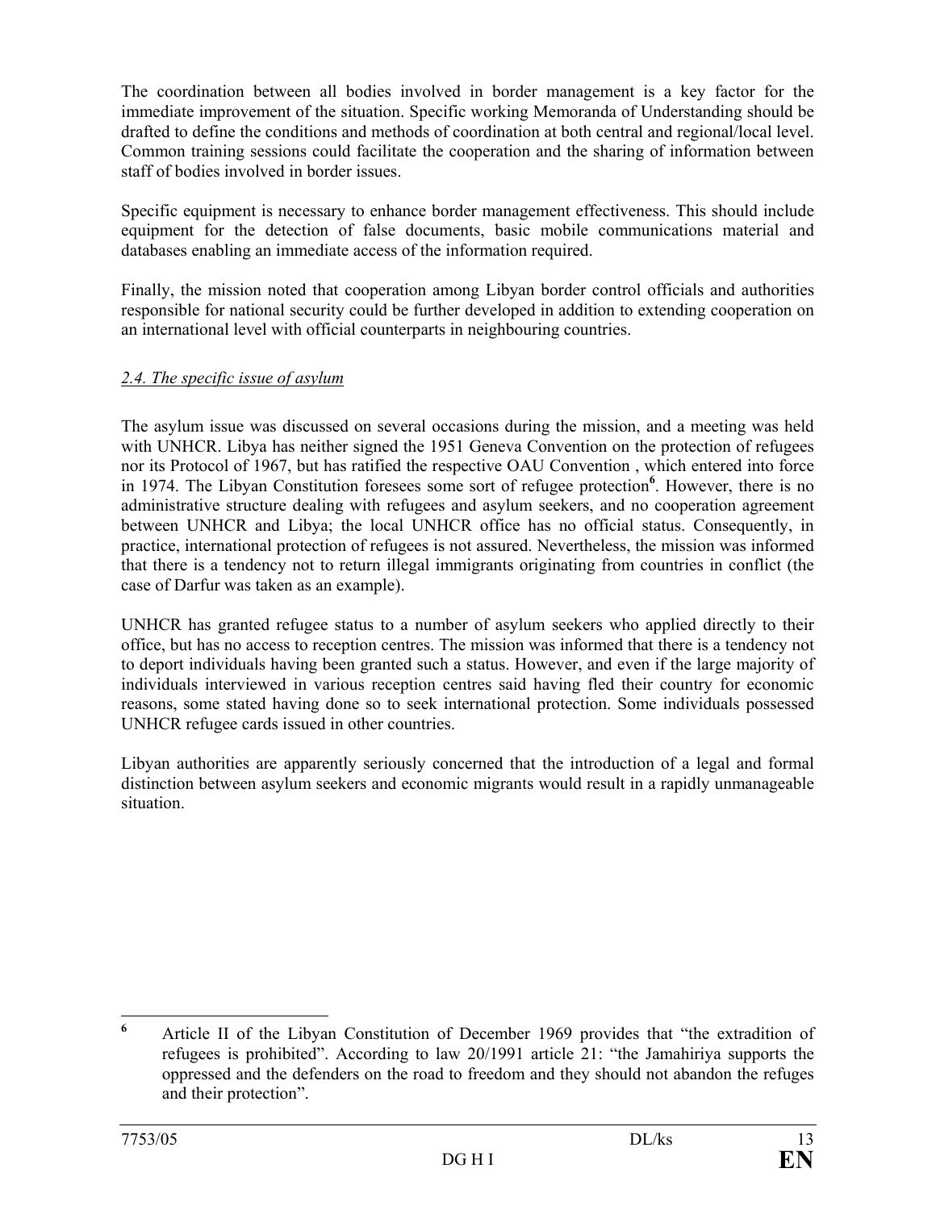The coordination between all bodies involved in border management is a key factor for the immediate improvement of the situation. Specific working Memoranda of Understanding should be drafted to define the conditions and methods of coordination at both central and regional/local level. Common training sessions could facilitate the cooperation and the sharing of information between staff of bodies involved in border issues.

Specific equipment is necessary to enhance border management effectiveness. This should include equipment for the detection of false documents, basic mobile communications material and databases enabling an immediate access of the information required.

Finally, the mission noted that cooperation among Libyan border control officials and authorities responsible for national security could be further developed in addition to extending cooperation on an international level with official counterparts in neighbouring countries.

### *2.4. The specific issue of asylum*

The asylum issue was discussed on several occasions during the mission, and a meeting was held with UNHCR. Libya has neither signed the 1951 Geneva Convention on the protection of refugees nor its Protocol of 1967, but has ratified the respective OAU Convention , which entered into force in 1974. The Libyan Constitution foresees some sort of refugee protection[6]. However, there is no administrative structure dealing with refugees and asylum seekers, and no cooperation agreement between UNHCR and Libya; the local UNHCR office has no official status. Consequently, in practice, international protection of refugees is not assured. Nevertheless, the mission was informed that there is a tendency not to return illegal immigrants originating from countries in conflict (the case of Darfur was taken as an example).

UNHCR has granted refugee status to a number of asylum seekers who applied directly to their office, but has no access to reception centres. The mission was informed that there is a tendency not to deport individuals having been granted such a status. However, and even if the large majority of individuals interviewed in various reception centres said having fled their country for economic reasons, some stated having done so to seek international protection. Some individuals possessed UNHCR refugee cards issued in other countries.

Libyan authorities are apparently seriously concerned that the introduction of a legal and formal distinction between asylum seekers and economic migrants would result in a rapidly unmanageable situation.

---

[6] Article II of the Libyan Constitution of December 1969 provides that "the extradition of refugees is prohibited". According to law 20/1991 article 21: "the Jamahiriya supports the oppressed and the defenders on the road to freedom and they should not abandon the refuges and their protection".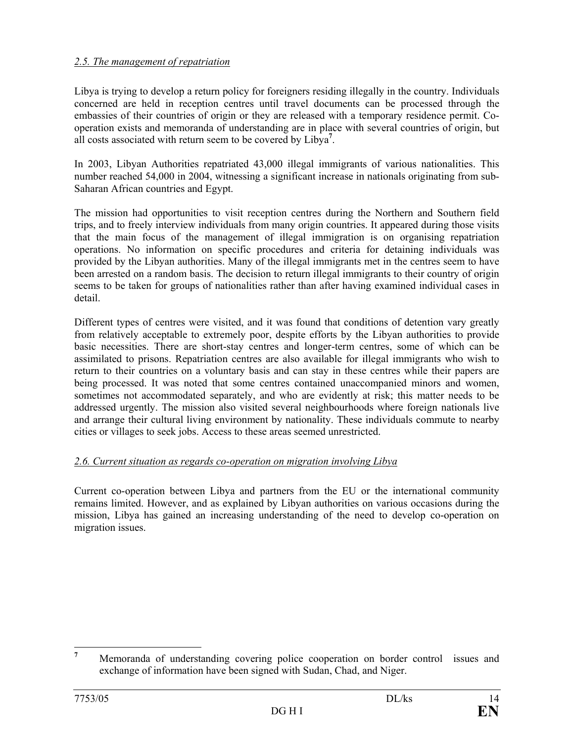## *2.5. The management of repatriation*

Libya is trying to develop a return policy for foreigners residing illegally in the country. Individuals concerned are held in reception centres until travel documents can be processed through the embassies of their countries of origin or they are released with a temporary residence permit. Co-operation exists and memoranda of understanding are in place with several countries of origin, but all costs associated with return seem to be covered by Libya[7].

In 2003, Libyan Authorities repatriated 43,000 illegal immigrants of various nationalities. This number reached 54,000 in 2004, witnessing a significant increase in nationals originating from sub-Saharan African countries and Egypt.

The mission had opportunities to visit reception centres during the Northern and Southern field trips, and to freely interview individuals from many origin countries. It appeared during those visits that the main focus of the management of illegal immigration is on organising repatriation operations. No information on specific procedures and criteria for detaining individuals was provided by the Libyan authorities. Many of the illegal immigrants met in the centres seem to have been arrested on a random basis. The decision to return illegal immigrants to their country of origin seems to be taken for groups of nationalities rather than after having examined individual cases in detail.

Different types of centres were visited, and it was found that conditions of detention vary greatly from relatively acceptable to extremely poor, despite efforts by the Libyan authorities to provide basic necessities. There are short-stay centres and longer-term centres, some of which can be assimilated to prisons. Repatriation centres are also available for illegal immigrants who wish to return to their countries on a voluntary basis and can stay in these centres while their papers are being processed. It was noted that some centres contained unaccompanied minors and women, sometimes not accommodated separately, and who are evidently at risk; this matter needs to be addressed urgently. The mission also visited several neighbourhoods where foreign nationals live and arrange their cultural living environment by nationality. These individuals commute to nearby cities or villages to seek jobs. Access to these areas seemed unrestricted.

## *2.6. Current situation as regards co-operation on migration involving Libya*

Current co-operation between Libya and partners from the EU or the international community remains limited. However, and as explained by Libyan authorities on various occasions during the mission, Libya has gained an increasing understanding of the need to develop co-operation on migration issues.

---

[7] Memoranda of understanding covering police cooperation on border control issues and exchange of information have been signed with Sudan, Chad, and Niger.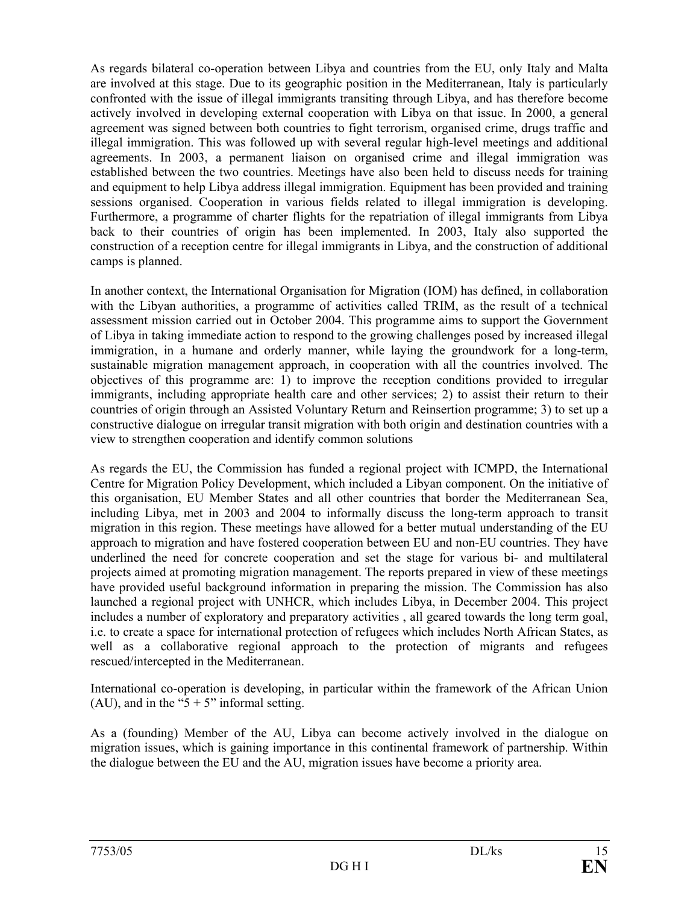As regards bilateral co-operation between Libya and countries from the EU, only Italy and Malta are involved at this stage. Due to its geographic position in the Mediterranean, Italy is particularly confronted with the issue of illegal immigrants transiting through Libya, and has therefore become actively involved in developing external cooperation with Libya on that issue. In 2000, a general agreement was signed between both countries to fight terrorism, organised crime, drugs traffic and illegal immigration. This was followed up with several regular high-level meetings and additional agreements. In 2003, a permanent liaison on organised crime and illegal immigration was established between the two countries. Meetings have also been held to discuss needs for training and equipment to help Libya address illegal immigration. Equipment has been provided and training sessions organised. Cooperation in various fields related to illegal immigration is developing. Furthermore, a programme of charter flights for the repatriation of illegal immigrants from Libya back to their countries of origin has been implemented. In 2003, Italy also supported the construction of a reception centre for illegal immigrants in Libya, and the construction of additional camps is planned.

In another context, the International Organisation for Migration (IOM) has defined, in collaboration with the Libyan authorities, a programme of activities called TRIM, as the result of a technical assessment mission carried out in October 2004. This programme aims to support the Government of Libya in taking immediate action to respond to the growing challenges posed by increased illegal immigration, in a humane and orderly manner, while laying the groundwork for a long-term, sustainable migration management approach, in cooperation with all the countries involved. The objectives of this programme are: 1) to improve the reception conditions provided to irregular immigrants, including appropriate health care and other services; 2) to assist their return to their countries of origin through an Assisted Voluntary Return and Reinsertion programme; 3) to set up a constructive dialogue on irregular transit migration with both origin and destination countries with a view to strengthen cooperation and identify common solutions

As regards the EU, the Commission has funded a regional project with ICMPD, the International Centre for Migration Policy Development, which included a Libyan component. On the initiative of this organisation, EU Member States and all other countries that border the Mediterranean Sea, including Libya, met in 2003 and 2004 to informally discuss the long-term approach to transit migration in this region. These meetings have allowed for a better mutual understanding of the EU approach to migration and have fostered cooperation between EU and non-EU countries. They have underlined the need for concrete cooperation and set the stage for various bi- and multilateral projects aimed at promoting migration management. The reports prepared in view of these meetings have provided useful background information in preparing the mission. The Commission has also launched a regional project with UNHCR, which includes Libya, in December 2004. This project includes a number of exploratory and preparatory activities , all geared towards the long term goal, i.e. to create a space for international protection of refugees which includes North African States, as well as a collaborative regional approach to the protection of migrants and refugees rescued/intercepted in the Mediterranean.

International co-operation is developing, in particular within the framework of the African Union (AU), and in the "5 + 5" informal setting.

As a (founding) Member of the AU, Libya can become actively involved in the dialogue on migration issues, which is gaining importance in this continental framework of partnership. Within the dialogue between the EU and the AU, migration issues have become a priority area.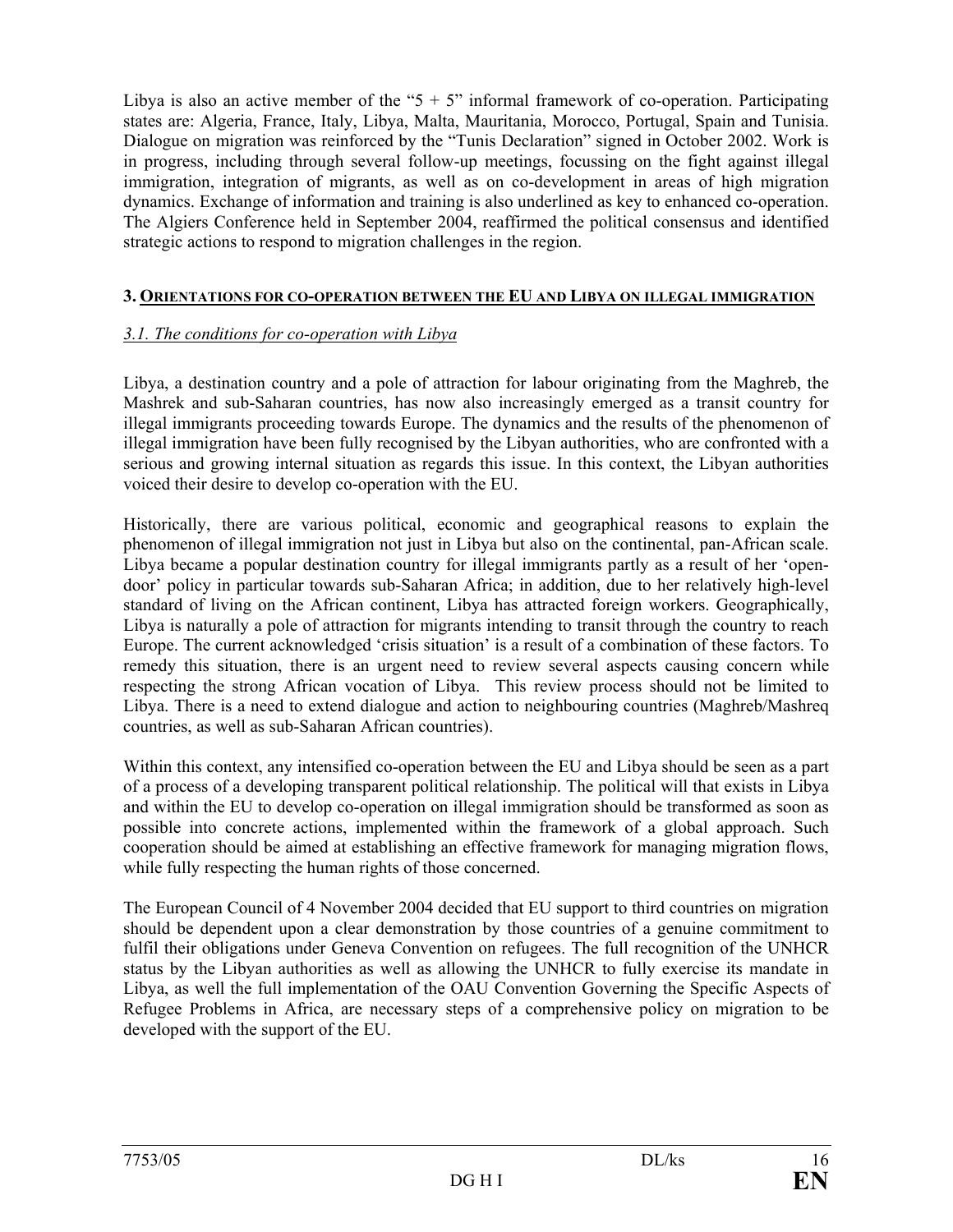Libya is also an active member of the "5 + 5" informal framework of co-operation. Participating states are: Algeria, France, Italy, Libya, Malta, Mauritania, Morocco, Portugal, Spain and Tunisia. Dialogue on migration was reinforced by the "Tunis Declaration" signed in October 2002. Work is in progress, including through several follow-up meetings, focussing on the fight against illegal immigration, integration of migrants, as well as on co-development in areas of high migration dynamics. Exchange of information and training is also underlined as key to enhanced co-operation. The Algiers Conference held in September 2004, reaffirmed the political consensus and identified strategic actions to respond to migration challenges in the region.

## 3. ORIENTATIONS FOR CO-OPERATION BETWEEN THE EU AND LIBYA ON ILLEGAL IMMIGRATION

### *3.1. The conditions for co-operation with Libya*

Libya, a destination country and a pole of attraction for labour originating from the Maghreb, the Mashrek and sub-Saharan countries, has now also increasingly emerged as a transit country for illegal immigrants proceeding towards Europe. The dynamics and the results of the phenomenon of illegal immigration have been fully recognised by the Libyan authorities, who are confronted with a serious and growing internal situation as regards this issue. In this context, the Libyan authorities voiced their desire to develop co-operation with the EU.

Historically, there are various political, economic and geographical reasons to explain the phenomenon of illegal immigration not just in Libya but also on the continental, pan-African scale. Libya became a popular destination country for illegal immigrants partly as a result of her 'open-door' policy in particular towards sub-Saharan Africa; in addition, due to her relatively high-level standard of living on the African continent, Libya has attracted foreign workers. Geographically, Libya is naturally a pole of attraction for migrants intending to transit through the country to reach Europe. The current acknowledged 'crisis situation' is a result of a combination of these factors. To remedy this situation, there is an urgent need to review several aspects causing concern while respecting the strong African vocation of Libya. This review process should not be limited to Libya. There is a need to extend dialogue and action to neighbouring countries (Maghreb/Mashreq countries, as well as sub-Saharan African countries).

Within this context, any intensified co-operation between the EU and Libya should be seen as a part of a process of a developing transparent political relationship. The political will that exists in Libya and within the EU to develop co-operation on illegal immigration should be transformed as soon as possible into concrete actions, implemented within the framework of a global approach. Such cooperation should be aimed at establishing an effective framework for managing migration flows, while fully respecting the human rights of those concerned.

The European Council of 4 November 2004 decided that EU support to third countries on migration should be dependent upon a clear demonstration by those countries of a genuine commitment to fulfil their obligations under Geneva Convention on refugees. The full recognition of the UNHCR status by the Libyan authorities as well as allowing the UNHCR to fully exercise its mandate in Libya, as well the full implementation of the OAU Convention Governing the Specific Aspects of Refugee Problems in Africa, are necessary steps of a comprehensive policy on migration to be developed with the support of the EU.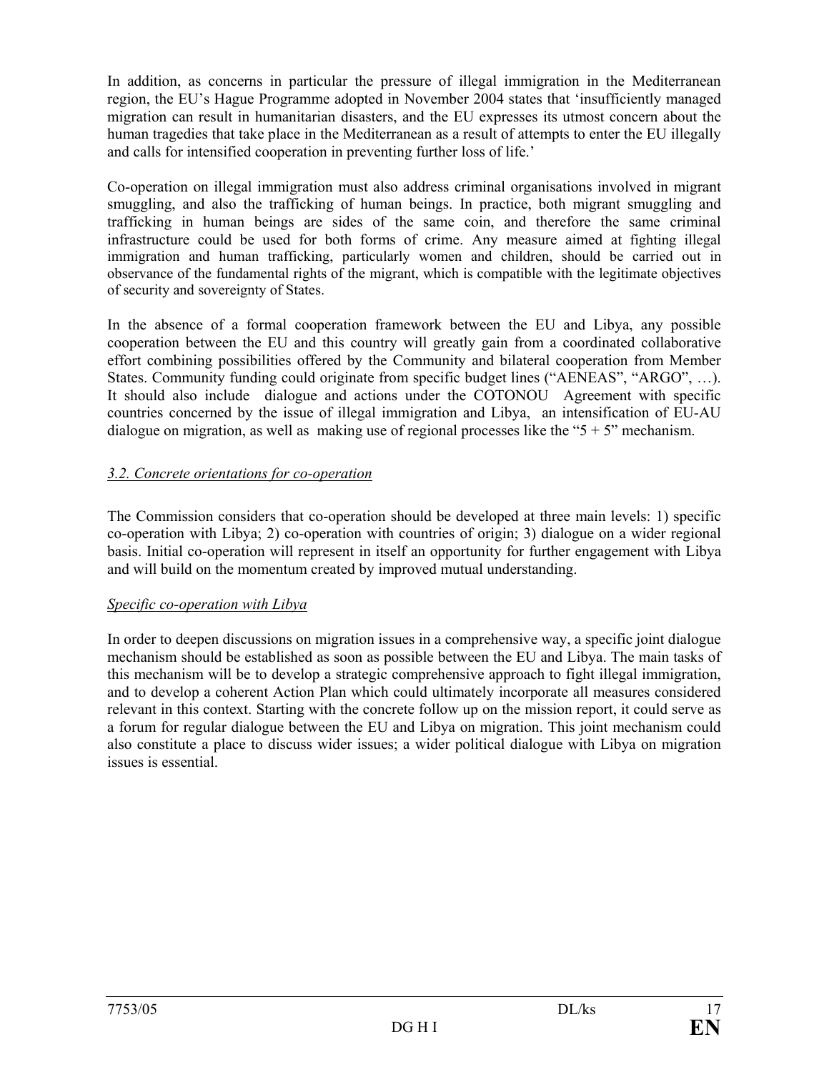In addition, as concerns in particular the pressure of illegal immigration in the Mediterranean region, the EU's Hague Programme adopted in November 2004 states that 'insufficiently managed migration can result in humanitarian disasters, and the EU expresses its utmost concern about the human tragedies that take place in the Mediterranean as a result of attempts to enter the EU illegally and calls for intensified cooperation in preventing further loss of life.'

Co-operation on illegal immigration must also address criminal organisations involved in migrant smuggling, and also the trafficking of human beings. In practice, both migrant smuggling and trafficking in human beings are sides of the same coin, and therefore the same criminal infrastructure could be used for both forms of crime. Any measure aimed at fighting illegal immigration and human trafficking, particularly women and children, should be carried out in observance of the fundamental rights of the migrant, which is compatible with the legitimate objectives of security and sovereignty of States.

In the absence of a formal cooperation framework between the EU and Libya, any possible cooperation between the EU and this country will greatly gain from a coordinated collaborative effort combining possibilities offered by the Community and bilateral cooperation from Member States. Community funding could originate from specific budget lines ("AENEAS", "ARGO", …). It should also include dialogue and actions under the COTONOU Agreement with specific countries concerned by the issue of illegal immigration and Libya, an intensification of EU-AU dialogue on migration, as well as making use of regional processes like the "5 + 5" mechanism.

### *3.2. Concrete orientations for co-operation*

The Commission considers that co-operation should be developed at three main levels: 1) specific co-operation with Libya; 2) co-operation with countries of origin; 3) dialogue on a wider regional basis. Initial co-operation will represent in itself an opportunity for further engagement with Libya and will build on the momentum created by improved mutual understanding.

#### *Specific co-operation with Libya*

In order to deepen discussions on migration issues in a comprehensive way, a specific joint dialogue mechanism should be established as soon as possible between the EU and Libya. The main tasks of this mechanism will be to develop a strategic comprehensive approach to fight illegal immigration, and to develop a coherent Action Plan which could ultimately incorporate all measures considered relevant in this context. Starting with the concrete follow up on the mission report, it could serve as a forum for regular dialogue between the EU and Libya on migration. This joint mechanism could also constitute a place to discuss wider issues; a wider political dialogue with Libya on migration issues is essential.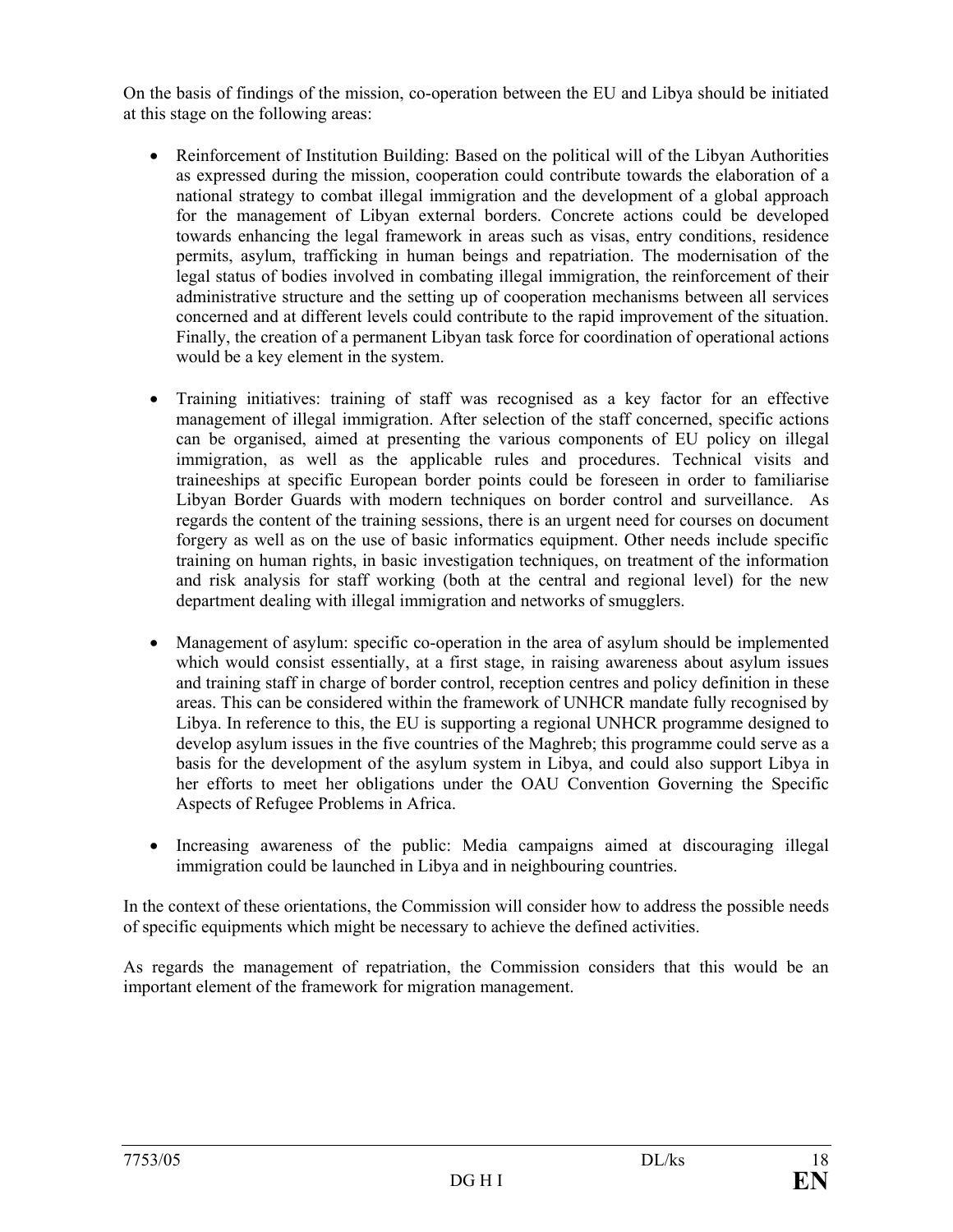On the basis of findings of the mission, co-operation between the EU and Libya should be initiated at this stage on the following areas:

- Reinforcement of Institution Building: Based on the political will of the Libyan Authorities as expressed during the mission, cooperation could contribute towards the elaboration of a national strategy to combat illegal immigration and the development of a global approach for the management of Libyan external borders. Concrete actions could be developed towards enhancing the legal framework in areas such as visas, entry conditions, residence permits, asylum, trafficking in human beings and repatriation. The modernisation of the legal status of bodies involved in combating illegal immigration, the reinforcement of their administrative structure and the setting up of cooperation mechanisms between all services concerned and at different levels could contribute to the rapid improvement of the situation. Finally, the creation of a permanent Libyan task force for coordination of operational actions would be a key element in the system.

- Training initiatives: training of staff was recognised as a key factor for an effective management of illegal immigration. After selection of the staff concerned, specific actions can be organised, aimed at presenting the various components of EU policy on illegal immigration, as well as the applicable rules and procedures. Technical visits and traineeships at specific European border points could be foreseen in order to familiarise Libyan Border Guards with modern techniques on border control and surveillance. As regards the content of the training sessions, there is an urgent need for courses on document forgery as well as on the use of basic informatics equipment. Other needs include specific training on human rights, in basic investigation techniques, on treatment of the information and risk analysis for staff working (both at the central and regional level) for the new department dealing with illegal immigration and networks of smugglers.

- Management of asylum: specific co-operation in the area of asylum should be implemented which would consist essentially, at a first stage, in raising awareness about asylum issues and training staff in charge of border control, reception centres and policy definition in these areas. This can be considered within the framework of UNHCR mandate fully recognised by Libya. In reference to this, the EU is supporting a regional UNHCR programme designed to develop asylum issues in the five countries of the Maghreb; this programme could serve as a basis for the development of the asylum system in Libya, and could also support Libya in her efforts to meet her obligations under the OAU Convention Governing the Specific Aspects of Refugee Problems in Africa.

- Increasing awareness of the public: Media campaigns aimed at discouraging illegal immigration could be launched in Libya and in neighbouring countries.

In the context of these orientations, the Commission will consider how to address the possible needs of specific equipments which might be necessary to achieve the defined activities.

As regards the management of repatriation, the Commission considers that this would be an important element of the framework for migration management.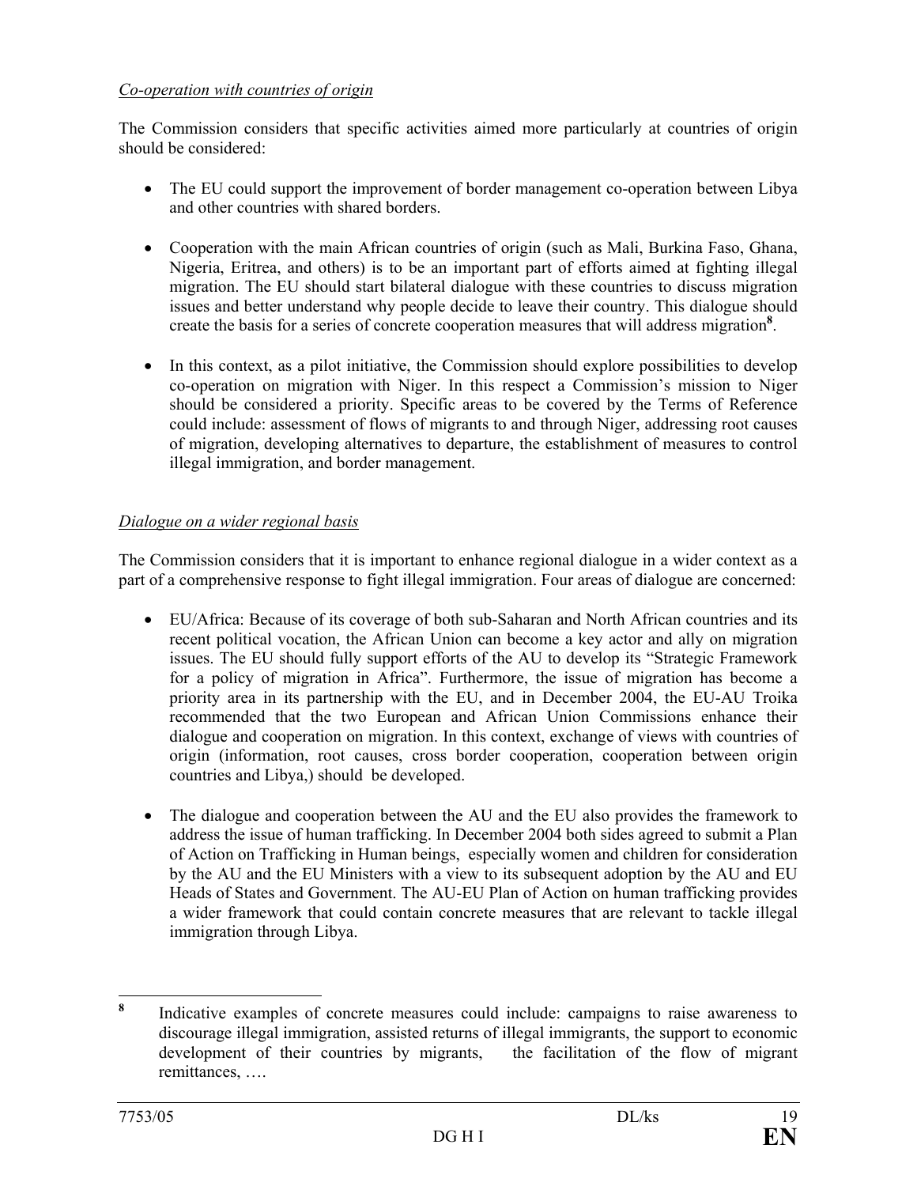*Co-operation with countries of origin*

The Commission considers that specific activities aimed more particularly at countries of origin should be considered:

- The EU could support the improvement of border management co-operation between Libya and other countries with shared borders.

- Cooperation with the main African countries of origin (such as Mali, Burkina Faso, Ghana, Nigeria, Eritrea, and others) is to be an important part of efforts aimed at fighting illegal migration. The EU should start bilateral dialogue with these countries to discuss migration issues and better understand why people decide to leave their country. This dialogue should create the basis for a series of concrete cooperation measures that will address migration[8].

- In this context, as a pilot initiative, the Commission should explore possibilities to develop co-operation on migration with Niger. In this respect a Commission's mission to Niger should be considered a priority. Specific areas to be covered by the Terms of Reference could include: assessment of flows of migrants to and through Niger, addressing root causes of migration, developing alternatives to departure, the establishment of measures to control illegal immigration, and border management.

*Dialogue on a wider regional basis*

The Commission considers that it is important to enhance regional dialogue in a wider context as a part of a comprehensive response to fight illegal immigration. Four areas of dialogue are concerned:

- EU/Africa: Because of its coverage of both sub-Saharan and North African countries and its recent political vocation, the African Union can become a key actor and ally on migration issues. The EU should fully support efforts of the AU to develop its "Strategic Framework for a policy of migration in Africa". Furthermore, the issue of migration has become a priority area in its partnership with the EU, and in December 2004, the EU-AU Troika recommended that the two European and African Union Commissions enhance their dialogue and cooperation on migration. In this context, exchange of views with countries of origin (information, root causes, cross border cooperation, cooperation between origin countries and Libya,) should be developed.

- The dialogue and cooperation between the AU and the EU also provides the framework to address the issue of human trafficking. In December 2004 both sides agreed to submit a Plan of Action on Trafficking in Human beings, especially women and children for consideration by the AU and the EU Ministers with a view to its subsequent adoption by the AU and EU Heads of States and Government. The AU-EU Plan of Action on human trafficking provides a wider framework that could contain concrete measures that are relevant to tackle illegal immigration through Libya.

---

[8] Indicative examples of concrete measures could include: campaigns to raise awareness to discourage illegal immigration, assisted returns of illegal immigrants, the support to economic development of their countries by migrants, the facilitation of the flow of migrant remittances, ….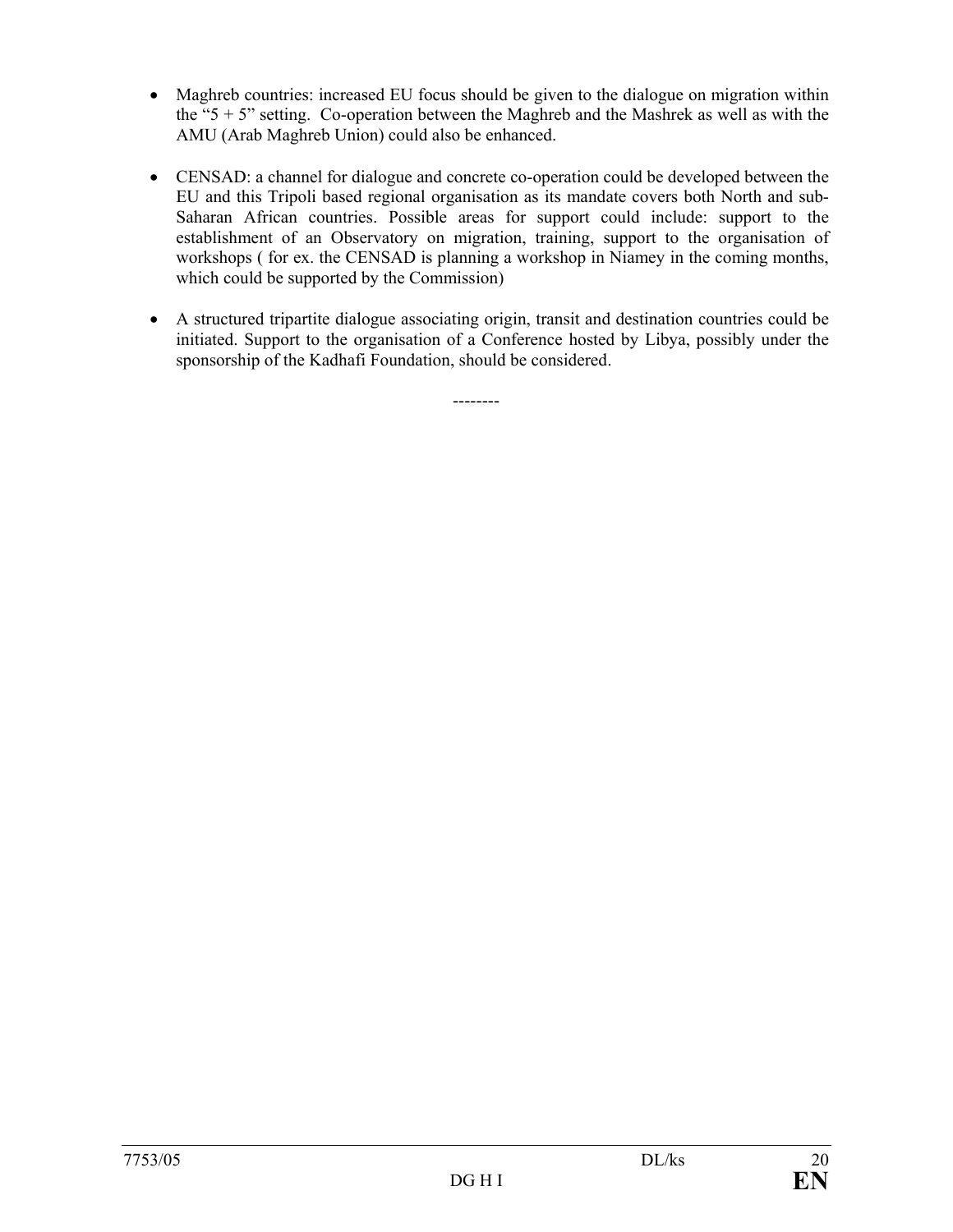- Maghreb countries: increased EU focus should be given to the dialogue on migration within the "5 + 5" setting. Co-operation between the Maghreb and the Mashrek as well as with the AMU (Arab Maghreb Union) could also be enhanced.

- CENSAD: a channel for dialogue and concrete co-operation could be developed between the EU and this Tripoli based regional organisation as its mandate covers both North and sub-Saharan African countries. Possible areas for support could include: support to the establishment of an Observatory on migration, training, support to the organisation of workshops ( for ex. the CENSAD is planning a workshop in Niamey in the coming months, which could be supported by the Commission)

- A structured tripartite dialogue associating origin, transit and destination countries could be initiated. Support to the organisation of a Conference hosted by Libya, possibly under the sponsorship of the Kadhafi Foundation, should be considered.

--------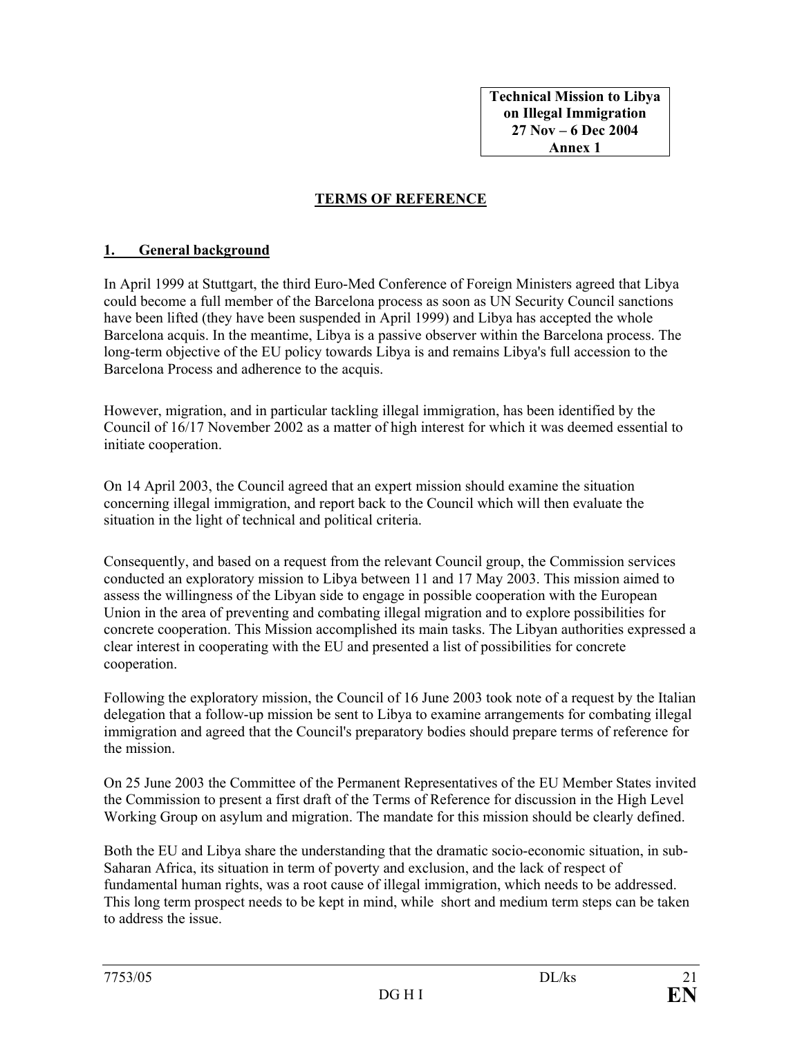**Technical Mission to Libya on Illegal Immigration 27 Nov – 6 Dec 2004 Annex 1**

# TERMS OF REFERENCE

## 1. General background

In April 1999 at Stuttgart, the third Euro-Med Conference of Foreign Ministers agreed that Libya could become a full member of the Barcelona process as soon as UN Security Council sanctions have been lifted (they have been suspended in April 1999) and Libya has accepted the whole Barcelona acquis. In the meantime, Libya is a passive observer within the Barcelona process. The long-term objective of the EU policy towards Libya is and remains Libya's full accession to the Barcelona Process and adherence to the acquis.

However, migration, and in particular tackling illegal immigration, has been identified by the Council of 16/17 November 2002 as a matter of high interest for which it was deemed essential to initiate cooperation.

On 14 April 2003, the Council agreed that an expert mission should examine the situation concerning illegal immigration, and report back to the Council which will then evaluate the situation in the light of technical and political criteria.

Consequently, and based on a request from the relevant Council group, the Commission services conducted an exploratory mission to Libya between 11 and 17 May 2003. This mission aimed to assess the willingness of the Libyan side to engage in possible cooperation with the European Union in the area of preventing and combating illegal migration and to explore possibilities for concrete cooperation. This Mission accomplished its main tasks. The Libyan authorities expressed a clear interest in cooperating with the EU and presented a list of possibilities for concrete cooperation.

Following the exploratory mission, the Council of 16 June 2003 took note of a request by the Italian delegation that a follow-up mission be sent to Libya to examine arrangements for combating illegal immigration and agreed that the Council's preparatory bodies should prepare terms of reference for the mission.

On 25 June 2003 the Committee of the Permanent Representatives of the EU Member States invited the Commission to present a first draft of the Terms of Reference for discussion in the High Level Working Group on asylum and migration. The mandate for this mission should be clearly defined.

Both the EU and Libya share the understanding that the dramatic socio-economic situation, in sub-Saharan Africa, its situation in term of poverty and exclusion, and the lack of respect of fundamental human rights, was a root cause of illegal immigration, which needs to be addressed. This long term prospect needs to be kept in mind, while short and medium term steps can be taken to address the issue.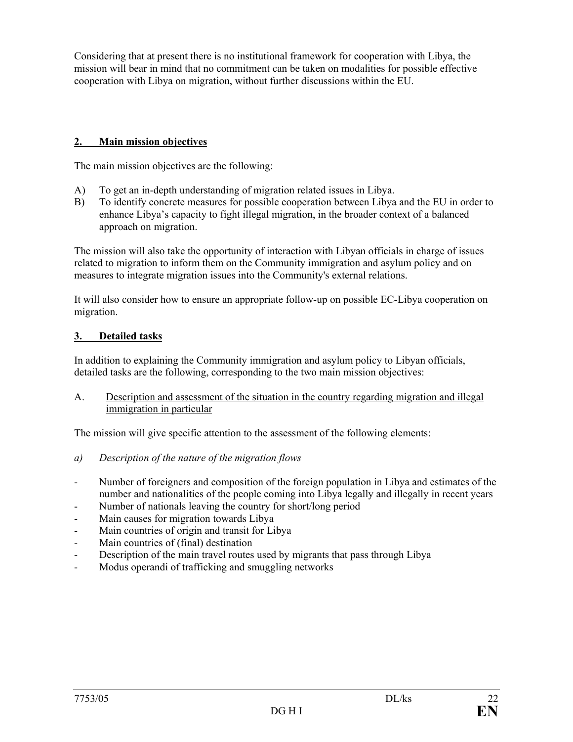Considering that at present there is no institutional framework for cooperation with Libya, the mission will bear in mind that no commitment can be taken on modalities for possible effective cooperation with Libya on migration, without further discussions within the EU.

## 2. Main mission objectives

The main mission objectives are the following:

A) To get an in-depth understanding of migration related issues in Libya.
B) To identify concrete measures for possible cooperation between Libya and the EU in order to enhance Libya's capacity to fight illegal migration, in the broader context of a balanced approach on migration.

The mission will also take the opportunity of interaction with Libyan officials in charge of issues related to migration to inform them on the Community immigration and asylum policy and on measures to integrate migration issues into the Community's external relations.

It will also consider how to ensure an appropriate follow-up on possible EC-Libya cooperation on migration.

## 3. Detailed tasks

In addition to explaining the Community immigration and asylum policy to Libyan officials, detailed tasks are the following, corresponding to the two main mission objectives:

A. Description and assessment of the situation in the country regarding migration and illegal immigration in particular

The mission will give specific attention to the assessment of the following elements:

*a) Description of the nature of the migration flows*

- Number of foreigners and composition of the foreign population in Libya and estimates of the number and nationalities of the people coming into Libya legally and illegally in recent years
- Number of nationals leaving the country for short/long period
- Main causes for migration towards Libya
- Main countries of origin and transit for Libya
- Main countries of (final) destination
- Description of the main travel routes used by migrants that pass through Libya
- Modus operandi of trafficking and smuggling networks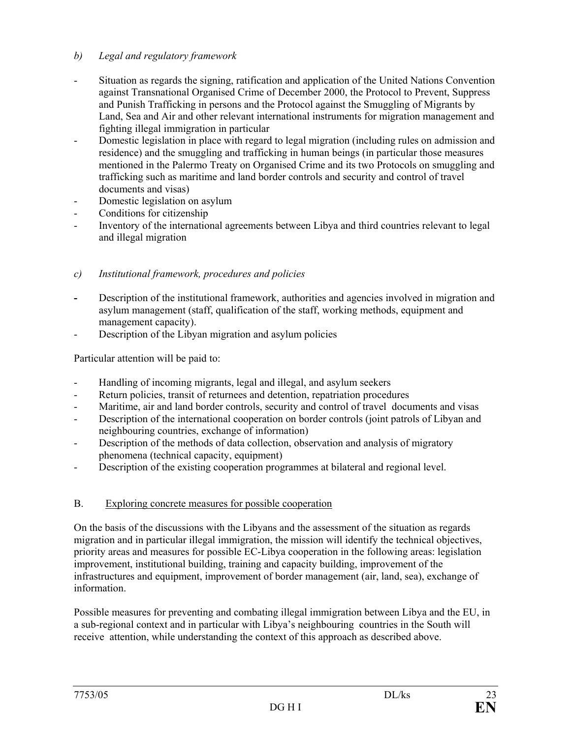*b) Legal and regulatory framework*

- Situation as regards the signing, ratification and application of the United Nations Convention against Transnational Organised Crime of December 2000, the Protocol to Prevent, Suppress and Punish Trafficking in persons and the Protocol against the Smuggling of Migrants by Land, Sea and Air and other relevant international instruments for migration management and fighting illegal immigration in particular
- Domestic legislation in place with regard to legal migration (including rules on admission and residence) and the smuggling and trafficking in human beings (in particular those measures mentioned in the Palermo Treaty on Organised Crime and its two Protocols on smuggling and trafficking such as maritime and land border controls and security and control of travel documents and visas)
- Domestic legislation on asylum
- Conditions for citizenship
- Inventory of the international agreements between Libya and third countries relevant to legal and illegal migration

*c) Institutional framework, procedures and policies*

- Description of the institutional framework, authorities and agencies involved in migration and asylum management (staff, qualification of the staff, working methods, equipment and management capacity).
- Description of the Libyan migration and asylum policies

Particular attention will be paid to:

- Handling of incoming migrants, legal and illegal, and asylum seekers
- Return policies, transit of returnees and detention, repatriation procedures
- Maritime, air and land border controls, security and control of travel documents and visas
- Description of the international cooperation on border controls (joint patrols of Libyan and neighbouring countries, exchange of information)
- Description of the methods of data collection, observation and analysis of migratory phenomena (technical capacity, equipment)
- Description of the existing cooperation programmes at bilateral and regional level.

B. Exploring concrete measures for possible cooperation

On the basis of the discussions with the Libyans and the assessment of the situation as regards migration and in particular illegal immigration, the mission will identify the technical objectives, priority areas and measures for possible EC-Libya cooperation in the following areas: legislation improvement, institutional building, training and capacity building, improvement of the infrastructures and equipment, improvement of border management (air, land, sea), exchange of information.

Possible measures for preventing and combating illegal immigration between Libya and the EU, in a sub-regional context and in particular with Libya's neighbouring countries in the South will receive attention, while understanding the context of this approach as described above.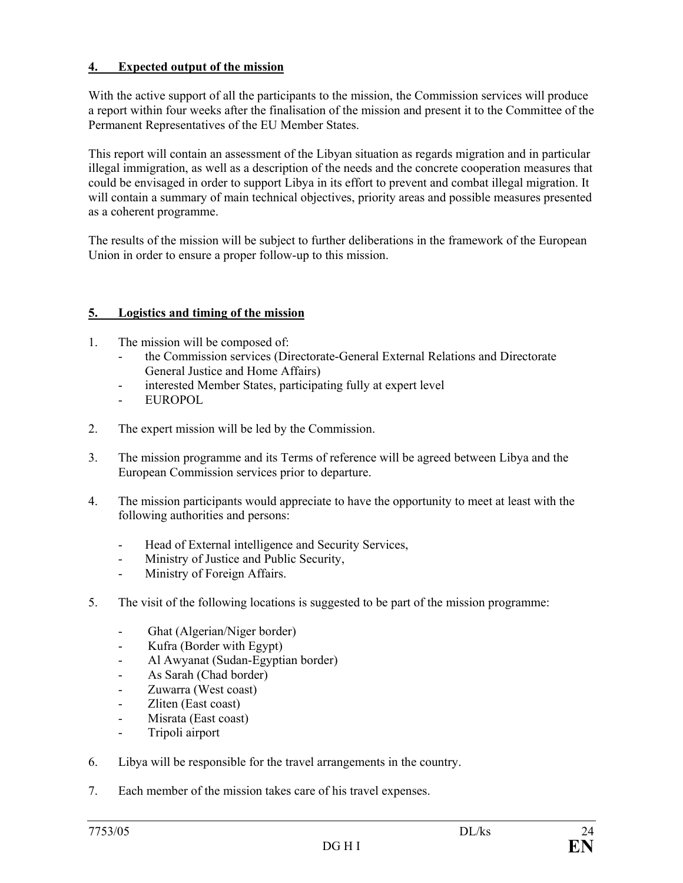#### 4. Expected output of the mission

With the active support of all the participants to the mission, the Commission services will produce a report within four weeks after the finalisation of the mission and present it to the Committee of the Permanent Representatives of the EU Member States.

This report will contain an assessment of the Libyan situation as regards migration and in particular illegal immigration, as well as a description of the needs and the concrete cooperation measures that could be envisaged in order to support Libya in its effort to prevent and combat illegal migration. It will contain a summary of main technical objectives, priority areas and possible measures presented as a coherent programme.

The results of the mission will be subject to further deliberations in the framework of the European Union in order to ensure a proper follow-up to this mission.

#### 5. Logistics and timing of the mission

1. The mission will be composed of:
   - the Commission services (Directorate-General External Relations and Directorate General Justice and Home Affairs)
   - interested Member States, participating fully at expert level
   - EUROPOL

2. The expert mission will be led by the Commission.

3. The mission programme and its Terms of reference will be agreed between Libya and the European Commission services prior to departure.

4. The mission participants would appreciate to have the opportunity to meet at least with the following authorities and persons:

   - Head of External intelligence and Security Services,
   - Ministry of Justice and Public Security,
   - Ministry of Foreign Affairs.

5. The visit of the following locations is suggested to be part of the mission programme:

   - Ghat (Algerian/Niger border)
   - Kufra (Border with Egypt)
   - Al Awyanat (Sudan-Egyptian border)
   - As Sarah (Chad border)
   - Zuwarra (West coast)
   - Zliten (East coast)
   - Misrata (East coast)
   - Tripoli airport

6. Libya will be responsible for the travel arrangements in the country.

7. Each member of the mission takes care of his travel expenses.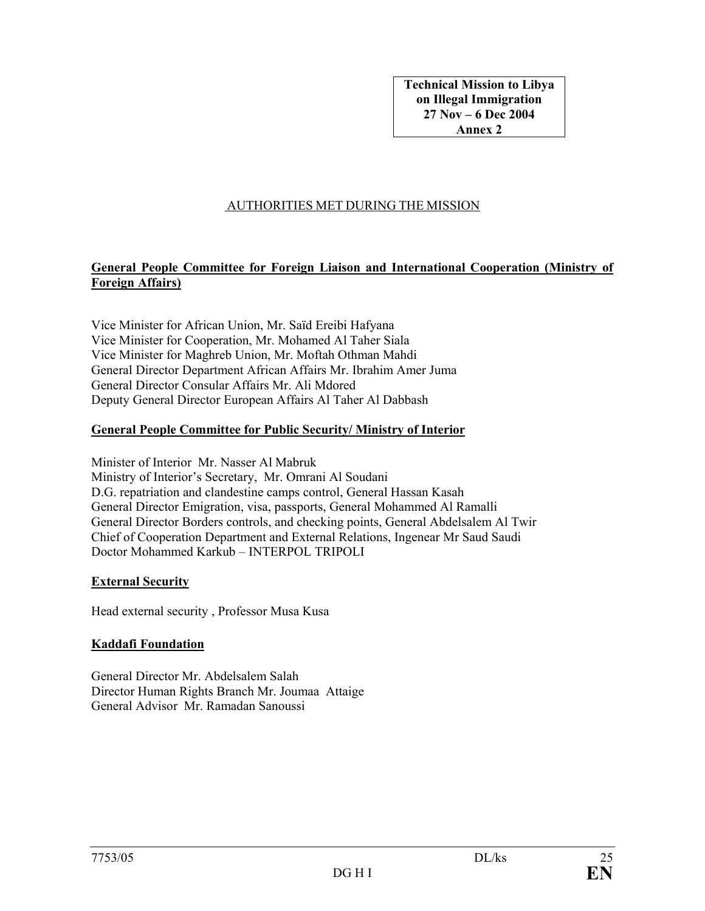**Technical Mission to Libya on Illegal Immigration 27 Nov – 6 Dec 2004 Annex 2**

## AUTHORITIES MET DURING THE MISSION

### General People Committee for Foreign Liaison and International Cooperation (Ministry of Foreign Affairs)

Vice Minister for African Union, Mr. Saïd Ereibi Hafyana
Vice Minister for Cooperation, Mr. Mohamed Al Taher Siala
Vice Minister for Maghreb Union, Mr. Moftah Othman Mahdi
General Director Department African Affairs Mr. Ibrahim Amer Juma
General Director Consular Affairs Mr. Ali Mdored
Deputy General Director European Affairs Al Taher Al Dabbash

### General People Committee for Public Security/ Ministry of Interior

Minister of Interior Mr. Nasser Al Mabruk
Ministry of Interior's Secretary, Mr. Omrani Al Soudani
D.G. repatriation and clandestine camps control, General Hassan Kasah
General Director Emigration, visa, passports, General Mohammed Al Ramalli
General Director Borders controls, and checking points, General Abdelsalem Al Twir
Chief of Cooperation Department and External Relations, Ingenear Mr Saud Saudi
Doctor Mohammed Karkub – INTERPOL TRIPOLI

### External Security

Head external security , Professor Musa Kusa

### Kaddafi Foundation

General Director Mr. Abdelsalem Salah
Director Human Rights Branch Mr. Joumaa Attaige
General Advisor Mr. Ramadan Sanoussi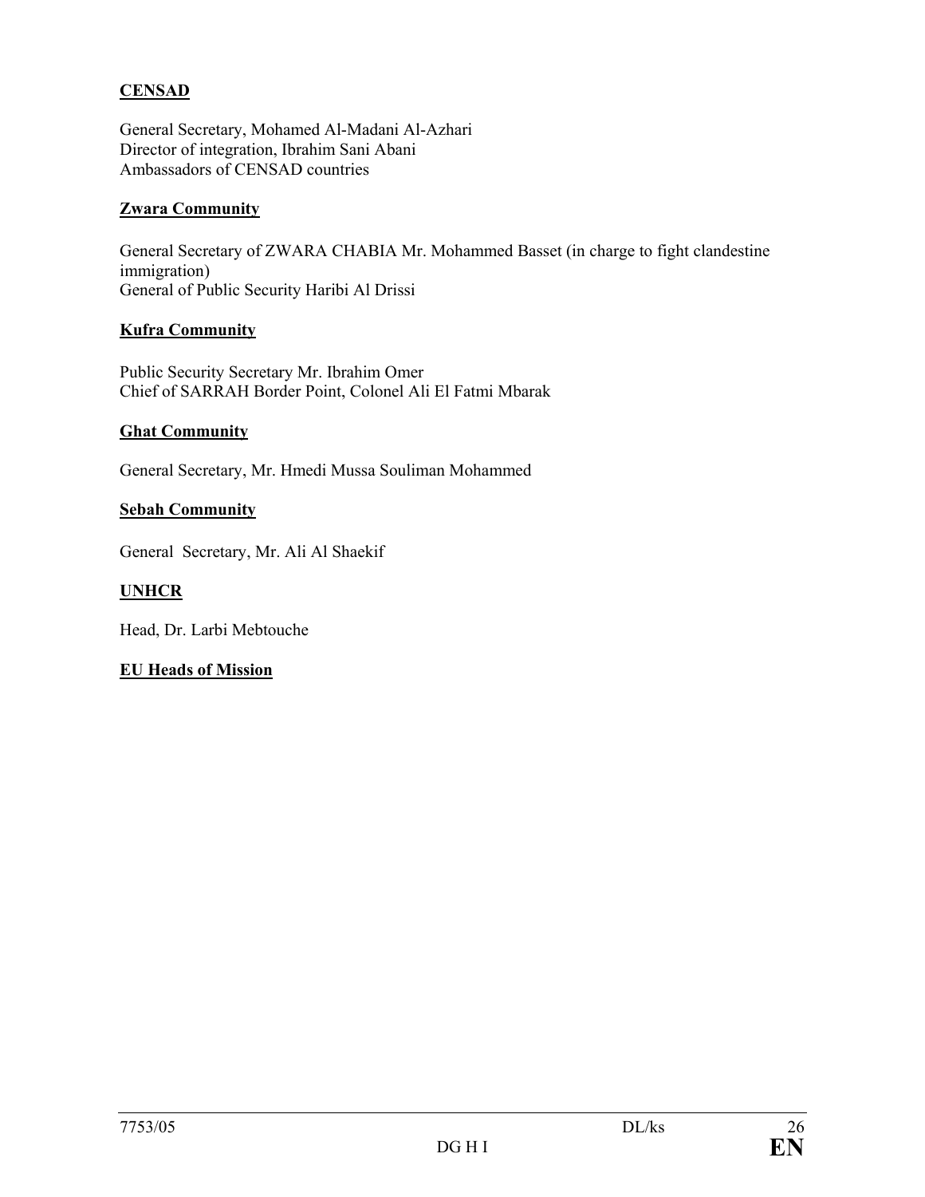**CENSAD**

General Secretary, Mohamed Al-Madani Al-Azhari
Director of integration, Ibrahim Sani Abani
Ambassadors of CENSAD countries

**Zwara Community**

General Secretary of ZWARA CHABIA Mr. Mohammed Basset (in charge to fight clandestine immigration)
General of Public Security Haribi Al Drissi

**Kufra Community**

Public Security Secretary Mr. Ibrahim Omer
Chief of SARRAH Border Point, Colonel Ali El Fatmi Mbarak

**Ghat Community**

General Secretary, Mr. Hmedi Mussa Souliman Mohammed

**Sebah Community**

General Secretary, Mr. Ali Al Shaekif

**UNHCR**

Head, Dr. Larbi Mebtouche

**EU Heads of Mission**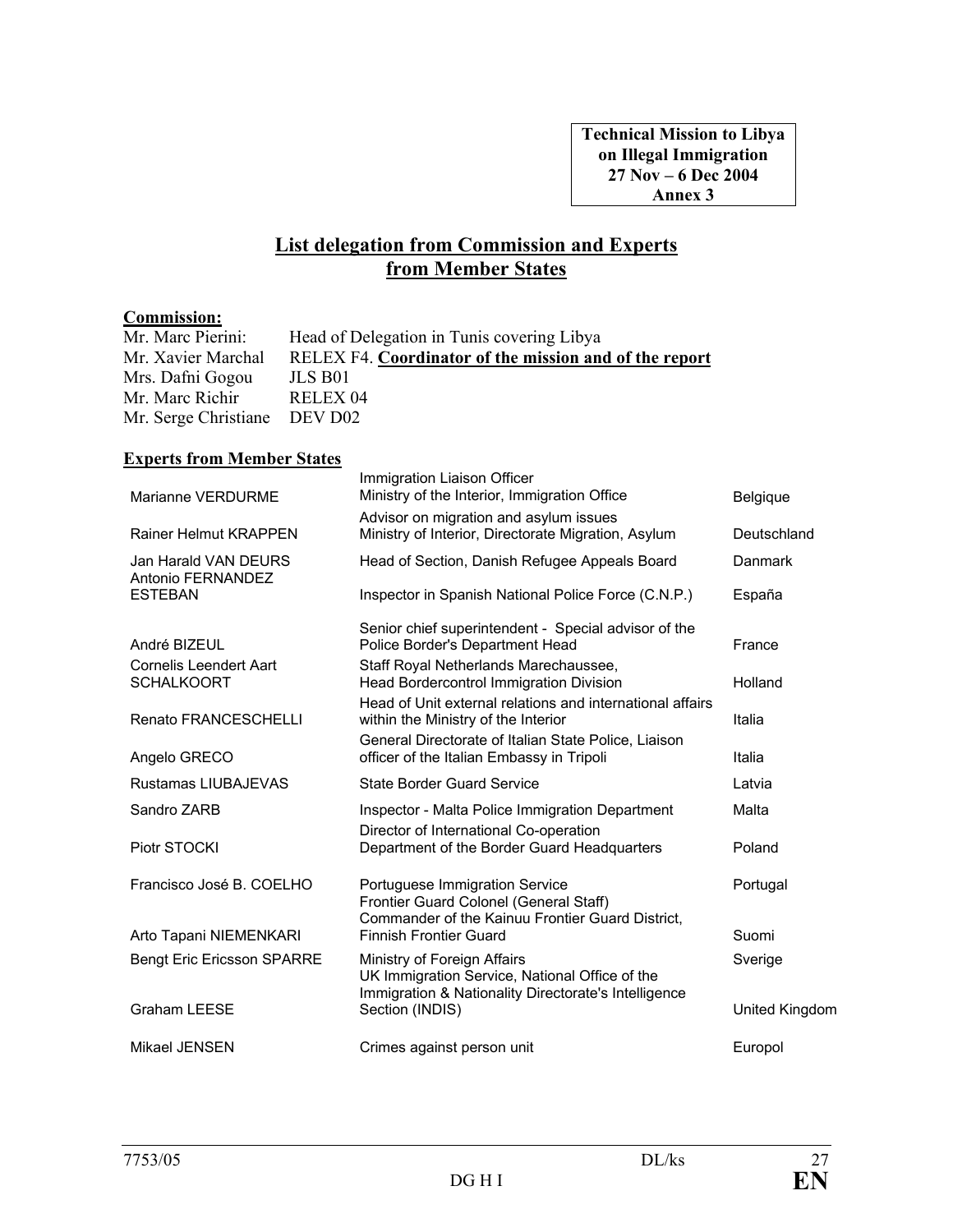**Technical Mission to Libya on Illegal Immigration 27 Nov – 6 Dec 2004 Annex 3**

## List delegation from Commission and Experts from Member States

**Commission:**

| | |
|---|---|
| Mr. Marc Pierini: | Head of Delegation in Tunis covering Libya |
| Mr. Xavier Marchal | RELEX F4. **Coordinator of the mission and of the report** |
| Mrs. Dafni Gogou | JLS B01 |
| Mr. Marc Richir | RELEX 04 |
| Mr. Serge Christiane | DEV D02 |

**Experts from Member States**

| | | |
|---|---|---|
| Marianne VERDURME | Immigration Liaison Officer Ministry of the Interior, Immigration Office | Belgique |
| Rainer Helmut KRAPPEN | Advisor on migration and asylum issues Ministry of Interior, Directorate Migration, Asylum | Deutschland |
| Jan Harald VAN DEURS | Head of Section, Danish Refugee Appeals Board | Danmark |
| Antonio FERNANDEZ ESTEBAN | Inspector in Spanish National Police Force (C.N.P.) | España |
| André BIZEUL | Senior chief superintendent - Special advisor of the Police Border's Department Head | France |
| Cornelis Leendert Aart SCHALKOORT | Staff Royal Netherlands Marechaussee, Head Bordercontrol Immigration Division | Holland |
| Renato FRANCESCHELLI | Head of Unit external relations and international affairs within the Ministry of the Interior | Italia |
| Angelo GRECO | General Directorate of Italian State Police, Liaison officer of the Italian Embassy in Tripoli | Italia |
| Rustamas LIUBAJEVAS | State Border Guard Service | Latvia |
| Sandro ZARB | Inspector - Malta Police Immigration Department | Malta |
| Piotr STOCKI | Director of International Co-operation Department of the Border Guard Headquarters | Poland |
| Francisco José B. COELHO | Portuguese Immigration Service | Portugal |
| Arto Tapani NIEMENKARI | Frontier Guard Colonel (General Staff) Commander of the Kainuu Frontier Guard District, Finnish Frontier Guard | Suomi |
| Bengt Eric Ericsson SPARRE | Ministry of Foreign Affairs | Sverige |
| Graham LEESE | UK Immigration Service, National Office of the Immigration & Nationality Directorate's Intelligence Section (INDIS) | United Kingdom |
| Mikael JENSEN | Crimes against person unit | Europol |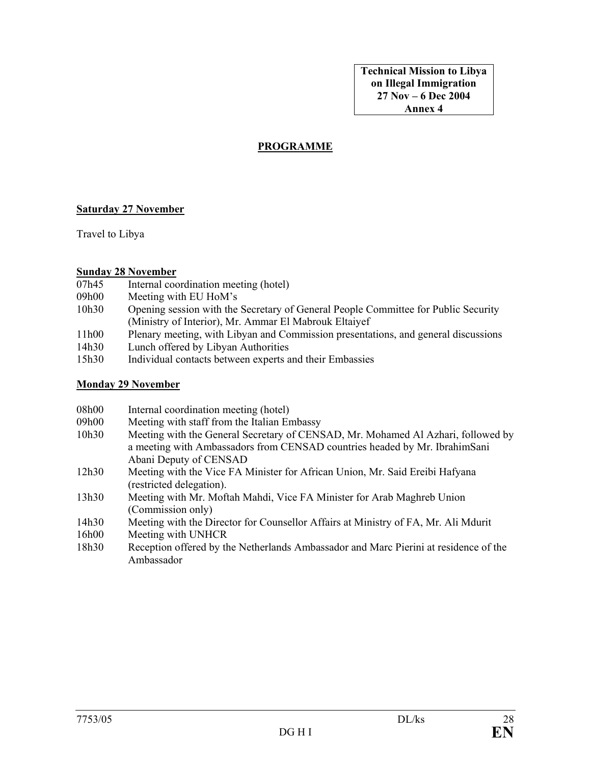**Technical Mission to Libya on Illegal Immigration 27 Nov – 6 Dec 2004 Annex 4**

## PROGRAMME

**Saturday 27 November**

Travel to Libya

**Sunday 28 November**

| | |
|---|---|
| 07h45 | Internal coordination meeting (hotel) |
| 09h00 | Meeting with EU HoM's |
| 10h30 | Opening session with the Secretary of General People Committee for Public Security (Ministry of Interior), Mr. Ammar El Mabrouk Eltaiyef |
| 11h00 | Plenary meeting, with Libyan and Commission presentations, and general discussions |
| 14h30 | Lunch offered by Libyan Authorities |
| 15h30 | Individual contacts between experts and their Embassies |

**Monday 29 November**

| | |
|---|---|
| 08h00 | Internal coordination meeting (hotel) |
| 09h00 | Meeting with staff from the Italian Embassy |
| 10h30 | Meeting with the General Secretary of CENSAD, Mr. Mohamed Al Azhari, followed by a meeting with Ambassadors from CENSAD countries headed by Mr. IbrahimSani Abani Deputy of CENSAD |
| 12h30 | Meeting with the Vice FA Minister for African Union, Mr. Said Ereibi Hafyana (restricted delegation). |
| 13h30 | Meeting with Mr. Moftah Mahdi, Vice FA Minister for Arab Maghreb Union (Commission only) |
| 14h30 | Meeting with the Director for Counsellor Affairs at Ministry of FA, Mr. Ali Mdurit |
| 16h00 | Meeting with UNHCR |
| 18h30 | Reception offered by the Netherlands Ambassador and Marc Pierini at residence of the Ambassador |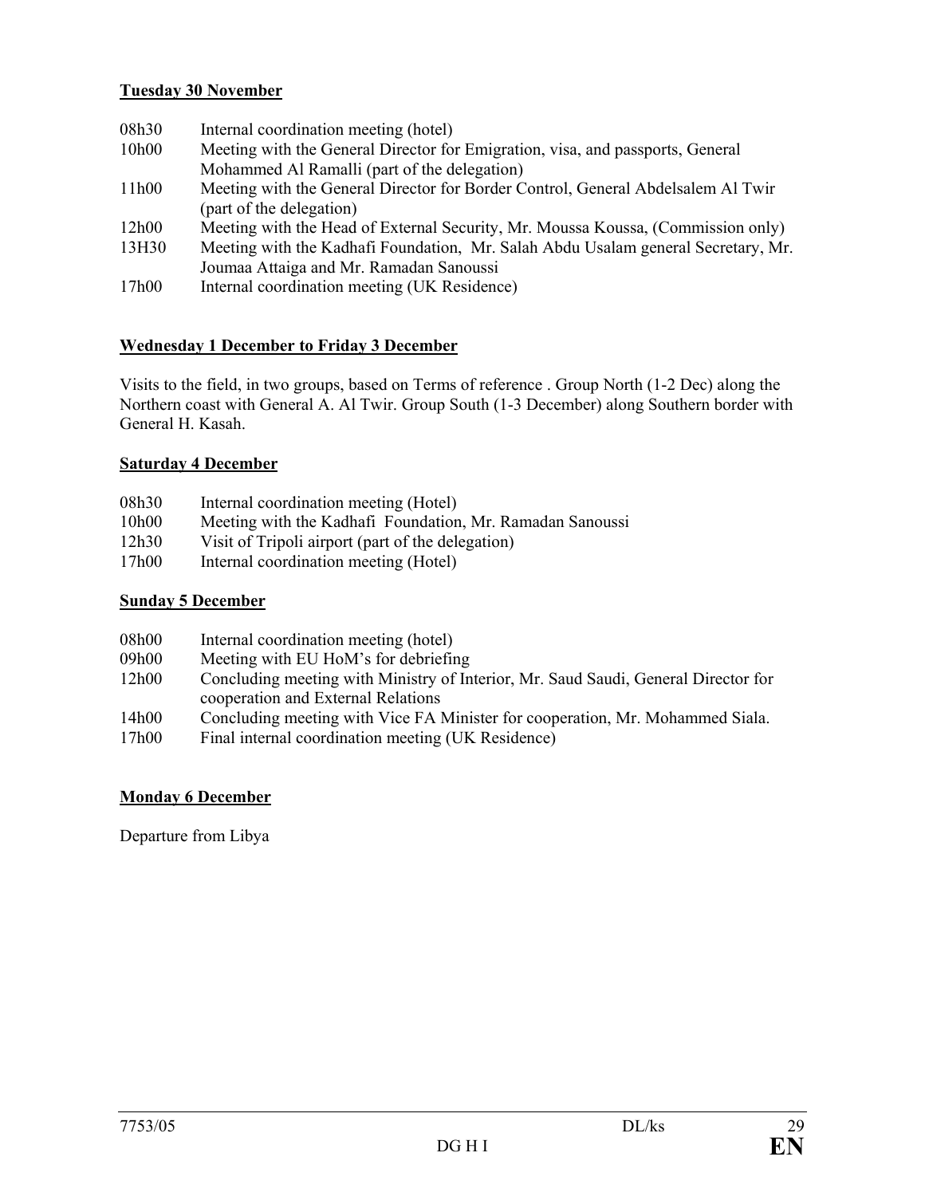**Tuesday 30 November**

| | |
|---|---|
| 08h30 | Internal coordination meeting (hotel) |
| 10h00 | Meeting with the General Director for Emigration, visa, and passports, General Mohammed Al Ramalli (part of the delegation) |
| 11h00 | Meeting with the General Director for Border Control, General Abdelsalem Al Twir (part of the delegation) |
| 12h00 | Meeting with the Head of External Security, Mr. Moussa Koussa, (Commission only) |
| 13H30 | Meeting with the Kadhafi Foundation, Mr. Salah Abdu Usalam general Secretary, Mr. Joumaa Attaiga and Mr. Ramadan Sanoussi |
| 17h00 | Internal coordination meeting (UK Residence) |

**Wednesday 1 December to Friday 3 December**

Visits to the field, in two groups, based on Terms of reference . Group North (1-2 Dec) along the Northern coast with General A. Al Twir. Group South (1-3 December) along Southern border with General H. Kasah.

**Saturday 4 December**

| | |
|---|---|
| 08h30 | Internal coordination meeting (Hotel) |
| 10h00 | Meeting with the Kadhafi Foundation, Mr. Ramadan Sanoussi |
| 12h30 | Visit of Tripoli airport (part of the delegation) |
| 17h00 | Internal coordination meeting (Hotel) |

**Sunday 5 December**

| | |
|---|---|
| 08h00 | Internal coordination meeting (hotel) |
| 09h00 | Meeting with EU HoM's for debriefing |
| 12h00 | Concluding meeting with Ministry of Interior, Mr. Saud Saudi, General Director for cooperation and External Relations |
| 14h00 | Concluding meeting with Vice FA Minister for cooperation, Mr. Mohammed Siala. |
| 17h00 | Final internal coordination meeting (UK Residence) |

**Monday 6 December**

Departure from Libya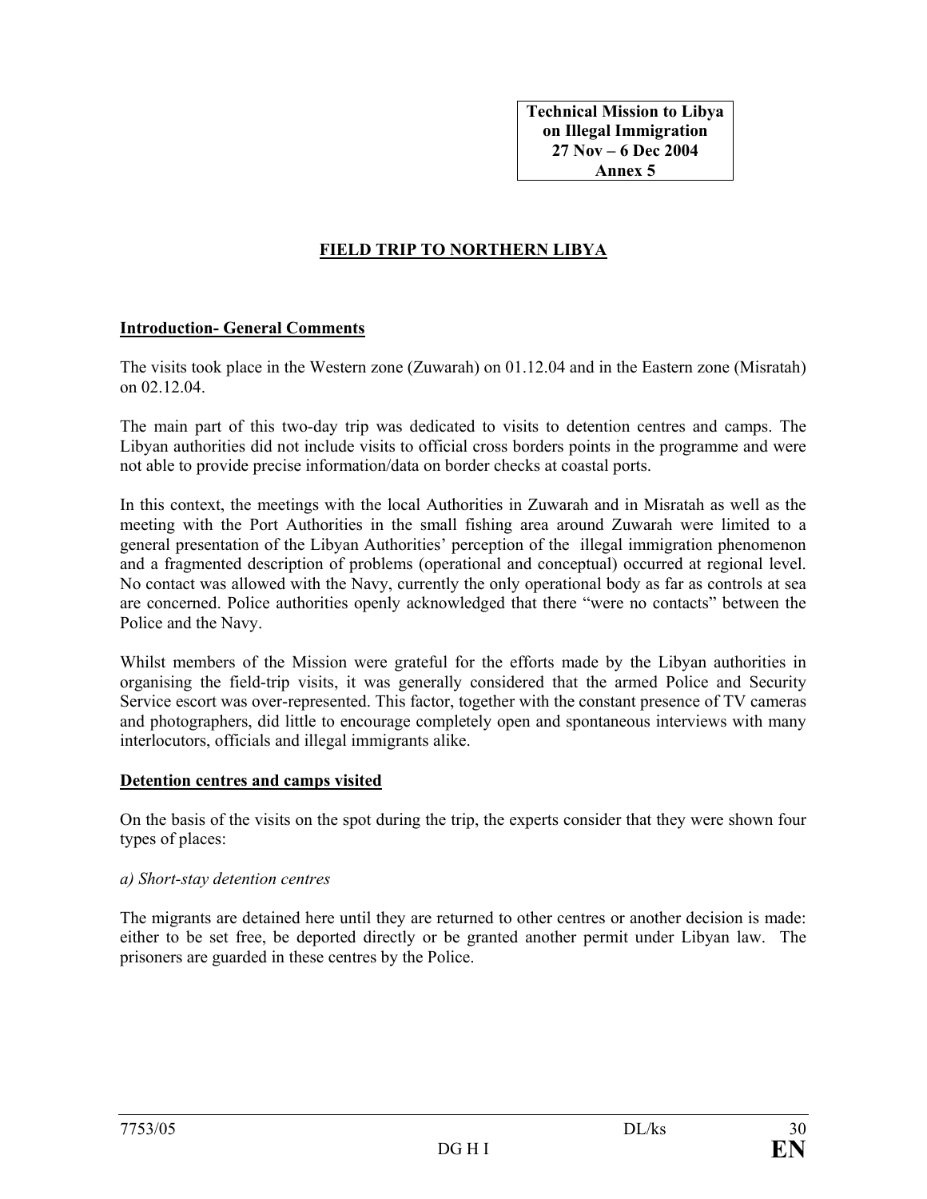**Technical Mission to Libya on Illegal Immigration 27 Nov – 6 Dec 2004 Annex 5**

## FIELD TRIP TO NORTHERN LIBYA

### Introduction- General Comments

The visits took place in the Western zone (Zuwarah) on 01.12.04 and in the Eastern zone (Misratah) on 02.12.04.

The main part of this two-day trip was dedicated to visits to detention centres and camps. The Libyan authorities did not include visits to official cross borders points in the programme and were not able to provide precise information/data on border checks at coastal ports.

In this context, the meetings with the local Authorities in Zuwarah and in Misratah as well as the meeting with the Port Authorities in the small fishing area around Zuwarah were limited to a general presentation of the Libyan Authorities' perception of the illegal immigration phenomenon and a fragmented description of problems (operational and conceptual) occurred at regional level. No contact was allowed with the Navy, currently the only operational body as far as controls at sea are concerned. Police authorities openly acknowledged that there "were no contacts" between the Police and the Navy.

Whilst members of the Mission were grateful for the efforts made by the Libyan authorities in organising the field-trip visits, it was generally considered that the armed Police and Security Service escort was over-represented. This factor, together with the constant presence of TV cameras and photographers, did little to encourage completely open and spontaneous interviews with many interlocutors, officials and illegal immigrants alike.

### Detention centres and camps visited

On the basis of the visits on the spot during the trip, the experts consider that they were shown four types of places:

*a) Short-stay detention centres*

The migrants are detained here until they are returned to other centres or another decision is made: either to be set free, be deported directly or be granted another permit under Libyan law. The prisoners are guarded in these centres by the Police.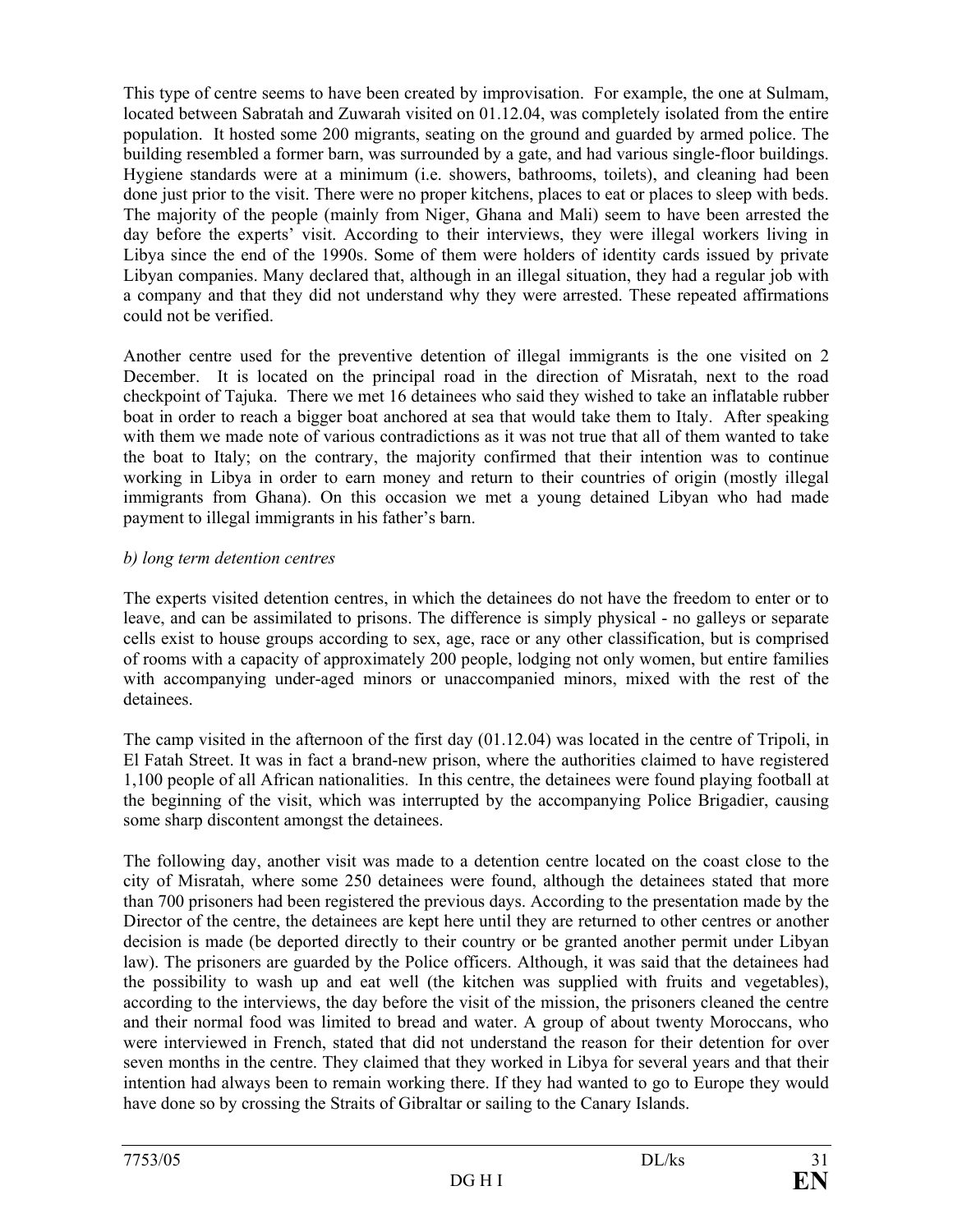This type of centre seems to have been created by improvisation. For example, the one at Sulmam, located between Sabratah and Zuwarah visited on 01.12.04, was completely isolated from the entire population. It hosted some 200 migrants, seating on the ground and guarded by armed police. The building resembled a former barn, was surrounded by a gate, and had various single-floor buildings. Hygiene standards were at a minimum (i.e. showers, bathrooms, toilets), and cleaning had been done just prior to the visit. There were no proper kitchens, places to eat or places to sleep with beds. The majority of the people (mainly from Niger, Ghana and Mali) seem to have been arrested the day before the experts' visit. According to their interviews, they were illegal workers living in Libya since the end of the 1990s. Some of them were holders of identity cards issued by private Libyan companies. Many declared that, although in an illegal situation, they had a regular job with a company and that they did not understand why they were arrested. These repeated affirmations could not be verified.

Another centre used for the preventive detention of illegal immigrants is the one visited on 2 December. It is located on the principal road in the direction of Misratah, next to the road checkpoint of Tajuka. There we met 16 detainees who said they wished to take an inflatable rubber boat in order to reach a bigger boat anchored at sea that would take them to Italy. After speaking with them we made note of various contradictions as it was not true that all of them wanted to take the boat to Italy; on the contrary, the majority confirmed that their intention was to continue working in Libya in order to earn money and return to their countries of origin (mostly illegal immigrants from Ghana). On this occasion we met a young detained Libyan who had made payment to illegal immigrants in his father's barn.

*b) long term detention centres*

The experts visited detention centres, in which the detainees do not have the freedom to enter or to leave, and can be assimilated to prisons. The difference is simply physical - no galleys or separate cells exist to house groups according to sex, age, race or any other classification, but is comprised of rooms with a capacity of approximately 200 people, lodging not only women, but entire families with accompanying under-aged minors or unaccompanied minors, mixed with the rest of the detainees.

The camp visited in the afternoon of the first day (01.12.04) was located in the centre of Tripoli, in El Fatah Street. It was in fact a brand-new prison, where the authorities claimed to have registered 1,100 people of all African nationalities. In this centre, the detainees were found playing football at the beginning of the visit, which was interrupted by the accompanying Police Brigadier, causing some sharp discontent amongst the detainees.

The following day, another visit was made to a detention centre located on the coast close to the city of Misratah, where some 250 detainees were found, although the detainees stated that more than 700 prisoners had been registered the previous days. According to the presentation made by the Director of the centre, the detainees are kept here until they are returned to other centres or another decision is made (be deported directly to their country or be granted another permit under Libyan law). The prisoners are guarded by the Police officers. Although, it was said that the detainees had the possibility to wash up and eat well (the kitchen was supplied with fruits and vegetables), according to the interviews, the day before the visit of the mission, the prisoners cleaned the centre and their normal food was limited to bread and water. A group of about twenty Moroccans, who were interviewed in French, stated that did not understand the reason for their detention for over seven months in the centre. They claimed that they worked in Libya for several years and that their intention had always been to remain working there. If they had wanted to go to Europe they would have done so by crossing the Straits of Gibraltar or sailing to the Canary Islands.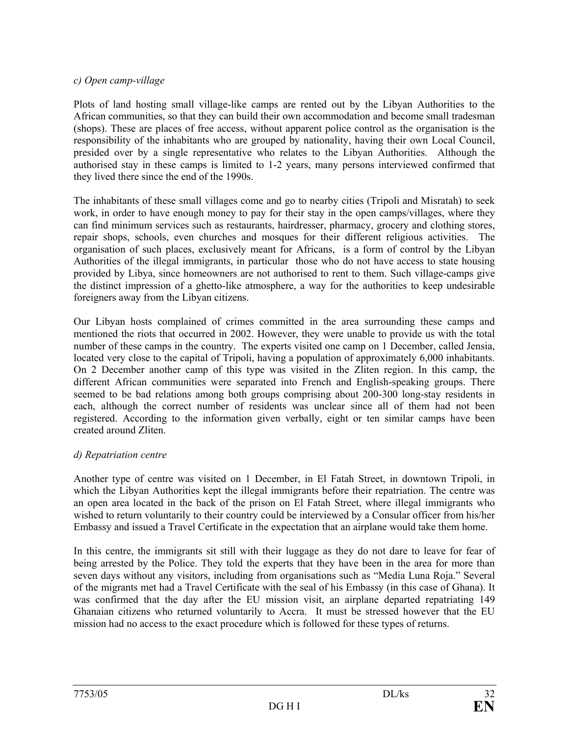*c) Open camp-village*

Plots of land hosting small village-like camps are rented out by the Libyan Authorities to the African communities, so that they can build their own accommodation and become small tradesman (shops). These are places of free access, without apparent police control as the organisation is the responsibility of the inhabitants who are grouped by nationality, having their own Local Council, presided over by a single representative who relates to the Libyan Authorities. Although the authorised stay in these camps is limited to 1-2 years, many persons interviewed confirmed that they lived there since the end of the 1990s.

The inhabitants of these small villages come and go to nearby cities (Tripoli and Misratah) to seek work, in order to have enough money to pay for their stay in the open camps/villages, where they can find minimum services such as restaurants, hairdresser, pharmacy, grocery and clothing stores, repair shops, schools, even churches and mosques for their different religious activities. The organisation of such places, exclusively meant for Africans, is a form of control by the Libyan Authorities of the illegal immigrants, in particular those who do not have access to state housing provided by Libya, since homeowners are not authorised to rent to them. Such village-camps give the distinct impression of a ghetto-like atmosphere, a way for the authorities to keep undesirable foreigners away from the Libyan citizens.

Our Libyan hosts complained of crimes committed in the area surrounding these camps and mentioned the riots that occurred in 2002. However, they were unable to provide us with the total number of these camps in the country. The experts visited one camp on 1 December, called Jensia, located very close to the capital of Tripoli, having a population of approximately 6,000 inhabitants. On 2 December another camp of this type was visited in the Zliten region. In this camp, the different African communities were separated into French and English-speaking groups. There seemed to be bad relations among both groups comprising about 200-300 long-stay residents in each, although the correct number of residents was unclear since all of them had not been registered. According to the information given verbally, eight or ten similar camps have been created around Zliten.

*d) Repatriation centre*

Another type of centre was visited on 1 December, in El Fatah Street, in downtown Tripoli, in which the Libyan Authorities kept the illegal immigrants before their repatriation. The centre was an open area located in the back of the prison on El Fatah Street, where illegal immigrants who wished to return voluntarily to their country could be interviewed by a Consular officer from his/her Embassy and issued a Travel Certificate in the expectation that an airplane would take them home.

In this centre, the immigrants sit still with their luggage as they do not dare to leave for fear of being arrested by the Police. They told the experts that they have been in the area for more than seven days without any visitors, including from organisations such as "Media Luna Roja." Several of the migrants met had a Travel Certificate with the seal of his Embassy (in this case of Ghana). It was confirmed that the day after the EU mission visit, an airplane departed repatriating 149 Ghanaian citizens who returned voluntarily to Accra. It must be stressed however that the EU mission had no access to the exact procedure which is followed for these types of returns.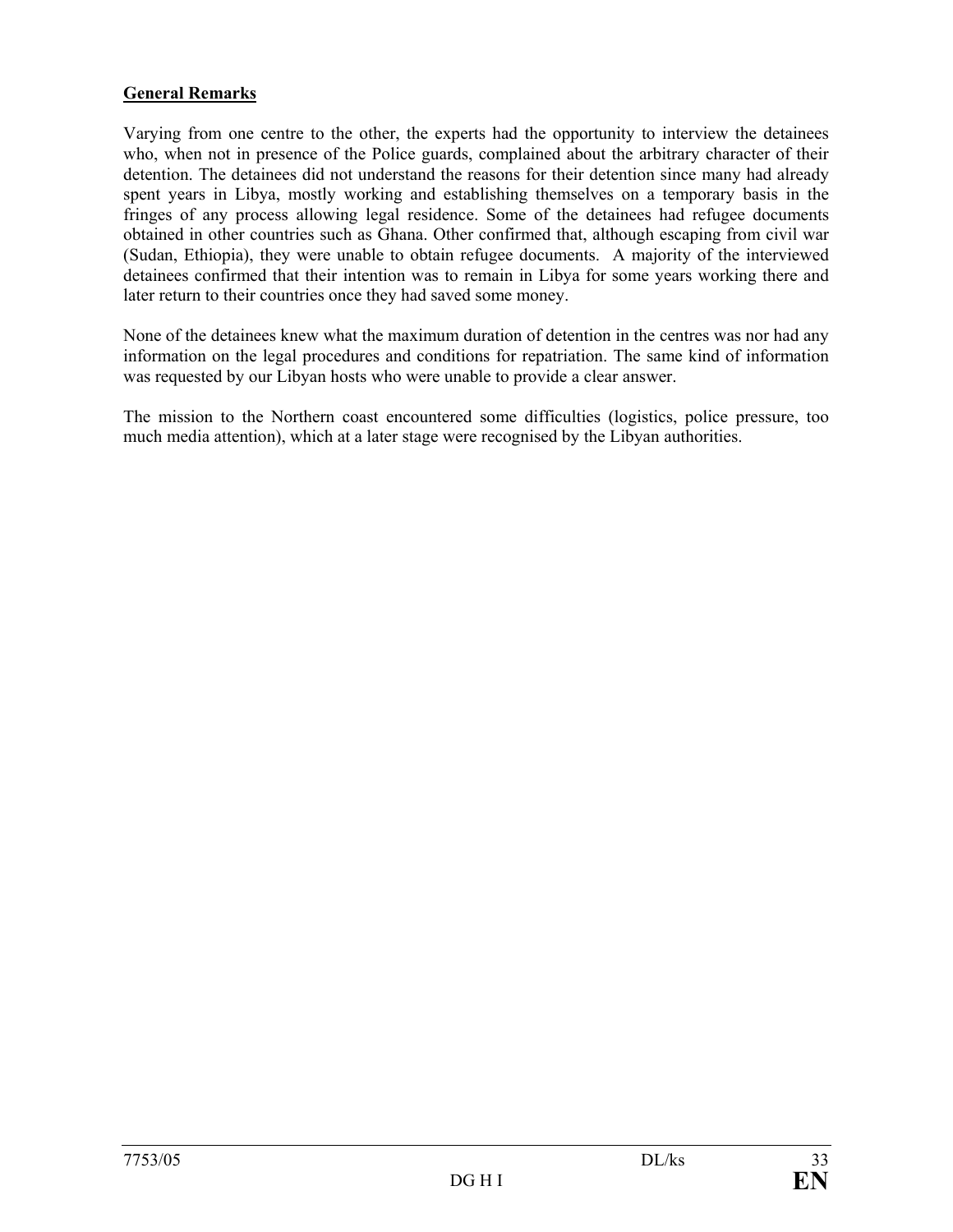**General Remarks**

Varying from one centre to the other, the experts had the opportunity to interview the detainees who, when not in presence of the Police guards, complained about the arbitrary character of their detention. The detainees did not understand the reasons for their detention since many had already spent years in Libya, mostly working and establishing themselves on a temporary basis in the fringes of any process allowing legal residence. Some of the detainees had refugee documents obtained in other countries such as Ghana. Other confirmed that, although escaping from civil war (Sudan, Ethiopia), they were unable to obtain refugee documents. A majority of the interviewed detainees confirmed that their intention was to remain in Libya for some years working there and later return to their countries once they had saved some money.

None of the detainees knew what the maximum duration of detention in the centres was nor had any information on the legal procedures and conditions for repatriation. The same kind of information was requested by our Libyan hosts who were unable to provide a clear answer.

The mission to the Northern coast encountered some difficulties (logistics, police pressure, too much media attention), which at a later stage were recognised by the Libyan authorities.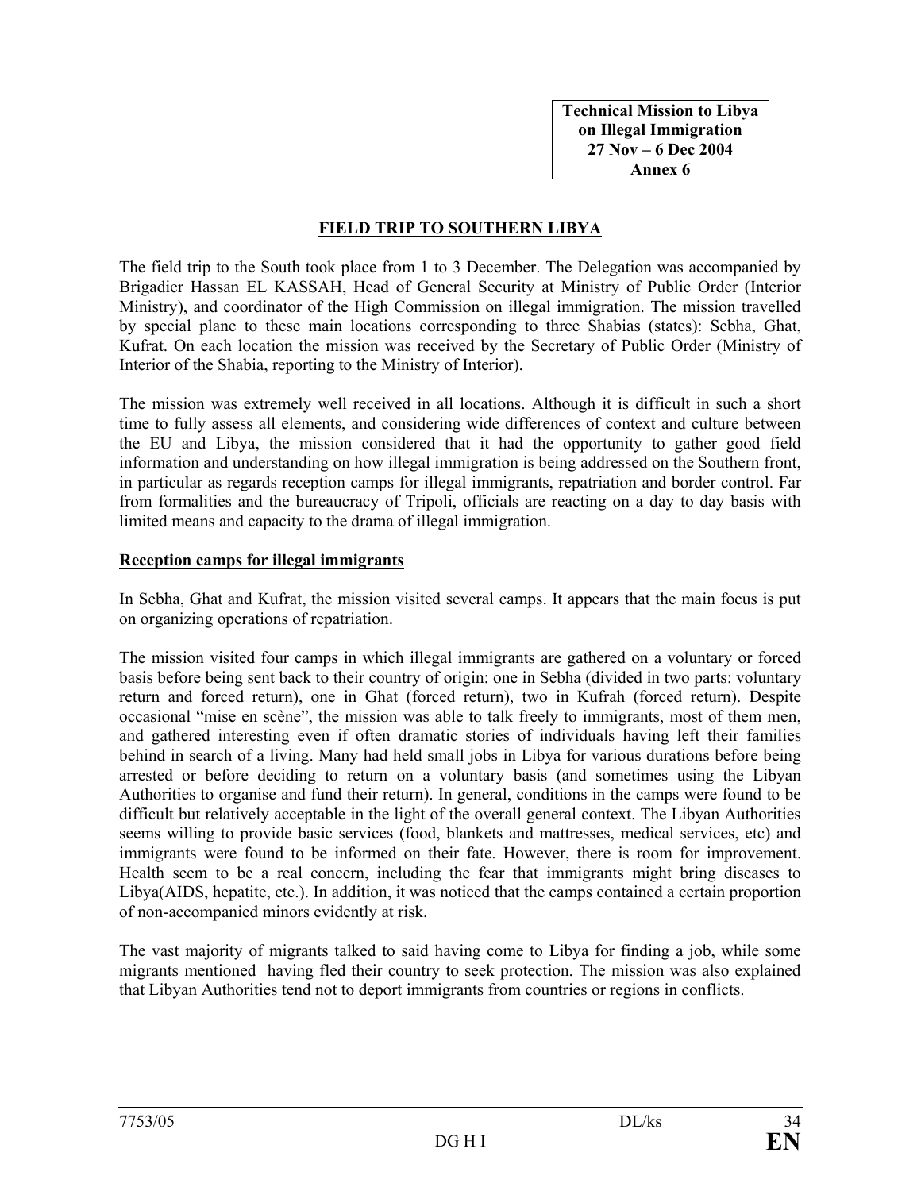**Technical Mission to Libya on Illegal Immigration 27 Nov – 6 Dec 2004 Annex 6**

## FIELD TRIP TO SOUTHERN LIBYA

The field trip to the South took place from 1 to 3 December. The Delegation was accompanied by Brigadier Hassan EL KASSAH, Head of General Security at Ministry of Public Order (Interior Ministry), and coordinator of the High Commission on illegal immigration. The mission travelled by special plane to these main locations corresponding to three Shabias (states): Sebha, Ghat, Kufrat. On each location the mission was received by the Secretary of Public Order (Ministry of Interior of the Shabia, reporting to the Ministry of Interior).

The mission was extremely well received in all locations. Although it is difficult in such a short time to fully assess all elements, and considering wide differences of context and culture between the EU and Libya, the mission considered that it had the opportunity to gather good field information and understanding on how illegal immigration is being addressed on the Southern front, in particular as regards reception camps for illegal immigrants, repatriation and border control. Far from formalities and the bureaucracy of Tripoli, officials are reacting on a day to day basis with limited means and capacity to the drama of illegal immigration.

### Reception camps for illegal immigrants

In Sebha, Ghat and Kufrat, the mission visited several camps. It appears that the main focus is put on organizing operations of repatriation.

The mission visited four camps in which illegal immigrants are gathered on a voluntary or forced basis before being sent back to their country of origin: one in Sebha (divided in two parts: voluntary return and forced return), one in Ghat (forced return), two in Kufrah (forced return). Despite occasional "mise en scène", the mission was able to talk freely to immigrants, most of them men, and gathered interesting even if often dramatic stories of individuals having left their families behind in search of a living. Many had held small jobs in Libya for various durations before being arrested or before deciding to return on a voluntary basis (and sometimes using the Libyan Authorities to organise and fund their return). In general, conditions in the camps were found to be difficult but relatively acceptable in the light of the overall general context. The Libyan Authorities seems willing to provide basic services (food, blankets and mattresses, medical services, etc) and immigrants were found to be informed on their fate. However, there is room for improvement. Health seem to be a real concern, including the fear that immigrants might bring diseases to Libya(AIDS, hepatite, etc.). In addition, it was noticed that the camps contained a certain proportion of non-accompanied minors evidently at risk.

The vast majority of migrants talked to said having come to Libya for finding a job, while some migrants mentioned having fled their country to seek protection. The mission was also explained that Libyan Authorities tend not to deport immigrants from countries or regions in conflicts.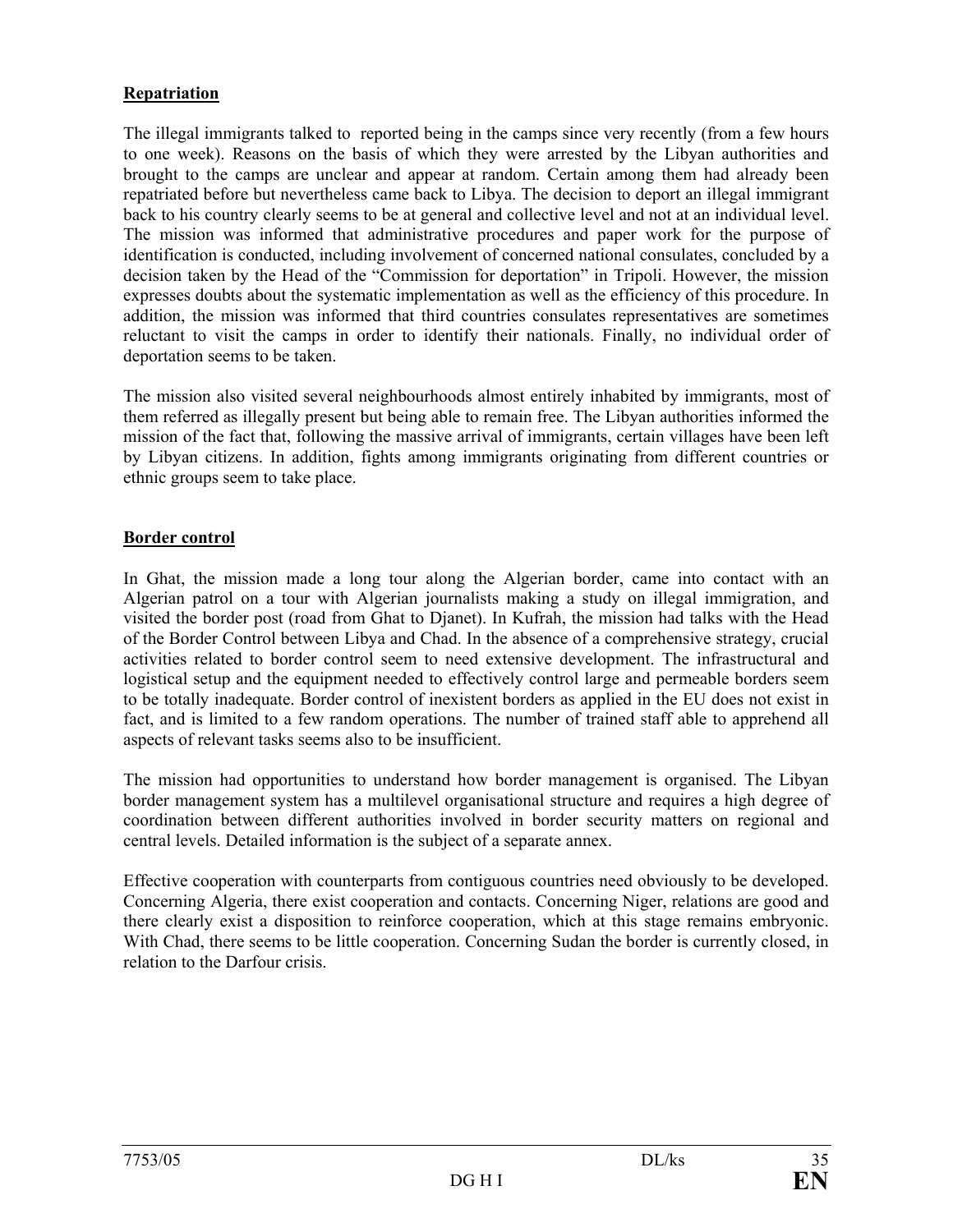**Repatriation**

The illegal immigrants talked to  reported being in the camps since very recently (from a few hours to one week). Reasons on the basis of which they were arrested by the Libyan authorities and brought to the camps are unclear and appear at random. Certain among them had already been repatriated before but nevertheless came back to Libya. The decision to deport an illegal immigrant back to his country clearly seems to be at general and collective level and not at an individual level. The mission was informed that administrative procedures and paper work for the purpose of identification is conducted, including involvement of concerned national consulates, concluded by a decision taken by the Head of the "Commission for deportation" in Tripoli. However, the mission expresses doubts about the systematic implementation as well as the efficiency of this procedure. In addition, the mission was informed that third countries consulates representatives are sometimes reluctant to visit the camps in order to identify their nationals. Finally, no individual order of deportation seems to be taken.

The mission also visited several neighbourhoods almost entirely inhabited by immigrants, most of them referred as illegally present but being able to remain free. The Libyan authorities informed the mission of the fact that, following the massive arrival of immigrants, certain villages have been left by Libyan citizens. In addition, fights among immigrants originating from different countries or ethnic groups seem to take place.

**Border control**

In Ghat, the mission made a long tour along the Algerian border, came into contact with an Algerian patrol on a tour with Algerian journalists making a study on illegal immigration, and visited the border post (road from Ghat to Djanet). In Kufrah, the mission had talks with the Head of the Border Control between Libya and Chad. In the absence of a comprehensive strategy, crucial activities related to border control seem to need extensive development. The infrastructural and logistical setup and the equipment needed to effectively control large and permeable borders seem to be totally inadequate. Border control of inexistent borders as applied in the EU does not exist in fact, and is limited to a few random operations. The number of trained staff able to apprehend all aspects of relevant tasks seems also to be insufficient.

The mission had opportunities to understand how border management is organised. The Libyan border management system has a multilevel organisational structure and requires a high degree of coordination between different authorities involved in border security matters on regional and central levels. Detailed information is the subject of a separate annex.

Effective cooperation with counterparts from contiguous countries need obviously to be developed. Concerning Algeria, there exist cooperation and contacts. Concerning Niger, relations are good and there clearly exist a disposition to reinforce cooperation, which at this stage remains embryonic. With Chad, there seems to be little cooperation. Concerning Sudan the border is currently closed, in relation to the Darfour crisis.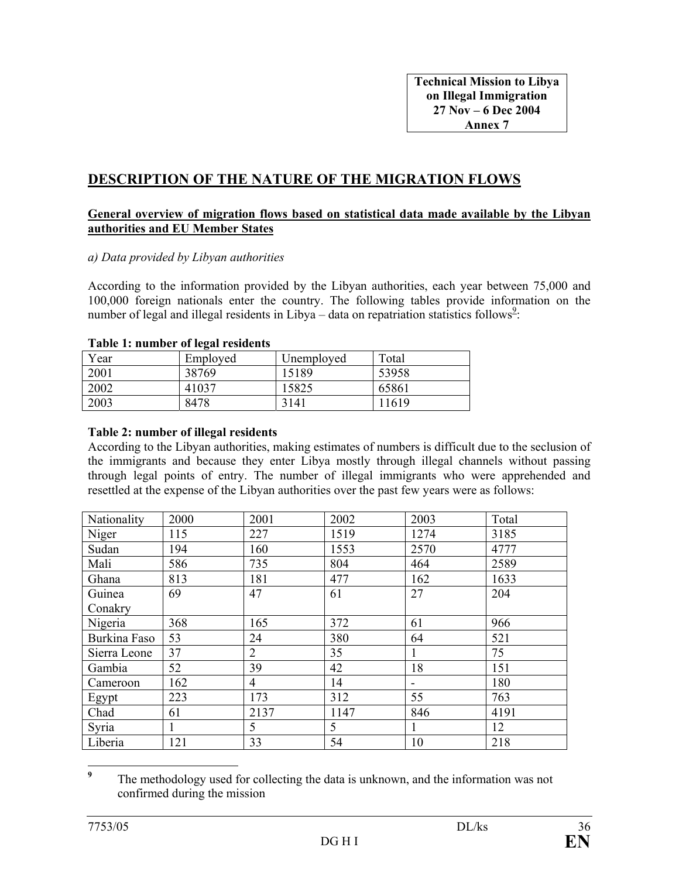**Technical Mission to Libya on Illegal Immigration 27 Nov – 6 Dec 2004 Annex 7**

## DESCRIPTION OF THE NATURE OF THE MIGRATION FLOWS

**General overview of migration flows based on statistical data made available by the Libyan authorities and EU Member States**

*a) Data provided by Libyan authorities*

According to the information provided by the Libyan authorities, each year between 75,000 and 100,000 foreign nationals enter the country. The following tables provide information on the number of legal and illegal residents in Libya – data on repatriation statistics follows[9]:

**Table 1: number of legal residents**

| Year | Employed | Unemployed | Total |
|---|---|---|---|
| 2001 | 38769 | 15189 | 53958 |
| 2002 | 41037 | 15825 | 65861 |
| 2003 | 8478 | 3141 | 11619 |

**Table 2: number of illegal residents**

According to the Libyan authorities, making estimates of numbers is difficult due to the seclusion of the immigrants and because they enter Libya mostly through illegal channels without passing through legal points of entry. The number of illegal immigrants who were apprehended and resettled at the expense of the Libyan authorities over the past few years were as follows:

| Nationality | 2000 | 2001 | 2002 | 2003 | Total |
|---|---|---|---|---|---|
| Niger | 115 | 227 | 1519 | 1274 | 3185 |
| Sudan | 194 | 160 | 1553 | 2570 | 4777 |
| Mali | 586 | 735 | 804 | 464 | 2589 |
| Ghana | 813 | 181 | 477 | 162 | 1633 |
| Guinea Conakry | 69 | 47 | 61 | 27 | 204 |
| Nigeria | 368 | 165 | 372 | 61 | 966 |
| Burkina Faso | 53 | 24 | 380 | 64 | 521 |
| Sierra Leone | 37 | 2 | 35 | 1 | 75 |
| Gambia | 52 | 39 | 42 | 18 | 151 |
| Cameroon | 162 | 4 | 14 | - | 180 |
| Egypt | 223 | 173 | 312 | 55 | 763 |
| Chad | 61 | 2137 | 1147 | 846 | 4191 |
| Syria | 1 | 5 | 5 | 1 | 12 |
| Liberia | 121 | 33 | 54 | 10 | 218 |

[9] The methodology used for collecting the data is unknown, and the information was not confirmed during the mission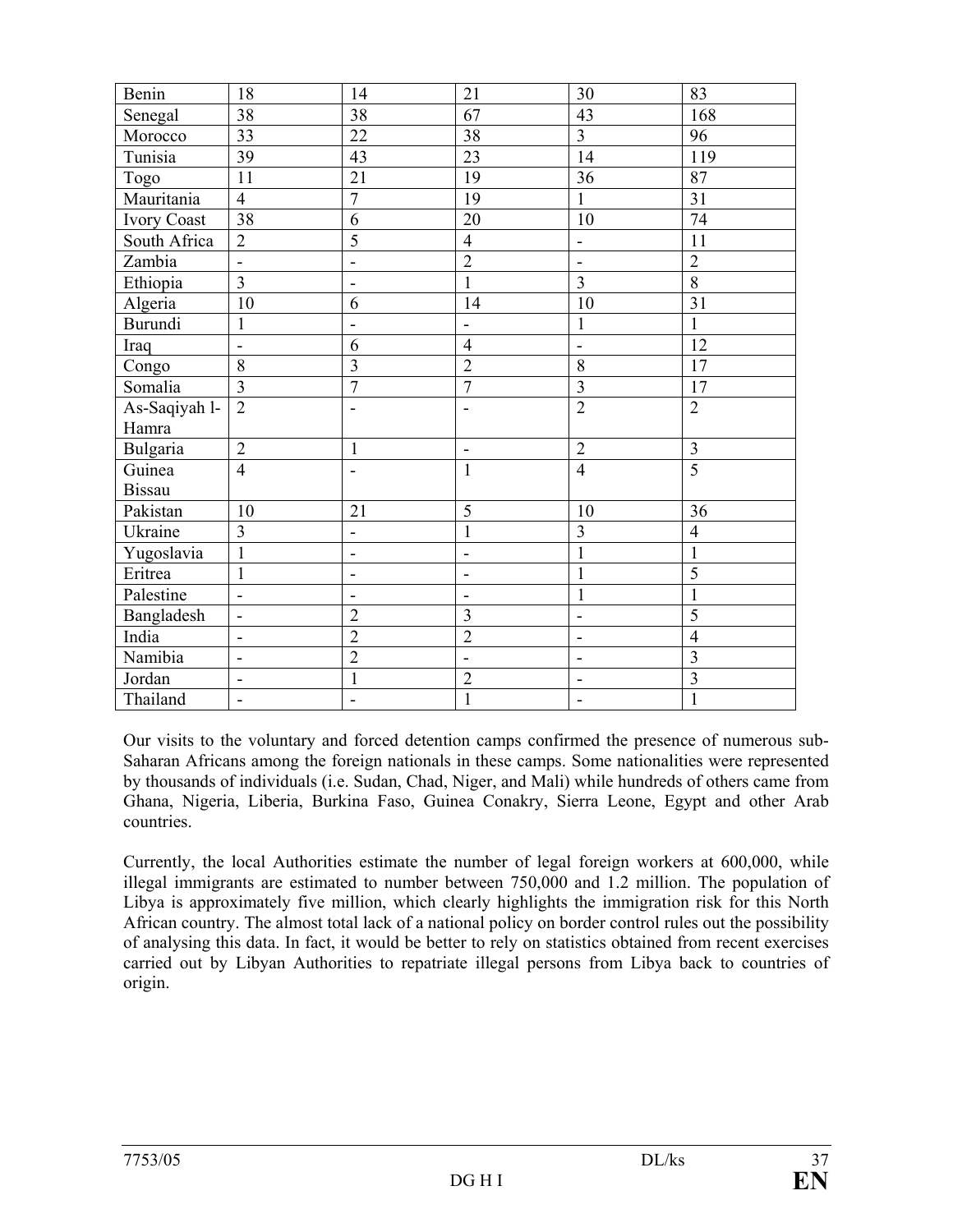| | | | | | |
|---|---|---|---|---|---|
| Benin | 18 | 14 | 21 | 30 | 83 |
| Senegal | 38 | 38 | 67 | 43 | 168 |
| Morocco | 33 | 22 | 38 | 3 | 96 |
| Tunisia | 39 | 43 | 23 | 14 | 119 |
| Togo | 11 | 21 | 19 | 36 | 87 |
| Mauritania | 4 | 7 | 19 | 1 | 31 |
| Ivory Coast | 38 | 6 | 20 | 10 | 74 |
| South Africa | 2 | 5 | 4 | - | 11 |
| Zambia | - | - | 2 | - | 2 |
| Ethiopia | 3 | - | 1 | 3 | 8 |
| Algeria | 10 | 6 | 14 | 10 | 31 |
| Burundi | 1 | - | - | 1 | 1 |
| Iraq | - | 6 | 4 | - | 12 |
| Congo | 8 | 3 | 2 | 8 | 17 |
| Somalia | 3 | 7 | 7 | 3 | 17 |
| As-Saqiyah l-Hamra | 2 | - | - | 2 | 2 |
| Bulgaria | 2 | 1 | - | 2 | 3 |
| Guinea Bissau | 4 | - | 1 | 4 | 5 |
| Pakistan | 10 | 21 | 5 | 10 | 36 |
| Ukraine | 3 | - | 1 | 3 | 4 |
| Yugoslavia | 1 | - | - | 1 | 1 |
| Eritrea | 1 | - | - | 1 | 5 |
| Palestine | - | - | - | 1 | 1 |
| Bangladesh | - | 2 | 3 | - | 5 |
| India | - | 2 | 2 | - | 4 |
| Namibia | - | 2 | - | - | 3 |
| Jordan | - | 1 | 2 | - | 3 |
| Thailand | - | - | 1 | - | 1 |

Our visits to the voluntary and forced detention camps confirmed the presence of numerous sub-Saharan Africans among the foreign nationals in these camps. Some nationalities were represented by thousands of individuals (i.e. Sudan, Chad, Niger, and Mali) while hundreds of others came from Ghana, Nigeria, Liberia, Burkina Faso, Guinea Conakry, Sierra Leone, Egypt and other Arab countries.

Currently, the local Authorities estimate the number of legal foreign workers at 600,000, while illegal immigrants are estimated to number between 750,000 and 1.2 million. The population of Libya is approximately five million, which clearly highlights the immigration risk for this North African country. The almost total lack of a national policy on border control rules out the possibility of analysing this data. In fact, it would be better to rely on statistics obtained from recent exercises carried out by Libyan Authorities to repatriate illegal persons from Libya back to countries of origin.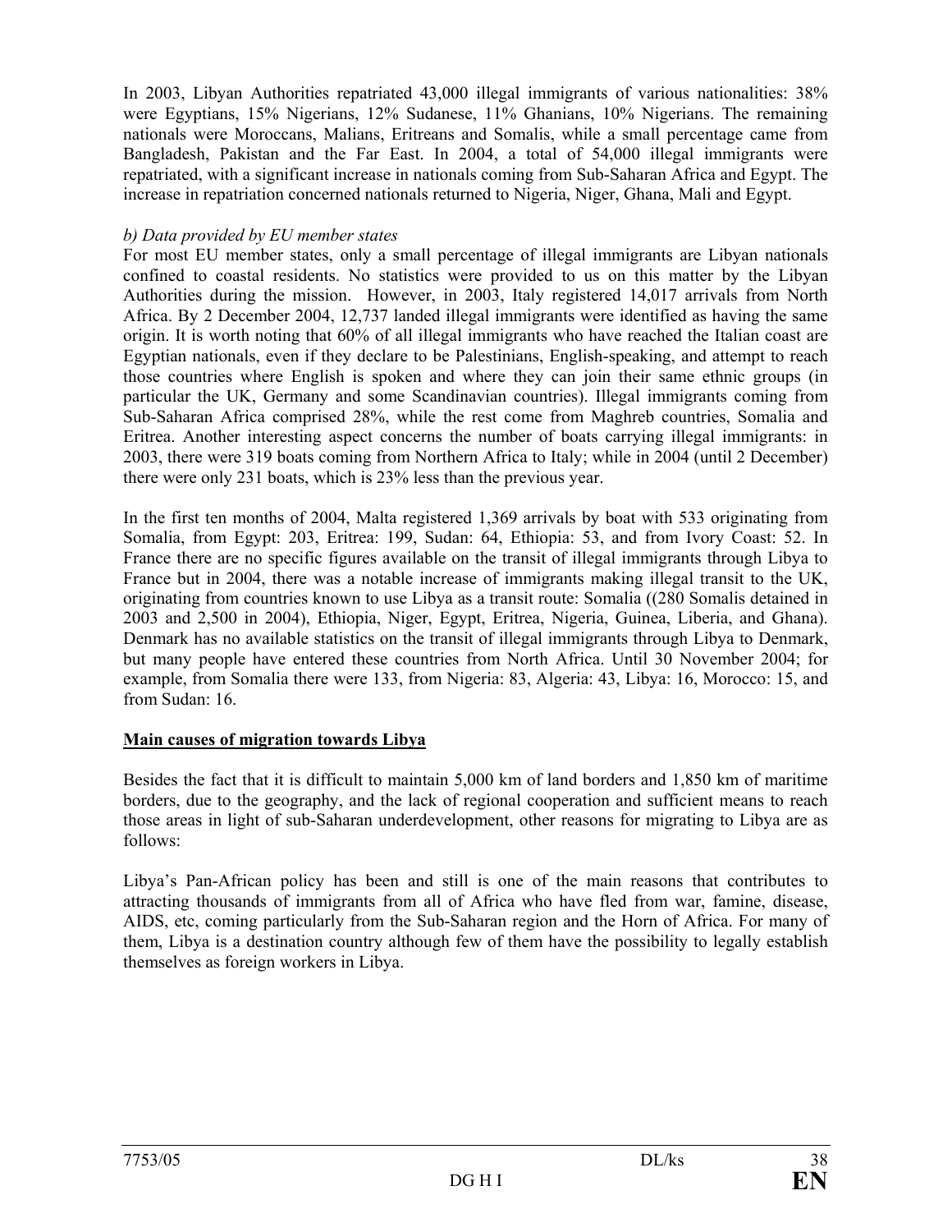In 2003, Libyan Authorities repatriated 43,000 illegal immigrants of various nationalities: 38% were Egyptians, 15% Nigerians, 12% Sudanese, 11% Ghanians, 10% Nigerians. The remaining nationals were Moroccans, Malians, Eritreans and Somalis, while a small percentage came from Bangladesh, Pakistan and the Far East. In 2004, a total of 54,000 illegal immigrants were repatriated, with a significant increase in nationals coming from Sub-Saharan Africa and Egypt. The increase in repatriation concerned nationals returned to Nigeria, Niger, Ghana, Mali and Egypt.

*b) Data provided by EU member states*

For most EU member states, only a small percentage of illegal immigrants are Libyan nationals confined to coastal residents. No statistics were provided to us on this matter by the Libyan Authorities during the mission. However, in 2003, Italy registered 14,017 arrivals from North Africa. By 2 December 2004, 12,737 landed illegal immigrants were identified as having the same origin. It is worth noting that 60% of all illegal immigrants who have reached the Italian coast are Egyptian nationals, even if they declare to be Palestinians, English-speaking, and attempt to reach those countries where English is spoken and where they can join their same ethnic groups (in particular the UK, Germany and some Scandinavian countries). Illegal immigrants coming from Sub-Saharan Africa comprised 28%, while the rest come from Maghreb countries, Somalia and Eritrea. Another interesting aspect concerns the number of boats carrying illegal immigrants: in 2003, there were 319 boats coming from Northern Africa to Italy; while in 2004 (until 2 December) there were only 231 boats, which is 23% less than the previous year.

In the first ten months of 2004, Malta registered 1,369 arrivals by boat with 533 originating from Somalia, from Egypt: 203, Eritrea: 199, Sudan: 64, Ethiopia: 53, and from Ivory Coast: 52. In France there are no specific figures available on the transit of illegal immigrants through Libya to France but in 2004, there was a notable increase of immigrants making illegal transit to the UK, originating from countries known to use Libya as a transit route: Somalia ((280 Somalis detained in 2003 and 2,500 in 2004), Ethiopia, Niger, Egypt, Eritrea, Nigeria, Guinea, Liberia, and Ghana). Denmark has no available statistics on the transit of illegal immigrants through Libya to Denmark, but many people have entered these countries from North Africa. Until 30 November 2004; for example, from Somalia there were 133, from Nigeria: 83, Algeria: 43, Libya: 16, Morocco: 15, and from Sudan: 16.

**Main causes of migration towards Libya**

Besides the fact that it is difficult to maintain 5,000 km of land borders and 1,850 km of maritime borders, due to the geography, and the lack of regional cooperation and sufficient means to reach those areas in light of sub-Saharan underdevelopment, other reasons for migrating to Libya are as follows:

Libya's Pan-African policy has been and still is one of the main reasons that contributes to attracting thousands of immigrants from all of Africa who have fled from war, famine, disease, AIDS, etc, coming particularly from the Sub-Saharan region and the Horn of Africa. For many of them, Libya is a destination country although few of them have the possibility to legally establish themselves as foreign workers in Libya.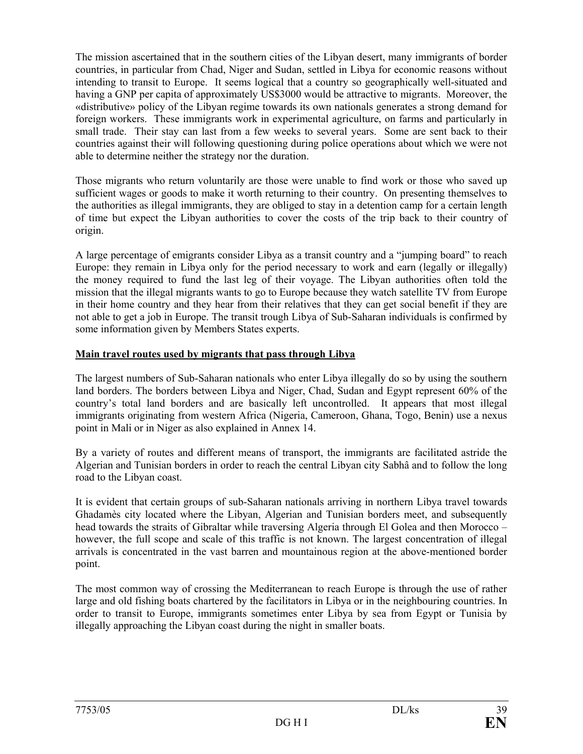The mission ascertained that in the southern cities of the Libyan desert, many immigrants of border countries, in particular from Chad, Niger and Sudan, settled in Libya for economic reasons without intending to transit to Europe. It seems logical that a country so geographically well-situated and having a GNP per capita of approximately US$3000 would be attractive to migrants. Moreover, the «distributive» policy of the Libyan regime towards its own nationals generates a strong demand for foreign workers. These immigrants work in experimental agriculture, on farms and particularly in small trade. Their stay can last from a few weeks to several years. Some are sent back to their countries against their will following questioning during police operations about which we were not able to determine neither the strategy nor the duration.

Those migrants who return voluntarily are those were unable to find work or those who saved up sufficient wages or goods to make it worth returning to their country. On presenting themselves to the authorities as illegal immigrants, they are obliged to stay in a detention camp for a certain length of time but expect the Libyan authorities to cover the costs of the trip back to their country of origin.

A large percentage of emigrants consider Libya as a transit country and a "jumping board" to reach Europe: they remain in Libya only for the period necessary to work and earn (legally or illegally) the money required to fund the last leg of their voyage. The Libyan authorities often told the mission that the illegal migrants wants to go to Europe because they watch satellite TV from Europe in their home country and they hear from their relatives that they can get social benefit if they are not able to get a job in Europe. The transit trough Libya of Sub-Saharan individuals is confirmed by some information given by Members States experts.

**Main travel routes used by migrants that pass through Libya**

The largest numbers of Sub-Saharan nationals who enter Libya illegally do so by using the southern land borders. The borders between Libya and Niger, Chad, Sudan and Egypt represent 60% of the country's total land borders and are basically left uncontrolled. It appears that most illegal immigrants originating from western Africa (Nigeria, Cameroon, Ghana, Togo, Benin) use a nexus point in Mali or in Niger as also explained in Annex 14.

By a variety of routes and different means of transport, the immigrants are facilitated astride the Algerian and Tunisian borders in order to reach the central Libyan city Sabhâ and to follow the long road to the Libyan coast.

It is evident that certain groups of sub-Saharan nationals arriving in northern Libya travel towards Ghadamès city located where the Libyan, Algerian and Tunisian borders meet, and subsequently head towards the straits of Gibraltar while traversing Algeria through El Golea and then Morocco – however, the full scope and scale of this traffic is not known. The largest concentration of illegal arrivals is concentrated in the vast barren and mountainous region at the above-mentioned border point.

The most common way of crossing the Mediterranean to reach Europe is through the use of rather large and old fishing boats chartered by the facilitators in Libya or in the neighbouring countries. In order to transit to Europe, immigrants sometimes enter Libya by sea from Egypt or Tunisia by illegally approaching the Libyan coast during the night in smaller boats.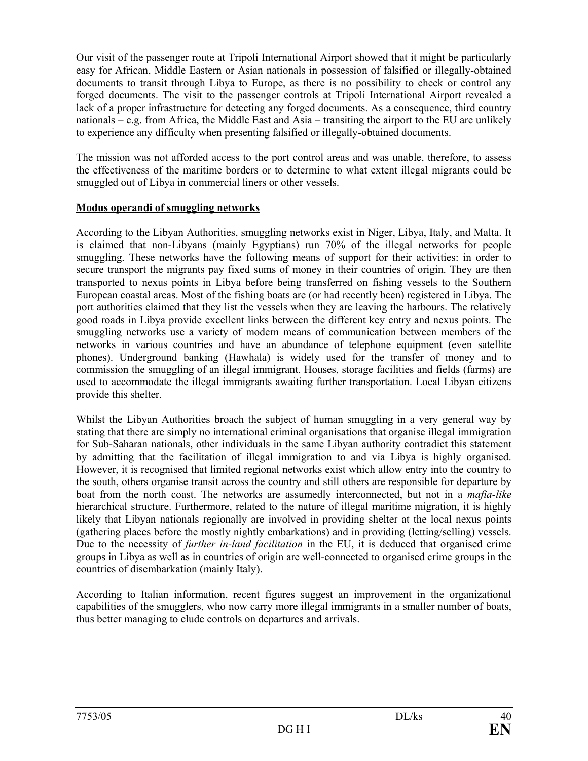Our visit of the passenger route at Tripoli International Airport showed that it might be particularly easy for African, Middle Eastern or Asian nationals in possession of falsified or illegally-obtained documents to transit through Libya to Europe, as there is no possibility to check or control any forged documents. The visit to the passenger controls at Tripoli International Airport revealed a lack of a proper infrastructure for detecting any forged documents. As a consequence, third country nationals – e.g. from Africa, the Middle East and Asia – transiting the airport to the EU are unlikely to experience any difficulty when presenting falsified or illegally-obtained documents.

The mission was not afforded access to the port control areas and was unable, therefore, to assess the effectiveness of the maritime borders or to determine to what extent illegal migrants could be smuggled out of Libya in commercial liners or other vessels.

**Modus operandi of smuggling networks**

According to the Libyan Authorities, smuggling networks exist in Niger, Libya, Italy, and Malta. It is claimed that non-Libyans (mainly Egyptians) run 70% of the illegal networks for people smuggling. These networks have the following means of support for their activities: in order to secure transport the migrants pay fixed sums of money in their countries of origin. They are then transported to nexus points in Libya before being transferred on fishing vessels to the Southern European coastal areas. Most of the fishing boats are (or had recently been) registered in Libya. The port authorities claimed that they list the vessels when they are leaving the harbours. The relatively good roads in Libya provide excellent links between the different key entry and nexus points. The smuggling networks use a variety of modern means of communication between members of the networks in various countries and have an abundance of telephone equipment (even satellite phones). Underground banking (Hawhala) is widely used for the transfer of money and to commission the smuggling of an illegal immigrant. Houses, storage facilities and fields (farms) are used to accommodate the illegal immigrants awaiting further transportation. Local Libyan citizens provide this shelter.

Whilst the Libyan Authorities broach the subject of human smuggling in a very general way by stating that there are simply no international criminal organisations that organise illegal immigration for Sub-Saharan nationals, other individuals in the same Libyan authority contradict this statement by admitting that the facilitation of illegal immigration to and via Libya is highly organised. However, it is recognised that limited regional networks exist which allow entry into the country to the south, others organise transit across the country and still others are responsible for departure by boat from the north coast. The networks are assumedly interconnected, but not in a *mafia-like* hierarchical structure. Furthermore, related to the nature of illegal maritime migration, it is highly likely that Libyan nationals regionally are involved in providing shelter at the local nexus points (gathering places before the mostly nightly embarkations) and in providing (letting/selling) vessels. Due to the necessity of *further in-land facilitation* in the EU, it is deduced that organised crime groups in Libya as well as in countries of origin are well-connected to organised crime groups in the countries of disembarkation (mainly Italy).

According to Italian information, recent figures suggest an improvement in the organizational capabilities of the smugglers, who now carry more illegal immigrants in a smaller number of boats, thus better managing to elude controls on departures and arrivals.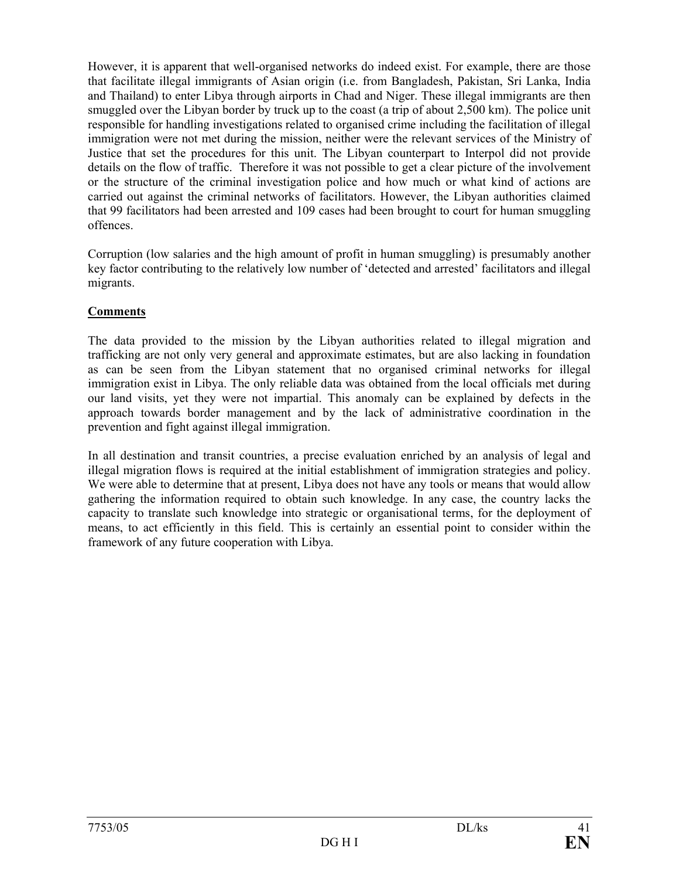However, it is apparent that well-organised networks do indeed exist. For example, there are those that facilitate illegal immigrants of Asian origin (i.e. from Bangladesh, Pakistan, Sri Lanka, India and Thailand) to enter Libya through airports in Chad and Niger. These illegal immigrants are then smuggled over the Libyan border by truck up to the coast (a trip of about 2,500 km). The police unit responsible for handling investigations related to organised crime including the facilitation of illegal immigration were not met during the mission, neither were the relevant services of the Ministry of Justice that set the procedures for this unit. The Libyan counterpart to Interpol did not provide details on the flow of traffic. Therefore it was not possible to get a clear picture of the involvement or the structure of the criminal investigation police and how much or what kind of actions are carried out against the criminal networks of facilitators. However, the Libyan authorities claimed that 99 facilitators had been arrested and 109 cases had been brought to court for human smuggling offences.

Corruption (low salaries and the high amount of profit in human smuggling) is presumably another key factor contributing to the relatively low number of 'detected and arrested' facilitators and illegal migrants.

**Comments**

The data provided to the mission by the Libyan authorities related to illegal migration and trafficking are not only very general and approximate estimates, but are also lacking in foundation as can be seen from the Libyan statement that no organised criminal networks for illegal immigration exist in Libya. The only reliable data was obtained from the local officials met during our land visits, yet they were not impartial. This anomaly can be explained by defects in the approach towards border management and by the lack of administrative coordination in the prevention and fight against illegal immigration.

In all destination and transit countries, a precise evaluation enriched by an analysis of legal and illegal migration flows is required at the initial establishment of immigration strategies and policy. We were able to determine that at present, Libya does not have any tools or means that would allow gathering the information required to obtain such knowledge. In any case, the country lacks the capacity to translate such knowledge into strategic or organisational terms, for the deployment of means, to act efficiently in this field. This is certainly an essential point to consider within the framework of any future cooperation with Libya.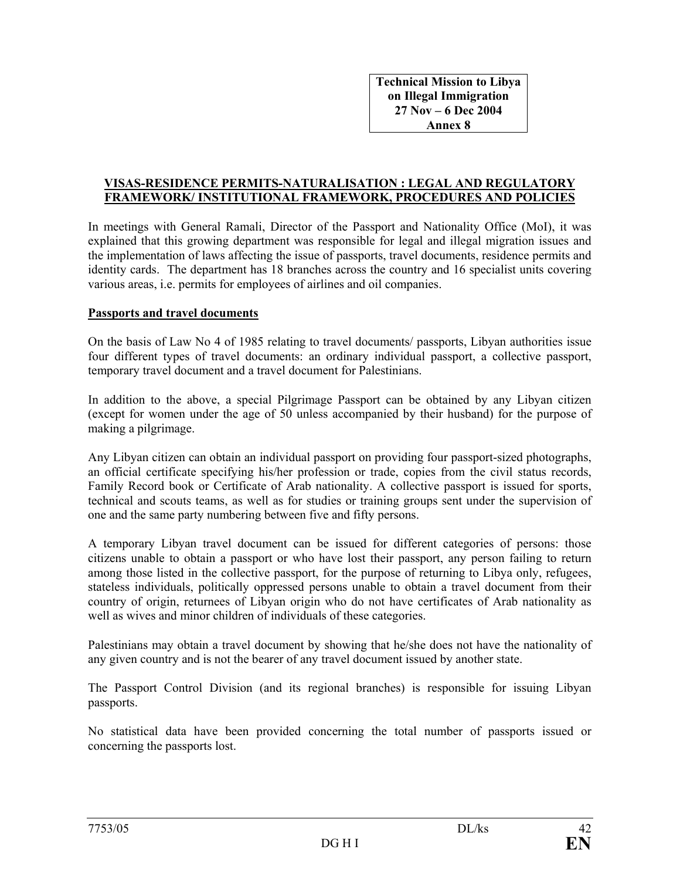**Technical Mission to Libya on Illegal Immigration 27 Nov – 6 Dec 2004 Annex 8**

## VISAS-RESIDENCE PERMITS-NATURALISATION : LEGAL AND REGULATORY FRAMEWORK/ INSTITUTIONAL FRAMEWORK, PROCEDURES AND POLICIES

In meetings with General Ramali, Director of the Passport and Nationality Office (MoI), it was explained that this growing department was responsible for legal and illegal migration issues and the implementation of laws affecting the issue of passports, travel documents, residence permits and identity cards. The department has 18 branches across the country and 16 specialist units covering various areas, i.e. permits for employees of airlines and oil companies.

### Passports and travel documents

On the basis of Law No 4 of 1985 relating to travel documents/ passports, Libyan authorities issue four different types of travel documents: an ordinary individual passport, a collective passport, temporary travel document and a travel document for Palestinians.

In addition to the above, a special Pilgrimage Passport can be obtained by any Libyan citizen (except for women under the age of 50 unless accompanied by their husband) for the purpose of making a pilgrimage.

Any Libyan citizen can obtain an individual passport on providing four passport-sized photographs, an official certificate specifying his/her profession or trade, copies from the civil status records, Family Record book or Certificate of Arab nationality. A collective passport is issued for sports, technical and scouts teams, as well as for studies or training groups sent under the supervision of one and the same party numbering between five and fifty persons.

A temporary Libyan travel document can be issued for different categories of persons: those citizens unable to obtain a passport or who have lost their passport, any person failing to return among those listed in the collective passport, for the purpose of returning to Libya only, refugees, stateless individuals, politically oppressed persons unable to obtain a travel document from their country of origin, returnees of Libyan origin who do not have certificates of Arab nationality as well as wives and minor children of individuals of these categories.

Palestinians may obtain a travel document by showing that he/she does not have the nationality of any given country and is not the bearer of any travel document issued by another state.

The Passport Control Division (and its regional branches) is responsible for issuing Libyan passports.

No statistical data have been provided concerning the total number of passports issued or concerning the passports lost.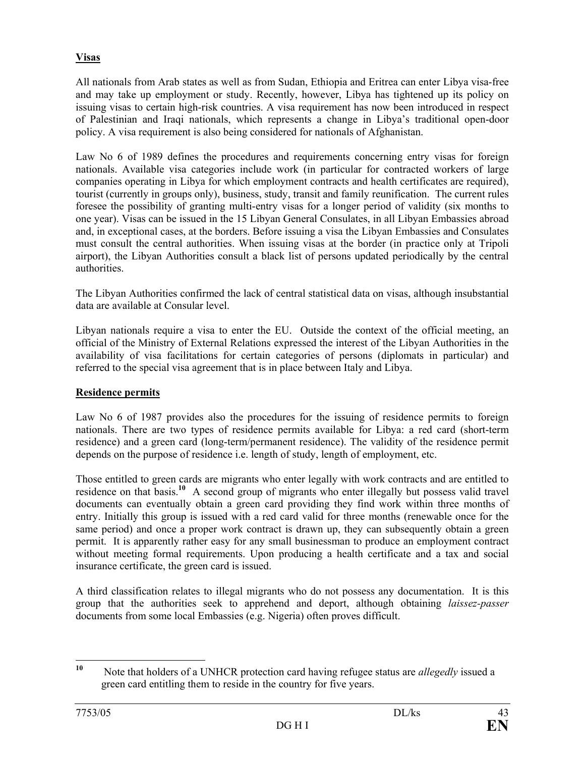**Visas**

All nationals from Arab states as well as from Sudan, Ethiopia and Eritrea can enter Libya visa-free and may take up employment or study. Recently, however, Libya has tightened up its policy on issuing visas to certain high-risk countries. A visa requirement has now been introduced in respect of Palestinian and Iraqi nationals, which represents a change in Libya's traditional open-door policy. A visa requirement is also being considered for nationals of Afghanistan.

Law No 6 of 1989 defines the procedures and requirements concerning entry visas for foreign nationals. Available visa categories include work (in particular for contracted workers of large companies operating in Libya for which employment contracts and health certificates are required), tourist (currently in groups only), business, study, transit and family reunification. The current rules foresee the possibility of granting multi-entry visas for a longer period of validity (six months to one year). Visas can be issued in the 15 Libyan General Consulates, in all Libyan Embassies abroad and, in exceptional cases, at the borders. Before issuing a visa the Libyan Embassies and Consulates must consult the central authorities. When issuing visas at the border (in practice only at Tripoli airport), the Libyan Authorities consult a black list of persons updated periodically by the central authorities.

The Libyan Authorities confirmed the lack of central statistical data on visas, although insubstantial data are available at Consular level.

Libyan nationals require a visa to enter the EU. Outside the context of the official meeting, an official of the Ministry of External Relations expressed the interest of the Libyan Authorities in the availability of visa facilitations for certain categories of persons (diplomats in particular) and referred to the special visa agreement that is in place between Italy and Libya.

**Residence permits**

Law No 6 of 1987 provides also the procedures for the issuing of residence permits to foreign nationals. There are two types of residence permits available for Libya: a red card (short-term residence) and a green card (long-term/permanent residence). The validity of the residence permit depends on the purpose of residence i.e. length of study, length of employment, etc.

Those entitled to green cards are migrants who enter legally with work contracts and are entitled to residence on that basis.[10] A second group of migrants who enter illegally but possess valid travel documents can eventually obtain a green card providing they find work within three months of entry. Initially this group is issued with a red card valid for three months (renewable once for the same period) and once a proper work contract is drawn up, they can subsequently obtain a green permit. It is apparently rather easy for any small businessman to produce an employment contract without meeting formal requirements. Upon producing a health certificate and a tax and social insurance certificate, the green card is issued.

A third classification relates to illegal migrants who do not possess any documentation. It is this group that the authorities seek to apprehend and deport, although obtaining *laissez-passer* documents from some local Embassies (e.g. Nigeria) often proves difficult.

[10] Note that holders of a UNHCR protection card having refugee status are *allegedly* issued a green card entitling them to reside in the country for five years.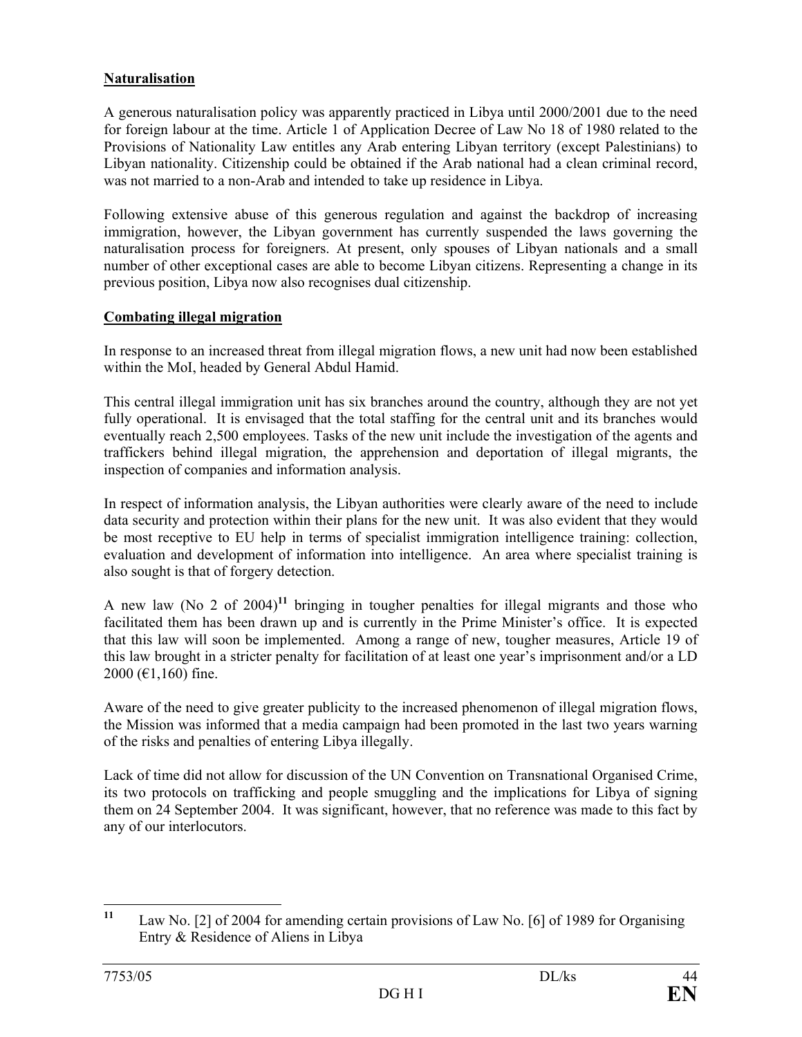**Naturalisation**

A generous naturalisation policy was apparently practiced in Libya until 2000/2001 due to the need for foreign labour at the time. Article 1 of Application Decree of Law No 18 of 1980 related to the Provisions of Nationality Law entitles any Arab entering Libyan territory (except Palestinians) to Libyan nationality. Citizenship could be obtained if the Arab national had a clean criminal record, was not married to a non-Arab and intended to take up residence in Libya.

Following extensive abuse of this generous regulation and against the backdrop of increasing immigration, however, the Libyan government has currently suspended the laws governing the naturalisation process for foreigners. At present, only spouses of Libyan nationals and a small number of other exceptional cases are able to become Libyan citizens. Representing a change in its previous position, Libya now also recognises dual citizenship.

**Combating illegal migration**

In response to an increased threat from illegal migration flows, a new unit had now been established within the MoI, headed by General Abdul Hamid.

This central illegal immigration unit has six branches around the country, although they are not yet fully operational. It is envisaged that the total staffing for the central unit and its branches would eventually reach 2,500 employees. Tasks of the new unit include the investigation of the agents and traffickers behind illegal migration, the apprehension and deportation of illegal migrants, the inspection of companies and information analysis.

In respect of information analysis, the Libyan authorities were clearly aware of the need to include data security and protection within their plans for the new unit. It was also evident that they would be most receptive to EU help in terms of specialist immigration intelligence training: collection, evaluation and development of information into intelligence. An area where specialist training is also sought is that of forgery detection.

A new law (No 2 of 2004)[11] bringing in tougher penalties for illegal migrants and those who facilitated them has been drawn up and is currently in the Prime Minister's office. It is expected that this law will soon be implemented. Among a range of new, tougher measures, Article 19 of this law brought in a stricter penalty for facilitation of at least one year's imprisonment and/or a LD 2000 (€1,160) fine.

Aware of the need to give greater publicity to the increased phenomenon of illegal migration flows, the Mission was informed that a media campaign had been promoted in the last two years warning of the risks and penalties of entering Libya illegally.

Lack of time did not allow for discussion of the UN Convention on Transnational Organised Crime, its two protocols on trafficking and people smuggling and the implications for Libya of signing them on 24 September 2004. It was significant, however, that no reference was made to this fact by any of our interlocutors.

---

[11] Law No. [2] of 2004 for amending certain provisions of Law No. [6] of 1989 for Organising Entry & Residence of Aliens in Libya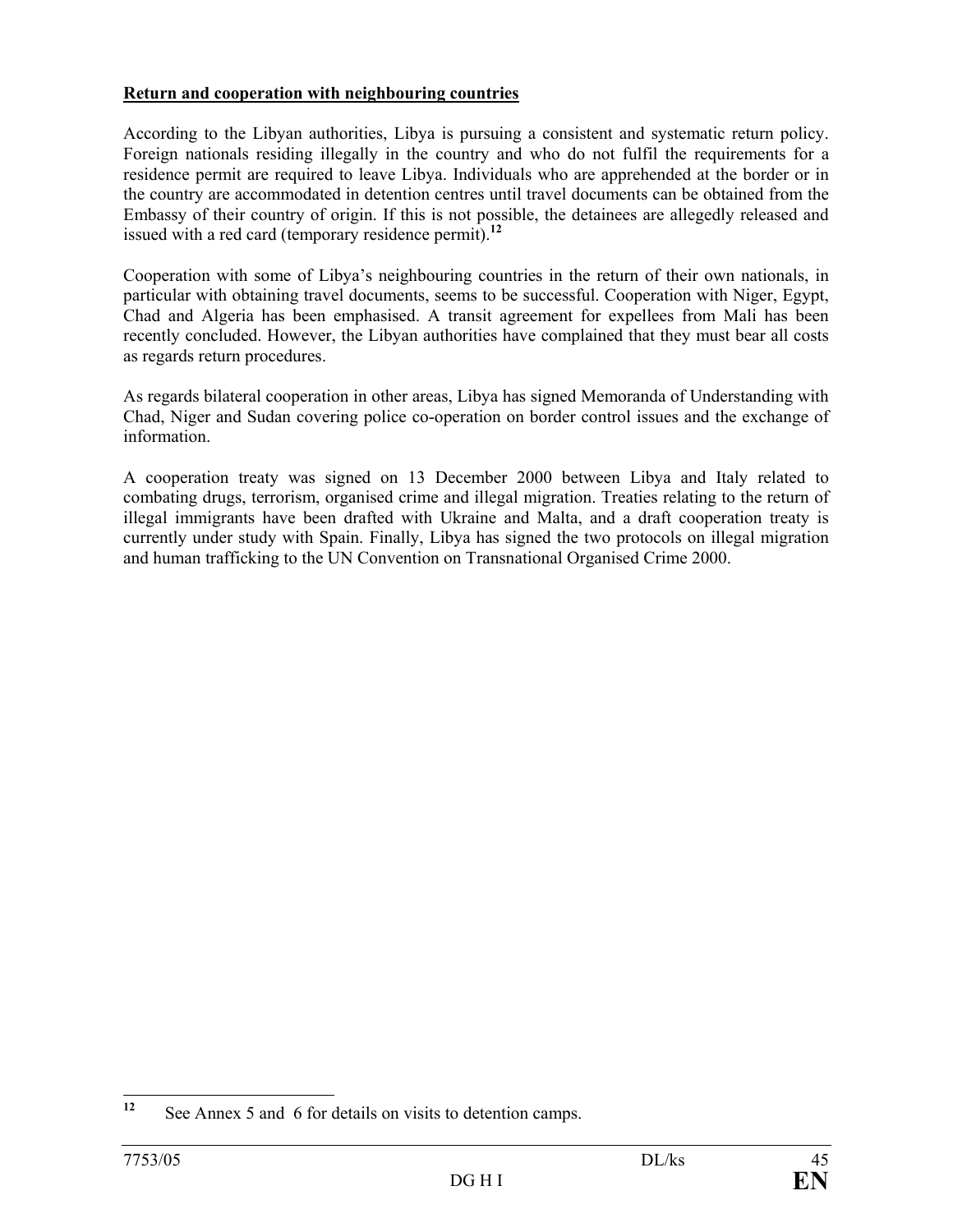**Return and cooperation with neighbouring countries**

According to the Libyan authorities, Libya is pursuing a consistent and systematic return policy. Foreign nationals residing illegally in the country and who do not fulfil the requirements for a residence permit are required to leave Libya. Individuals who are apprehended at the border or in the country are accommodated in detention centres until travel documents can be obtained from the Embassy of their country of origin. If this is not possible, the detainees are allegedly released and issued with a red card (temporary residence permit).[12]

Cooperation with some of Libya's neighbouring countries in the return of their own nationals, in particular with obtaining travel documents, seems to be successful. Cooperation with Niger, Egypt, Chad and Algeria has been emphasised. A transit agreement for expellees from Mali has been recently concluded. However, the Libyan authorities have complained that they must bear all costs as regards return procedures.

As regards bilateral cooperation in other areas, Libya has signed Memoranda of Understanding with Chad, Niger and Sudan covering police co-operation on border control issues and the exchange of information.

A cooperation treaty was signed on 13 December 2000 between Libya and Italy related to combating drugs, terrorism, organised crime and illegal migration. Treaties relating to the return of illegal immigrants have been drafted with Ukraine and Malta, and a draft cooperation treaty is currently under study with Spain. Finally, Libya has signed the two protocols on illegal migration and human trafficking to the UN Convention on Transnational Organised Crime 2000.

---

[12] See Annex 5 and 6 for details on visits to detention camps.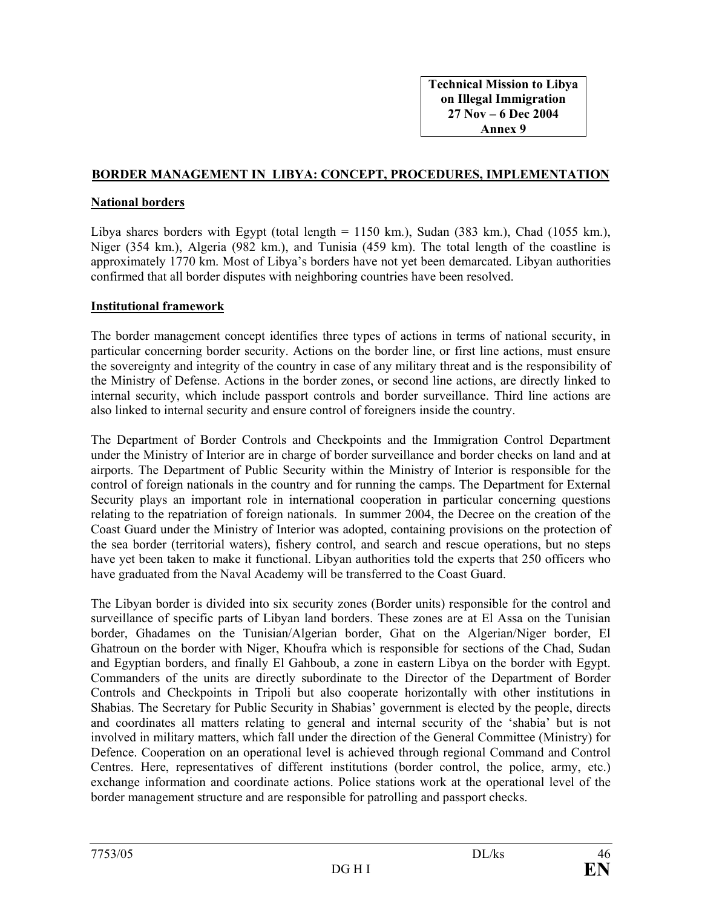**Technical Mission to Libya on Illegal Immigration 27 Nov – 6 Dec 2004 Annex 9**

## BORDER MANAGEMENT IN LIBYA: CONCEPT, PROCEDURES, IMPLEMENTATION

### National borders

Libya shares borders with Egypt (total length = 1150 km.), Sudan (383 km.), Chad (1055 km.), Niger (354 km.), Algeria (982 km.), and Tunisia (459 km). The total length of the coastline is approximately 1770 km. Most of Libya's borders have not yet been demarcated. Libyan authorities confirmed that all border disputes with neighboring countries have been resolved.

### Institutional framework

The border management concept identifies three types of actions in terms of national security, in particular concerning border security. Actions on the border line, or first line actions, must ensure the sovereignty and integrity of the country in case of any military threat and is the responsibility of the Ministry of Defense. Actions in the border zones, or second line actions, are directly linked to internal security, which include passport controls and border surveillance. Third line actions are also linked to internal security and ensure control of foreigners inside the country.

The Department of Border Controls and Checkpoints and the Immigration Control Department under the Ministry of Interior are in charge of border surveillance and border checks on land and at airports. The Department of Public Security within the Ministry of Interior is responsible for the control of foreign nationals in the country and for running the camps. The Department for External Security plays an important role in international cooperation in particular concerning questions relating to the repatriation of foreign nationals. In summer 2004, the Decree on the creation of the Coast Guard under the Ministry of Interior was adopted, containing provisions on the protection of the sea border (territorial waters), fishery control, and search and rescue operations, but no steps have yet been taken to make it functional. Libyan authorities told the experts that 250 officers who have graduated from the Naval Academy will be transferred to the Coast Guard.

The Libyan border is divided into six security zones (Border units) responsible for the control and surveillance of specific parts of Libyan land borders. These zones are at El Assa on the Tunisian border, Ghadames on the Tunisian/Algerian border, Ghat on the Algerian/Niger border, El Ghatroun on the border with Niger, Khoufra which is responsible for sections of the Chad, Sudan and Egyptian borders, and finally El Gahboub, a zone in eastern Libya on the border with Egypt. Commanders of the units are directly subordinate to the Director of the Department of Border Controls and Checkpoints in Tripoli but also cooperate horizontally with other institutions in Shabias. The Secretary for Public Security in Shabias' government is elected by the people, directs and coordinates all matters relating to general and internal security of the 'shabia' but is not involved in military matters, which fall under the direction of the General Committee (Ministry) for Defence. Cooperation on an operational level is achieved through regional Command and Control Centres. Here, representatives of different institutions (border control, the police, army, etc.) exchange information and coordinate actions. Police stations work at the operational level of the border management structure and are responsible for patrolling and passport checks.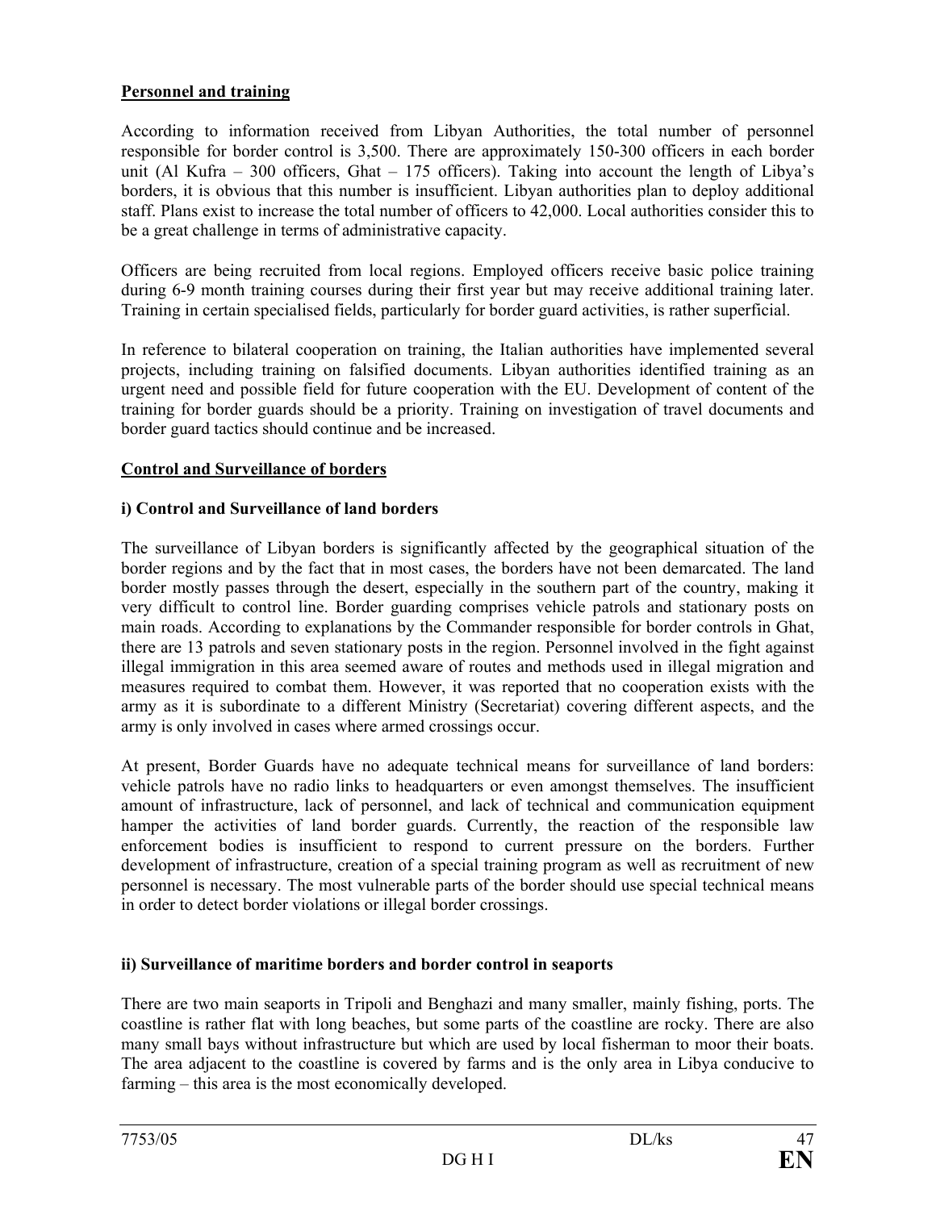**Personnel and training**

According to information received from Libyan Authorities, the total number of personnel responsible for border control is 3,500. There are approximately 150-300 officers in each border unit (Al Kufra – 300 officers, Ghat – 175 officers). Taking into account the length of Libya's borders, it is obvious that this number is insufficient. Libyan authorities plan to deploy additional staff. Plans exist to increase the total number of officers to 42,000. Local authorities consider this to be a great challenge in terms of administrative capacity.

Officers are being recruited from local regions. Employed officers receive basic police training during 6-9 month training courses during their first year but may receive additional training later. Training in certain specialised fields, particularly for border guard activities, is rather superficial.

In reference to bilateral cooperation on training, the Italian authorities have implemented several projects, including training on falsified documents. Libyan authorities identified training as an urgent need and possible field for future cooperation with the EU. Development of content of the training for border guards should be a priority. Training on investigation of travel documents and border guard tactics should continue and be increased.

**Control and Surveillance of borders**

**i) Control and Surveillance of land borders**

The surveillance of Libyan borders is significantly affected by the geographical situation of the border regions and by the fact that in most cases, the borders have not been demarcated. The land border mostly passes through the desert, especially in the southern part of the country, making it very difficult to control line. Border guarding comprises vehicle patrols and stationary posts on main roads. According to explanations by the Commander responsible for border controls in Ghat, there are 13 patrols and seven stationary posts in the region. Personnel involved in the fight against illegal immigration in this area seemed aware of routes and methods used in illegal migration and measures required to combat them. However, it was reported that no cooperation exists with the army as it is subordinate to a different Ministry (Secretariat) covering different aspects, and the army is only involved in cases where armed crossings occur.

At present, Border Guards have no adequate technical means for surveillance of land borders: vehicle patrols have no radio links to headquarters or even amongst themselves. The insufficient amount of infrastructure, lack of personnel, and lack of technical and communication equipment hamper the activities of land border guards. Currently, the reaction of the responsible law enforcement bodies is insufficient to respond to current pressure on the borders. Further development of infrastructure, creation of a special training program as well as recruitment of new personnel is necessary. The most vulnerable parts of the border should use special technical means in order to detect border violations or illegal border crossings.

**ii) Surveillance of maritime borders and border control in seaports**

There are two main seaports in Tripoli and Benghazi and many smaller, mainly fishing, ports. The coastline is rather flat with long beaches, but some parts of the coastline are rocky. There are also many small bays without infrastructure but which are used by local fisherman to moor their boats. The area adjacent to the coastline is covered by farms and is the only area in Libya conducive to farming – this area is the most economically developed.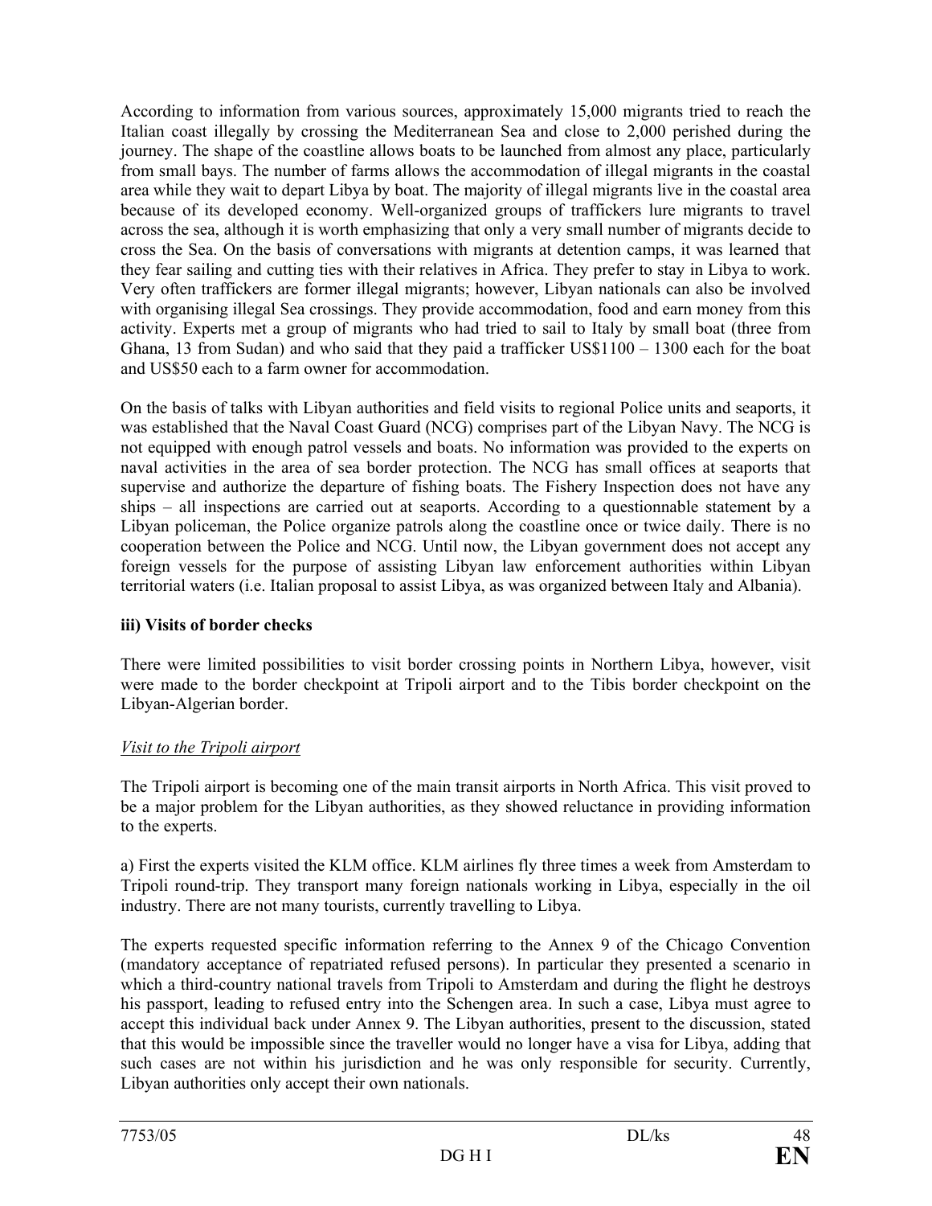According to information from various sources, approximately 15,000 migrants tried to reach the Italian coast illegally by crossing the Mediterranean Sea and close to 2,000 perished during the journey. The shape of the coastline allows boats to be launched from almost any place, particularly from small bays. The number of farms allows the accommodation of illegal migrants in the coastal area while they wait to depart Libya by boat. The majority of illegal migrants live in the coastal area because of its developed economy. Well-organized groups of traffickers lure migrants to travel across the sea, although it is worth emphasizing that only a very small number of migrants decide to cross the Sea. On the basis of conversations with migrants at detention camps, it was learned that they fear sailing and cutting ties with their relatives in Africa. They prefer to stay in Libya to work. Very often traffickers are former illegal migrants; however, Libyan nationals can also be involved with organising illegal Sea crossings. They provide accommodation, food and earn money from this activity. Experts met a group of migrants who had tried to sail to Italy by small boat (three from Ghana, 13 from Sudan) and who said that they paid a trafficker US$1100 – 1300 each for the boat and US$50 each to a farm owner for accommodation.

On the basis of talks with Libyan authorities and field visits to regional Police units and seaports, it was established that the Naval Coast Guard (NCG) comprises part of the Libyan Navy. The NCG is not equipped with enough patrol vessels and boats. No information was provided to the experts on naval activities in the area of sea border protection. The NCG has small offices at seaports that supervise and authorize the departure of fishing boats. The Fishery Inspection does not have any ships – all inspections are carried out at seaports. According to a questionnable statement by a Libyan policeman, the Police organize patrols along the coastline once or twice daily. There is no cooperation between the Police and NCG. Until now, the Libyan government does not accept any foreign vessels for the purpose of assisting Libyan law enforcement authorities within Libyan territorial waters (i.e. Italian proposal to assist Libya, as was organized between Italy and Albania).

**iii) Visits of border checks**

There were limited possibilities to visit border crossing points in Northern Libya, however, visit were made to the border checkpoint at Tripoli airport and to the Tibis border checkpoint on the Libyan-Algerian border.

*Visit to the Tripoli airport*

The Tripoli airport is becoming one of the main transit airports in North Africa. This visit proved to be a major problem for the Libyan authorities, as they showed reluctance in providing information to the experts.

a) First the experts visited the KLM office. KLM airlines fly three times a week from Amsterdam to Tripoli round-trip. They transport many foreign nationals working in Libya, especially in the oil industry. There are not many tourists, currently travelling to Libya.

The experts requested specific information referring to the Annex 9 of the Chicago Convention (mandatory acceptance of repatriated refused persons). In particular they presented a scenario in which a third-country national travels from Tripoli to Amsterdam and during the flight he destroys his passport, leading to refused entry into the Schengen area. In such a case, Libya must agree to accept this individual back under Annex 9. The Libyan authorities, present to the discussion, stated that this would be impossible since the traveller would no longer have a visa for Libya, adding that such cases are not within his jurisdiction and he was only responsible for security. Currently, Libyan authorities only accept their own nationals.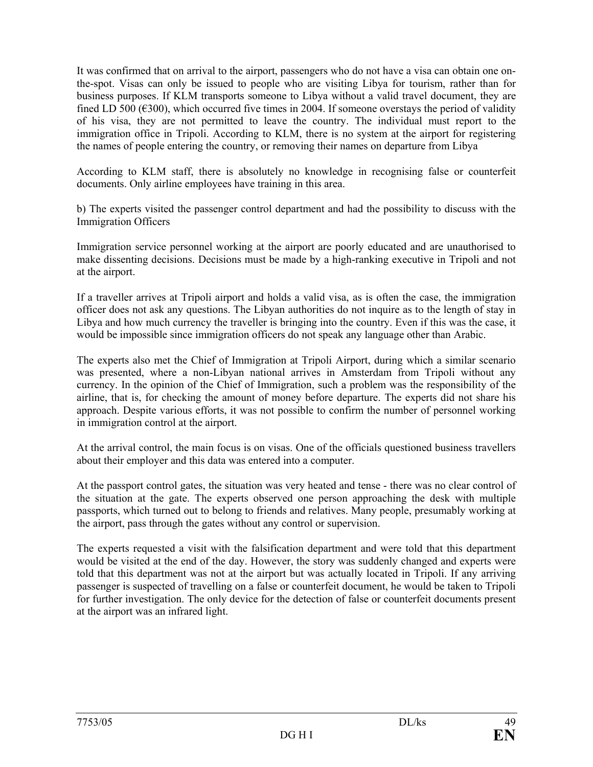It was confirmed that on arrival to the airport, passengers who do not have a visa can obtain one on-the-spot. Visas can only be issued to people who are visiting Libya for tourism, rather than for business purposes. If KLM transports someone to Libya without a valid travel document, they are fined LD 500 (€300), which occurred five times in 2004. If someone overstays the period of validity of his visa, they are not permitted to leave the country. The individual must report to the immigration office in Tripoli. According to KLM, there is no system at the airport for registering the names of people entering the country, or removing their names on departure from Libya

According to KLM staff, there is absolutely no knowledge in recognising false or counterfeit documents. Only airline employees have training in this area.

b) The experts visited the passenger control department and had the possibility to discuss with the Immigration Officers

Immigration service personnel working at the airport are poorly educated and are unauthorised to make dissenting decisions. Decisions must be made by a high-ranking executive in Tripoli and not at the airport.

If a traveller arrives at Tripoli airport and holds a valid visa, as is often the case, the immigration officer does not ask any questions. The Libyan authorities do not inquire as to the length of stay in Libya and how much currency the traveller is bringing into the country. Even if this was the case, it would be impossible since immigration officers do not speak any language other than Arabic.

The experts also met the Chief of Immigration at Tripoli Airport, during which a similar scenario was presented, where a non-Libyan national arrives in Amsterdam from Tripoli without any currency. In the opinion of the Chief of Immigration, such a problem was the responsibility of the airline, that is, for checking the amount of money before departure. The experts did not share his approach. Despite various efforts, it was not possible to confirm the number of personnel working in immigration control at the airport.

At the arrival control, the main focus is on visas. One of the officials questioned business travellers about their employer and this data was entered into a computer.

At the passport control gates, the situation was very heated and tense - there was no clear control of the situation at the gate. The experts observed one person approaching the desk with multiple passports, which turned out to belong to friends and relatives. Many people, presumably working at the airport, pass through the gates without any control or supervision.

The experts requested a visit with the falsification department and were told that this department would be visited at the end of the day. However, the story was suddenly changed and experts were told that this department was not at the airport but was actually located in Tripoli. If any arriving passenger is suspected of travelling on a false or counterfeit document, he would be taken to Tripoli for further investigation. The only device for the detection of false or counterfeit documents present at the airport was an infrared light.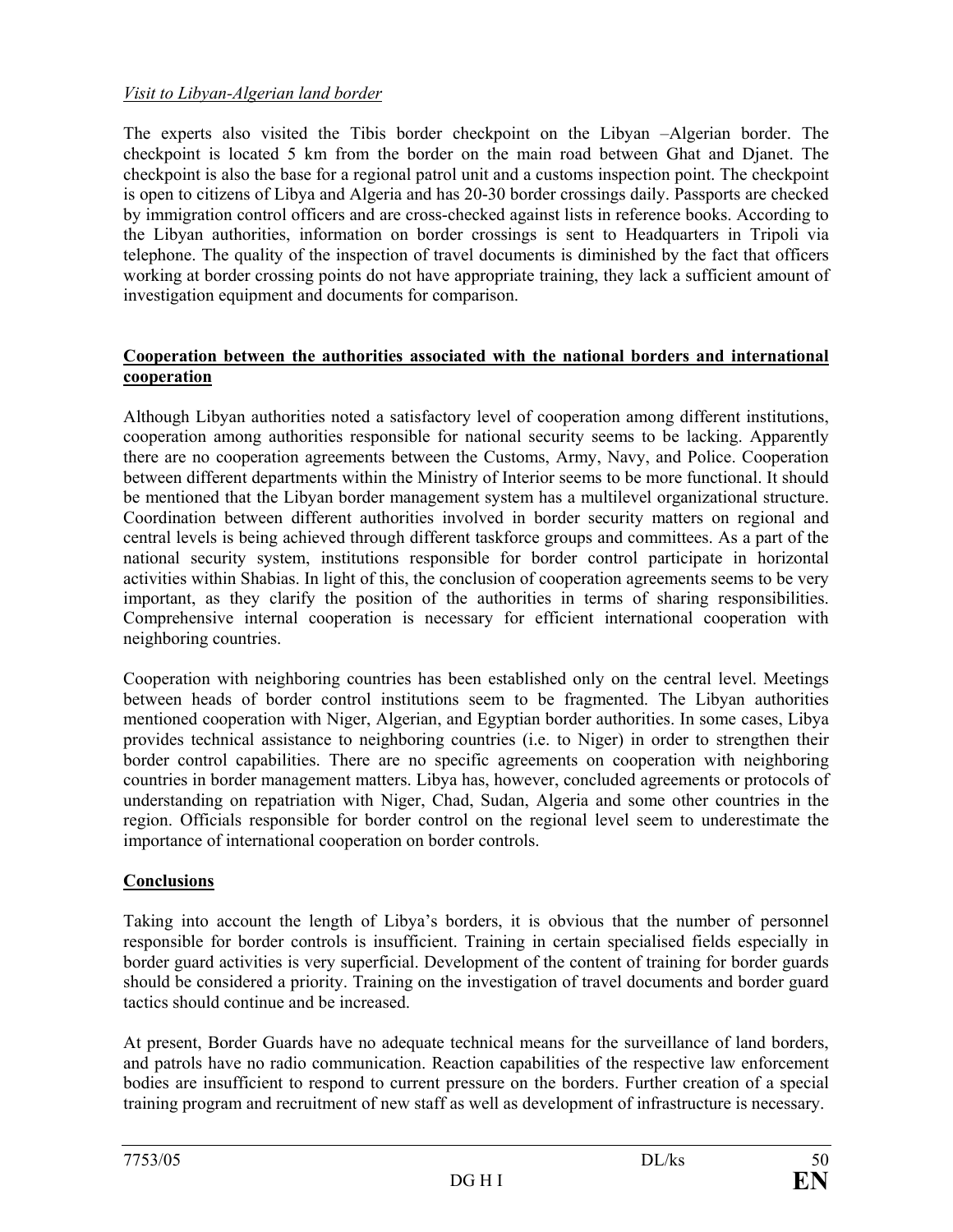*Visit to Libyan-Algerian land border*

The experts also visited the Tibis border checkpoint on the Libyan –Algerian border. The checkpoint is located 5 km from the border on the main road between Ghat and Djanet. The checkpoint is also the base for a regional patrol unit and a customs inspection point. The checkpoint is open to citizens of Libya and Algeria and has 20-30 border crossings daily. Passports are checked by immigration control officers and are cross-checked against lists in reference books. According to the Libyan authorities, information on border crossings is sent to Headquarters in Tripoli via telephone. The quality of the inspection of travel documents is diminished by the fact that officers working at border crossing points do not have appropriate training, they lack a sufficient amount of investigation equipment and documents for comparison.

**Cooperation between the authorities associated with the national borders and international cooperation**

Although Libyan authorities noted a satisfactory level of cooperation among different institutions, cooperation among authorities responsible for national security seems to be lacking. Apparently there are no cooperation agreements between the Customs, Army, Navy, and Police. Cooperation between different departments within the Ministry of Interior seems to be more functional. It should be mentioned that the Libyan border management system has a multilevel organizational structure. Coordination between different authorities involved in border security matters on regional and central levels is being achieved through different taskforce groups and committees. As a part of the national security system, institutions responsible for border control participate in horizontal activities within Shabias. In light of this, the conclusion of cooperation agreements seems to be very important, as they clarify the position of the authorities in terms of sharing responsibilities. Comprehensive internal cooperation is necessary for efficient international cooperation with neighboring countries.

Cooperation with neighboring countries has been established only on the central level. Meetings between heads of border control institutions seem to be fragmented. The Libyan authorities mentioned cooperation with Niger, Algerian, and Egyptian border authorities. In some cases, Libya provides technical assistance to neighboring countries (i.e. to Niger) in order to strengthen their border control capabilities. There are no specific agreements on cooperation with neighboring countries in border management matters. Libya has, however, concluded agreements or protocols of understanding on repatriation with Niger, Chad, Sudan, Algeria and some other countries in the region. Officials responsible for border control on the regional level seem to underestimate the importance of international cooperation on border controls.

**Conclusions**

Taking into account the length of Libya's borders, it is obvious that the number of personnel responsible for border controls is insufficient. Training in certain specialised fields especially in border guard activities is very superficial. Development of the content of training for border guards should be considered a priority. Training on the investigation of travel documents and border guard tactics should continue and be increased.

At present, Border Guards have no adequate technical means for the surveillance of land borders, and patrols have no radio communication. Reaction capabilities of the respective law enforcement bodies are insufficient to respond to current pressure on the borders. Further creation of a special training program and recruitment of new staff as well as development of infrastructure is necessary.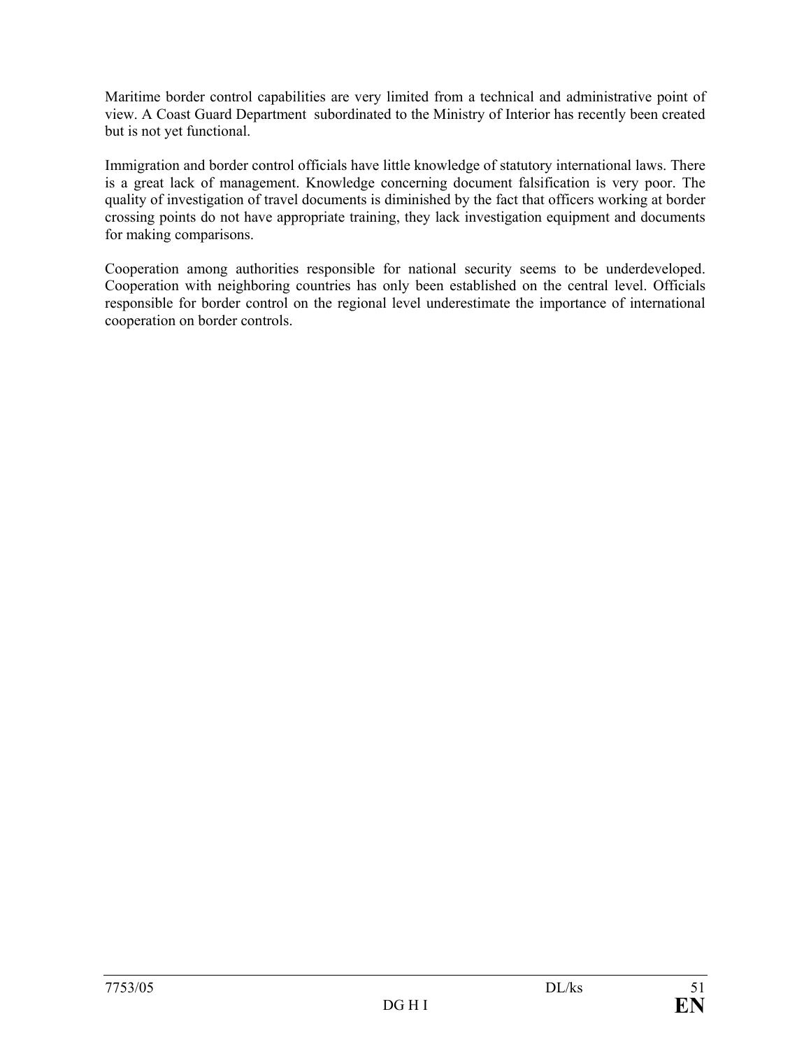Maritime border control capabilities are very limited from a technical and administrative point of view. A Coast Guard Department subordinated to the Ministry of Interior has recently been created but is not yet functional.

Immigration and border control officials have little knowledge of statutory international laws. There is a great lack of management. Knowledge concerning document falsification is very poor. The quality of investigation of travel documents is diminished by the fact that officers working at border crossing points do not have appropriate training, they lack investigation equipment and documents for making comparisons.

Cooperation among authorities responsible for national security seems to be underdeveloped. Cooperation with neighboring countries has only been established on the central level. Officials responsible for border control on the regional level underestimate the importance of international cooperation on border controls.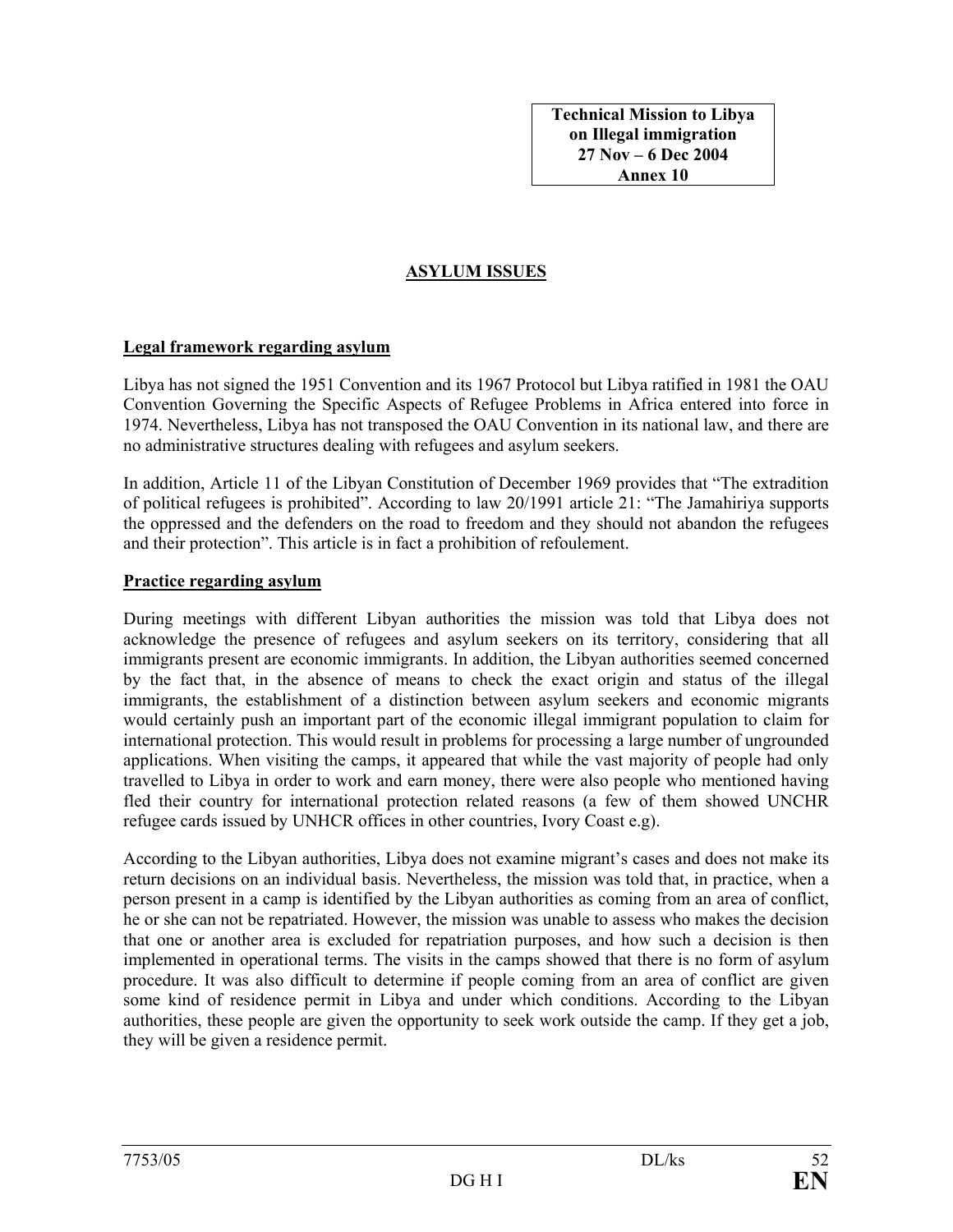**Technical Mission to Libya on Illegal immigration 27 Nov – 6 Dec 2004 Annex 10**

## ASYLUM ISSUES

### Legal framework regarding asylum

Libya has not signed the 1951 Convention and its 1967 Protocol but Libya ratified in 1981 the OAU Convention Governing the Specific Aspects of Refugee Problems in Africa entered into force in 1974. Nevertheless, Libya has not transposed the OAU Convention in its national law, and there are no administrative structures dealing with refugees and asylum seekers.

In addition, Article 11 of the Libyan Constitution of December 1969 provides that "The extradition of political refugees is prohibited". According to law 20/1991 article 21: "The Jamahiriya supports the oppressed and the defenders on the road to freedom and they should not abandon the refugees and their protection". This article is in fact a prohibition of refoulement.

### Practice regarding asylum

During meetings with different Libyan authorities the mission was told that Libya does not acknowledge the presence of refugees and asylum seekers on its territory, considering that all immigrants present are economic immigrants. In addition, the Libyan authorities seemed concerned by the fact that, in the absence of means to check the exact origin and status of the illegal immigrants, the establishment of a distinction between asylum seekers and economic migrants would certainly push an important part of the economic illegal immigrant population to claim for international protection. This would result in problems for processing a large number of ungrounded applications. When visiting the camps, it appeared that while the vast majority of people had only travelled to Libya in order to work and earn money, there were also people who mentioned having fled their country for international protection related reasons (a few of them showed UNCHR refugee cards issued by UNHCR offices in other countries, Ivory Coast e.g).

According to the Libyan authorities, Libya does not examine migrant's cases and does not make its return decisions on an individual basis. Nevertheless, the mission was told that, in practice, when a person present in a camp is identified by the Libyan authorities as coming from an area of conflict, he or she can not be repatriated. However, the mission was unable to assess who makes the decision that one or another area is excluded for repatriation purposes, and how such a decision is then implemented in operational terms. The visits in the camps showed that there is no form of asylum procedure. It was also difficult to determine if people coming from an area of conflict are given some kind of residence permit in Libya and under which conditions. According to the Libyan authorities, these people are given the opportunity to seek work outside the camp. If they get a job, they will be given a residence permit.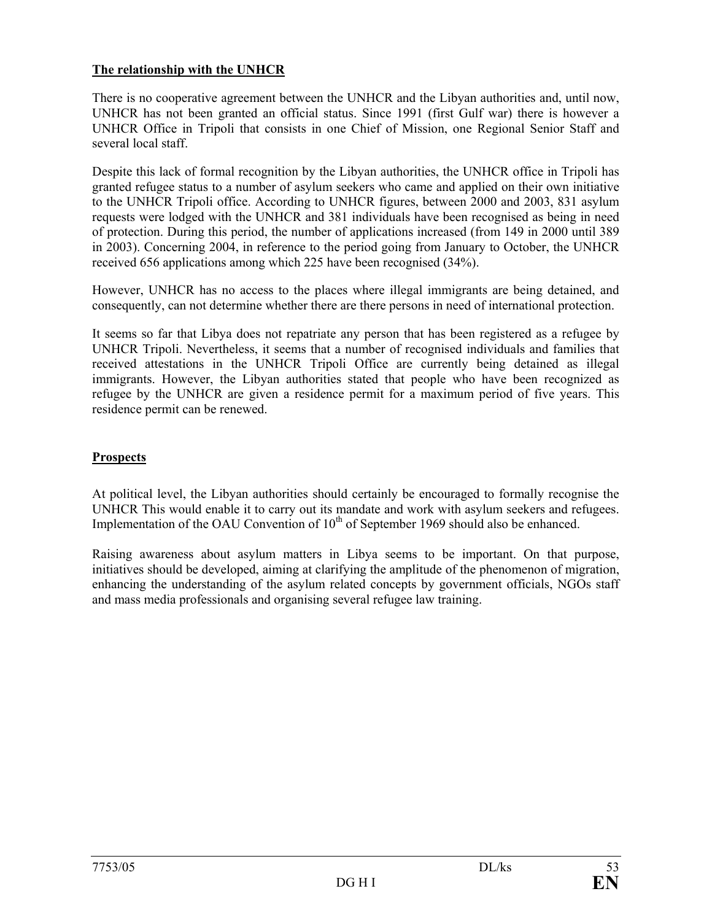**The relationship with the UNHCR**

There is no cooperative agreement between the UNHCR and the Libyan authorities and, until now, UNHCR has not been granted an official status. Since 1991 (first Gulf war) there is however a UNHCR Office in Tripoli that consists in one Chief of Mission, one Regional Senior Staff and several local staff.

Despite this lack of formal recognition by the Libyan authorities, the UNHCR office in Tripoli has granted refugee status to a number of asylum seekers who came and applied on their own initiative to the UNHCR Tripoli office. According to UNHCR figures, between 2000 and 2003, 831 asylum requests were lodged with the UNHCR and 381 individuals have been recognised as being in need of protection. During this period, the number of applications increased (from 149 in 2000 until 389 in 2003). Concerning 2004, in reference to the period going from January to October, the UNHCR received 656 applications among which 225 have been recognised (34%).

However, UNHCR has no access to the places where illegal immigrants are being detained, and consequently, can not determine whether there are there persons in need of international protection.

It seems so far that Libya does not repatriate any person that has been registered as a refugee by UNHCR Tripoli. Nevertheless, it seems that a number of recognised individuals and families that received attestations in the UNHCR Tripoli Office are currently being detained as illegal immigrants. However, the Libyan authorities stated that people who have been recognized as refugee by the UNHCR are given a residence permit for a maximum period of five years. This residence permit can be renewed.

**Prospects**

At political level, the Libyan authorities should certainly be encouraged to formally recognise the UNHCR This would enable it to carry out its mandate and work with asylum seekers and refugees. Implementation of the OAU Convention of 10th of September 1969 should also be enhanced.

Raising awareness about asylum matters in Libya seems to be important. On that purpose, initiatives should be developed, aiming at clarifying the amplitude of the phenomenon of migration, enhancing the understanding of the asylum related concepts by government officials, NGOs staff and mass media professionals and organising several refugee law training.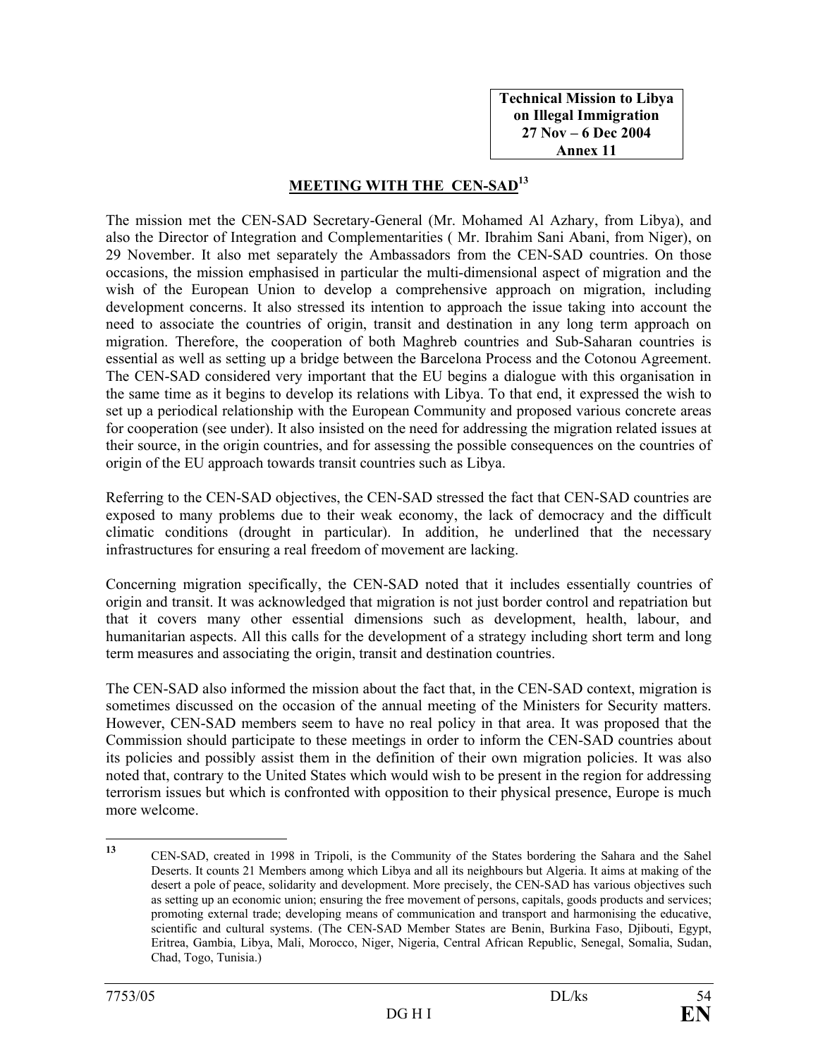**Technical Mission to Libya on Illegal Immigration 27 Nov – 6 Dec 2004 Annex 11**

## MEETING WITH THE CEN-SAD[13]

The mission met the CEN-SAD Secretary-General (Mr. Mohamed Al Azhary, from Libya), and also the Director of Integration and Complementarities ( Mr. Ibrahim Sani Abani, from Niger), on 29 November. It also met separately the Ambassadors from the CEN-SAD countries. On those occasions, the mission emphasised in particular the multi-dimensional aspect of migration and the wish of the European Union to develop a comprehensive approach on migration, including development concerns. It also stressed its intention to approach the issue taking into account the need to associate the countries of origin, transit and destination in any long term approach on migration. Therefore, the cooperation of both Maghreb countries and Sub-Saharan countries is essential as well as setting up a bridge between the Barcelona Process and the Cotonou Agreement. The CEN-SAD considered very important that the EU begins a dialogue with this organisation in the same time as it begins to develop its relations with Libya. To that end, it expressed the wish to set up a periodical relationship with the European Community and proposed various concrete areas for cooperation (see under). It also insisted on the need for addressing the migration related issues at their source, in the origin countries, and for assessing the possible consequences on the countries of origin of the EU approach towards transit countries such as Libya.

Referring to the CEN-SAD objectives, the CEN-SAD stressed the fact that CEN-SAD countries are exposed to many problems due to their weak economy, the lack of democracy and the difficult climatic conditions (drought in particular). In addition, he underlined that the necessary infrastructures for ensuring a real freedom of movement are lacking.

Concerning migration specifically, the CEN-SAD noted that it includes essentially countries of origin and transit. It was acknowledged that migration is not just border control and repatriation but that it covers many other essential dimensions such as development, health, labour, and humanitarian aspects. All this calls for the development of a strategy including short term and long term measures and associating the origin, transit and destination countries.

The CEN-SAD also informed the mission about the fact that, in the CEN-SAD context, migration is sometimes discussed on the occasion of the annual meeting of the Ministers for Security matters. However, CEN-SAD members seem to have no real policy in that area. It was proposed that the Commission should participate to these meetings in order to inform the CEN-SAD countries about its policies and possibly assist them in the definition of their own migration policies. It was also noted that, contrary to the United States which would wish to be present in the region for addressing terrorism issues but which is confronted with opposition to their physical presence, Europe is much more welcome.

---

[13] CEN-SAD, created in 1998 in Tripoli, is the Community of the States bordering the Sahara and the Sahel Deserts. It counts 21 Members among which Libya and all its neighbours but Algeria. It aims at making of the desert a pole of peace, solidarity and development. More precisely, the CEN-SAD has various objectives such as setting up an economic union; ensuring the free movement of persons, capitals, goods products and services; promoting external trade; developing means of communication and transport and harmonising the educative, scientific and cultural systems. (The CEN-SAD Member States are Benin, Burkina Faso, Djibouti, Egypt, Eritrea, Gambia, Libya, Mali, Morocco, Niger, Nigeria, Central African Republic, Senegal, Somalia, Sudan, Chad, Togo, Tunisia.)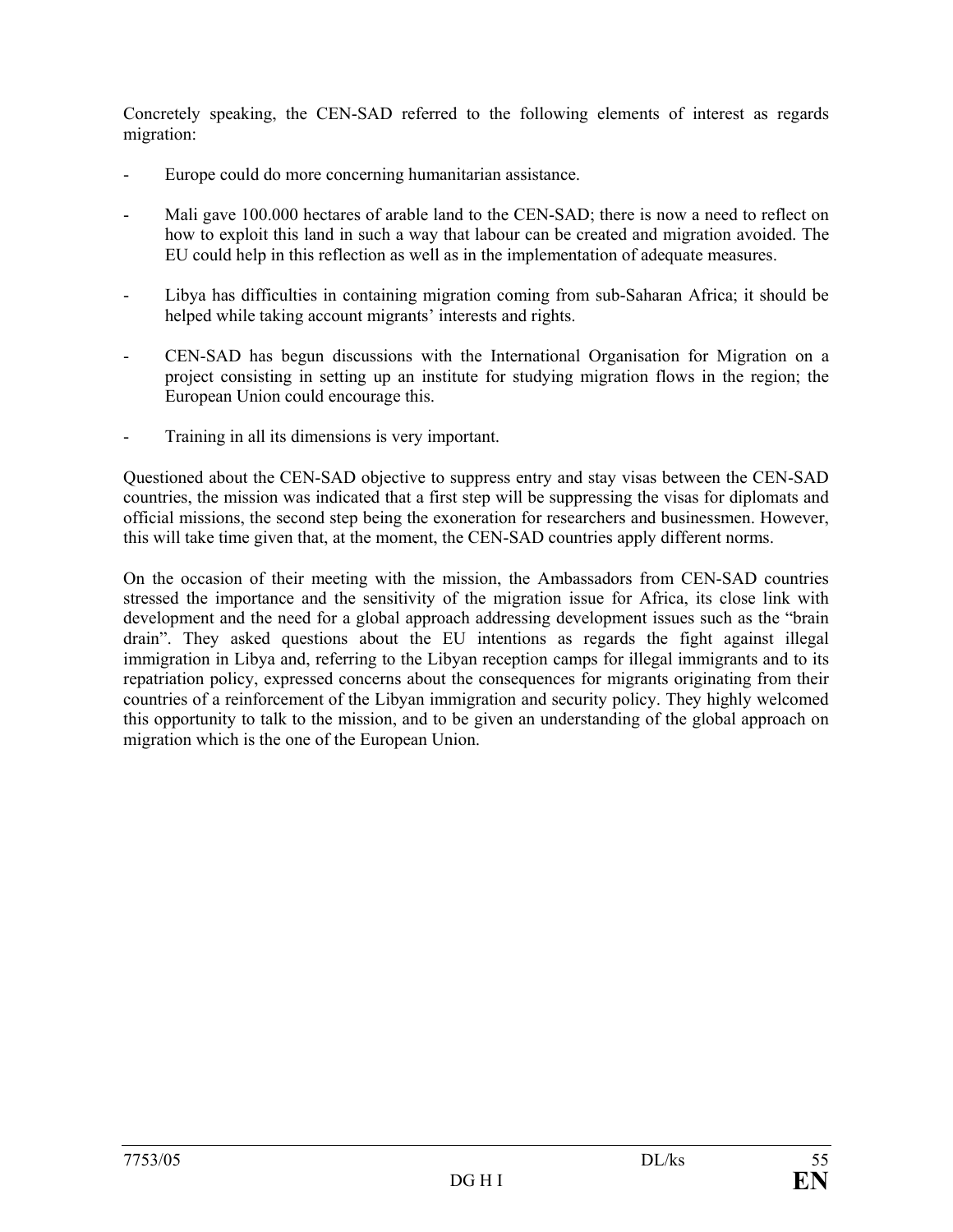Concretely speaking, the CEN-SAD referred to the following elements of interest as regards migration:

- Europe could do more concerning humanitarian assistance.
- Mali gave 100.000 hectares of arable land to the CEN-SAD; there is now a need to reflect on how to exploit this land in such a way that labour can be created and migration avoided. The EU could help in this reflection as well as in the implementation of adequate measures.
- Libya has difficulties in containing migration coming from sub-Saharan Africa; it should be helped while taking account migrants' interests and rights.
- CEN-SAD has begun discussions with the International Organisation for Migration on a project consisting in setting up an institute for studying migration flows in the region; the European Union could encourage this.
- Training in all its dimensions is very important.

Questioned about the CEN-SAD objective to suppress entry and stay visas between the CEN-SAD countries, the mission was indicated that a first step will be suppressing the visas for diplomats and official missions, the second step being the exoneration for researchers and businessmen. However, this will take time given that, at the moment, the CEN-SAD countries apply different norms.

On the occasion of their meeting with the mission, the Ambassadors from CEN-SAD countries stressed the importance and the sensitivity of the migration issue for Africa, its close link with development and the need for a global approach addressing development issues such as the "brain drain". They asked questions about the EU intentions as regards the fight against illegal immigration in Libya and, referring to the Libyan reception camps for illegal immigrants and to its repatriation policy, expressed concerns about the consequences for migrants originating from their countries of a reinforcement of the Libyan immigration and security policy. They highly welcomed this opportunity to talk to the mission, and to be given an understanding of the global approach on migration which is the one of the European Union.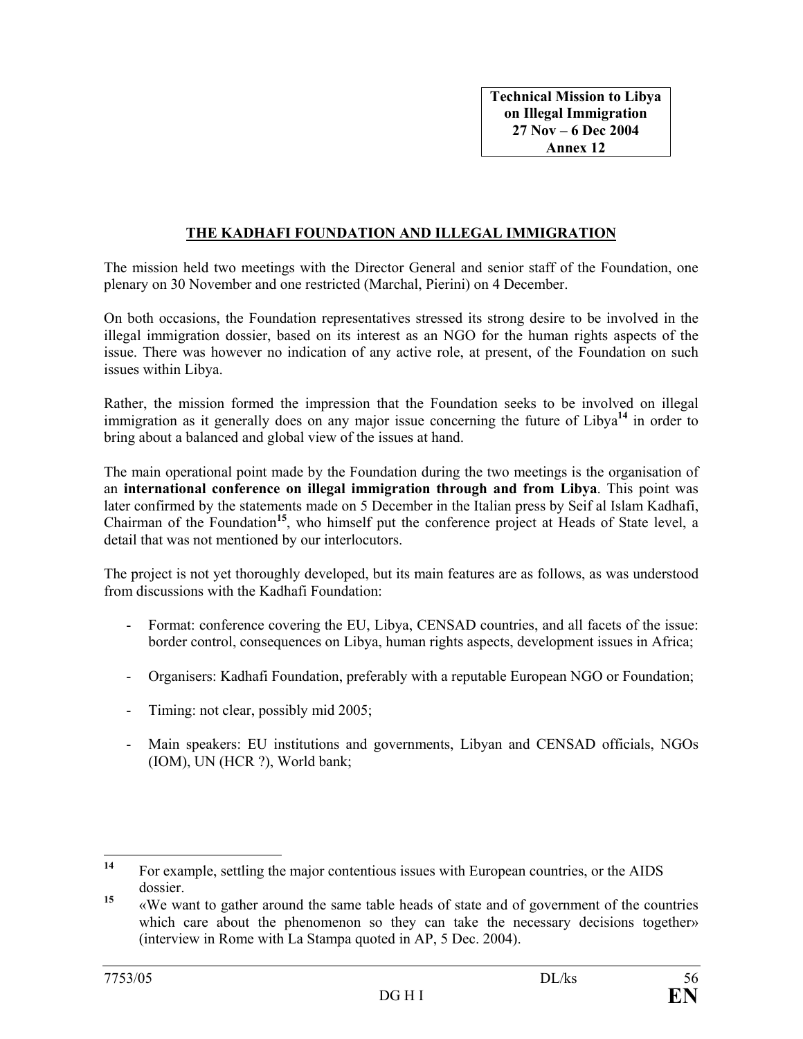**Technical Mission to Libya on Illegal Immigration 27 Nov – 6 Dec 2004 Annex 12**

## THE KADHAFI FOUNDATION AND ILLEGAL IMMIGRATION

The mission held two meetings with the Director General and senior staff of the Foundation, one plenary on 30 November and one restricted (Marchal, Pierini) on 4 December.

On both occasions, the Foundation representatives stressed its strong desire to be involved in the illegal immigration dossier, based on its interest as an NGO for the human rights aspects of the issue. There was however no indication of any active role, at present, of the Foundation on such issues within Libya.

Rather, the mission formed the impression that the Foundation seeks to be involved on illegal immigration as it generally does on any major issue concerning the future of Libya[14] in order to bring about a balanced and global view of the issues at hand.

The main operational point made by the Foundation during the two meetings is the organisation of an **international conference on illegal immigration through and from Libya**. This point was later confirmed by the statements made on 5 December in the Italian press by Seif al Islam Kadhafi, Chairman of the Foundation[15], who himself put the conference project at Heads of State level, a detail that was not mentioned by our interlocutors.

The project is not yet thoroughly developed, but its main features are as follows, as was understood from discussions with the Kadhafi Foundation:

- Format: conference covering the EU, Libya, CENSAD countries, and all facets of the issue: border control, consequences on Libya, human rights aspects, development issues in Africa;
- Organisers: Kadhafi Foundation, preferably with a reputable European NGO or Foundation;
- Timing: not clear, possibly mid 2005;
- Main speakers: EU institutions and governments, Libyan and CENSAD officials, NGOs (IOM), UN (HCR ?), World bank;

---

[14] For example, settling the major contentious issues with European countries, or the AIDS dossier.

[15] «We want to gather around the same table heads of state and of government of the countries which care about the phenomenon so they can take the necessary decisions together» (interview in Rome with La Stampa quoted in AP, 5 Dec. 2004).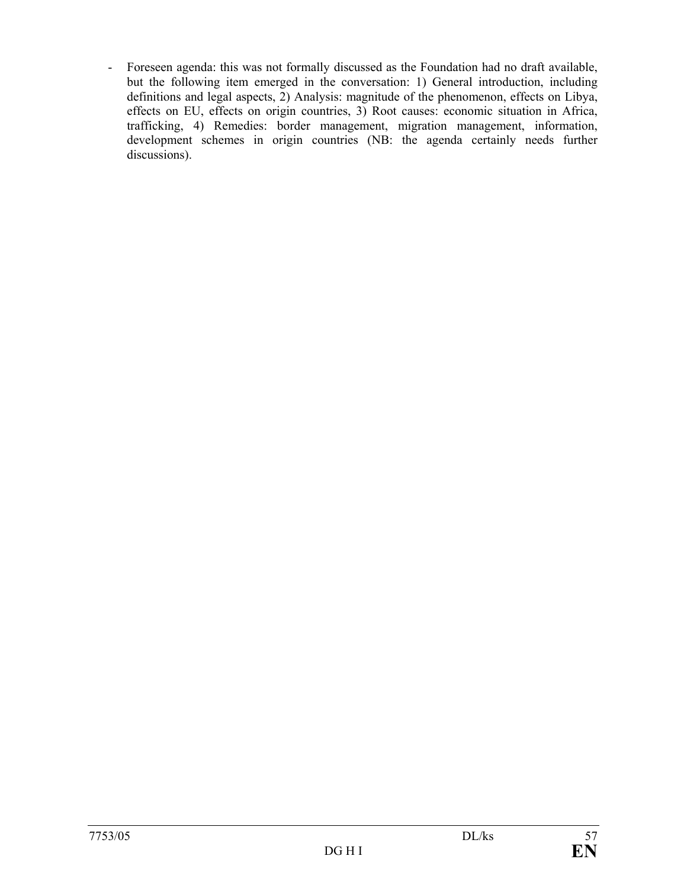- Foreseen agenda: this was not formally discussed as the Foundation had no draft available, but the following item emerged in the conversation: 1) General introduction, including definitions and legal aspects, 2) Analysis: magnitude of the phenomenon, effects on Libya, effects on EU, effects on origin countries, 3) Root causes: economic situation in Africa, trafficking, 4) Remedies: border management, migration management, information, development schemes in origin countries (NB: the agenda certainly needs further discussions).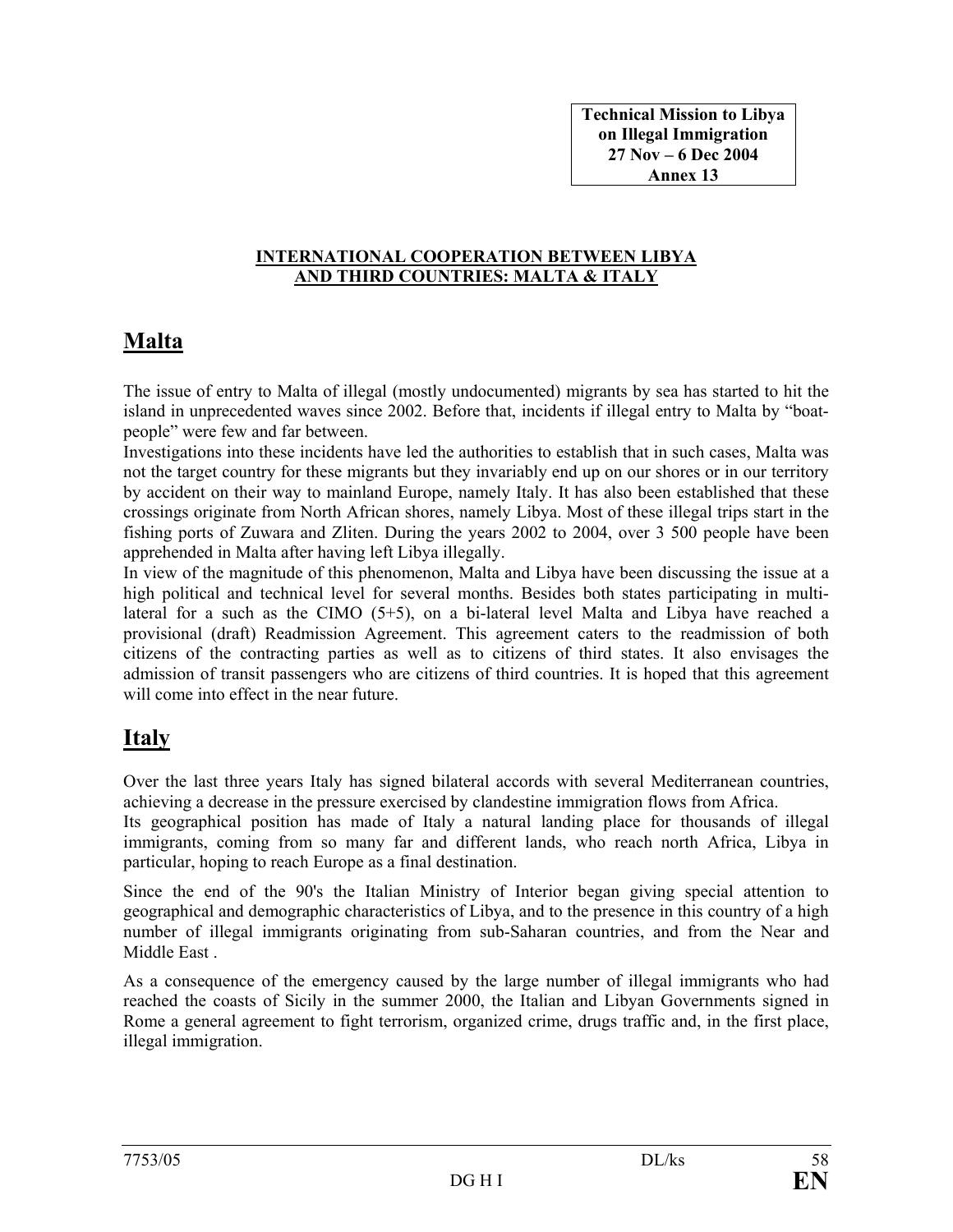**Technical Mission to Libya on Illegal Immigration 27 Nov – 6 Dec 2004 Annex 13**

**INTERNATIONAL COOPERATION BETWEEN LIBYA AND THIRD COUNTRIES: MALTA & ITALY**

# Malta

The issue of entry to Malta of illegal (mostly undocumented) migrants by sea has started to hit the island in unprecedented waves since 2002. Before that, incidents if illegal entry to Malta by "boat-people" were few and far between.

Investigations into these incidents have led the authorities to establish that in such cases, Malta was not the target country for these migrants but they invariably end up on our shores or in our territory by accident on their way to mainland Europe, namely Italy. It has also been established that these crossings originate from North African shores, namely Libya. Most of these illegal trips start in the fishing ports of Zuwara and Zliten. During the years 2002 to 2004, over 3 500 people have been apprehended in Malta after having left Libya illegally.

In view of the magnitude of this phenomenon, Malta and Libya have been discussing the issue at a high political and technical level for several months. Besides both states participating in multi-lateral for a such as the CIMO (5+5), on a bi-lateral level Malta and Libya have reached a provisional (draft) Readmission Agreement. This agreement caters to the readmission of both citizens of the contracting parties as well as to citizens of third states. It also envisages the admission of transit passengers who are citizens of third countries. It is hoped that this agreement will come into effect in the near future.

# Italy

Over the last three years Italy has signed bilateral accords with several Mediterranean countries, achieving a decrease in the pressure exercised by clandestine immigration flows from Africa.

Its geographical position has made of Italy a natural landing place for thousands of illegal immigrants, coming from so many far and different lands, who reach north Africa, Libya in particular, hoping to reach Europe as a final destination.

Since the end of the 90's the Italian Ministry of Interior began giving special attention to geographical and demographic characteristics of Libya, and to the presence in this country of a high number of illegal immigrants originating from sub-Saharan countries, and from the Near and Middle East .

As a consequence of the emergency caused by the large number of illegal immigrants who had reached the coasts of Sicily in the summer 2000, the Italian and Libyan Governments signed in Rome a general agreement to fight terrorism, organized crime, drugs traffic and, in the first place, illegal immigration.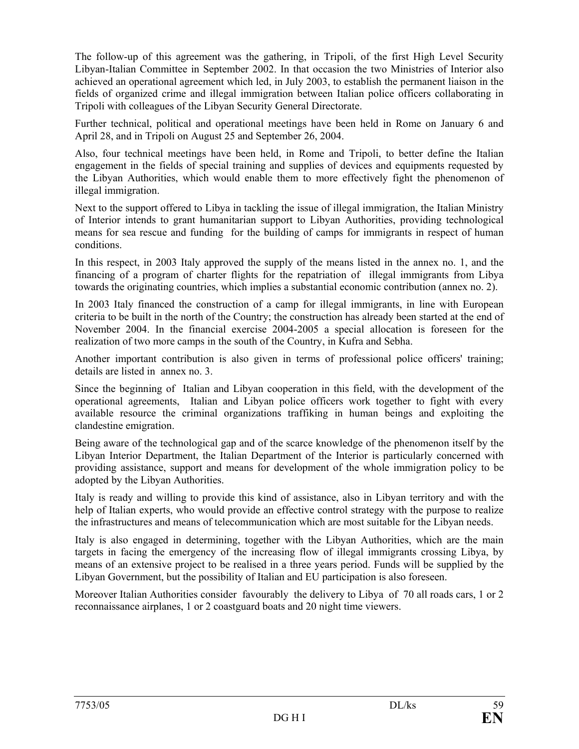The follow-up of this agreement was the gathering, in Tripoli, of the first High Level Security Libyan-Italian Committee in September 2002. In that occasion the two Ministries of Interior also achieved an operational agreement which led, in July 2003, to establish the permanent liaison in the fields of organized crime and illegal immigration between Italian police officers collaborating in Tripoli with colleagues of the Libyan Security General Directorate.

Further technical, political and operational meetings have been held in Rome on January 6 and April 28, and in Tripoli on August 25 and September 26, 2004.

Also, four technical meetings have been held, in Rome and Tripoli, to better define the Italian engagement in the fields of special training and supplies of devices and equipments requested by the Libyan Authorities, which would enable them to more effectively fight the phenomenon of illegal immigration.

Next to the support offered to Libya in tackling the issue of illegal immigration, the Italian Ministry of Interior intends to grant humanitarian support to Libyan Authorities, providing technological means for sea rescue and funding for the building of camps for immigrants in respect of human conditions.

In this respect, in 2003 Italy approved the supply of the means listed in the annex no. 1, and the financing of a program of charter flights for the repatriation of illegal immigrants from Libya towards the originating countries, which implies a substantial economic contribution (annex no. 2).

In 2003 Italy financed the construction of a camp for illegal immigrants, in line with European criteria to be built in the north of the Country; the construction has already been started at the end of November 2004. In the financial exercise 2004-2005 a special allocation is foreseen for the realization of two more camps in the south of the Country, in Kufra and Sebha.

Another important contribution is also given in terms of professional police officers' training; details are listed in annex no. 3.

Since the beginning of Italian and Libyan cooperation in this field, with the development of the operational agreements, Italian and Libyan police officers work together to fight with every available resource the criminal organizations traffiking in human beings and exploiting the clandestine emigration.

Being aware of the technological gap and of the scarce knowledge of the phenomenon itself by the Libyan Interior Department, the Italian Department of the Interior is particularly concerned with providing assistance, support and means for development of the whole immigration policy to be adopted by the Libyan Authorities.

Italy is ready and willing to provide this kind of assistance, also in Libyan territory and with the help of Italian experts, who would provide an effective control strategy with the purpose to realize the infrastructures and means of telecommunication which are most suitable for the Libyan needs.

Italy is also engaged in determining, together with the Libyan Authorities, which are the main targets in facing the emergency of the increasing flow of illegal immigrants crossing Libya, by means of an extensive project to be realised in a three years period. Funds will be supplied by the Libyan Government, but the possibility of Italian and EU participation is also foreseen.

Moreover Italian Authorities consider favourably the delivery to Libya of 70 all roads cars, 1 or 2 reconnaissance airplanes, 1 or 2 coastguard boats and 20 night time viewers.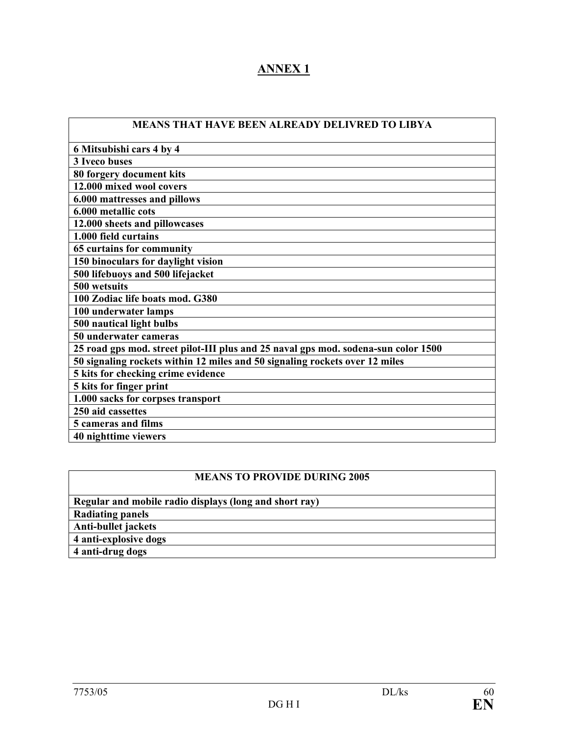## ANNEX 1

| MEANS THAT HAVE BEEN ALREADY DELIVRED TO LIBYA |
| --- |
| 6 Mitsubishi cars 4 by 4 |
| 3 Iveco buses |
| 80 forgery document kits |
| 12.000 mixed wool covers |
| 6.000 mattresses and pillows |
| 6.000 metallic cots |
| 12.000 sheets and pillowcases |
| 1.000 field curtains |
| 65 curtains for community |
| 150 binoculars for daylight vision |
| 500 lifebuoys and 500 lifejacket |
| 500 wetsuits |
| 100 Zodiac life boats mod. G380 |
| 100 underwater lamps |
| 500 nautical light bulbs |
| 50 underwater cameras |
| 25 road gps mod. street pilot-III plus and 25 naval gps mod. sodena-sun color 1500 |
| 50 signaling rockets within 12 miles and 50 signaling rockets over 12 miles |
| 5 kits for checking crime evidence |
| 5 kits for finger print |
| 1.000 sacks for corpses transport |
| 250 aid cassettes |
| 5 cameras and films |
| 40 nighttime viewers |

| MEANS TO PROVIDE DURING 2005 |
| --- |
| Regular and mobile radio displays (long and short ray) |
| Radiating panels |
| Anti-bullet jackets |
| 4 anti-explosive dogs |
| 4 anti-drug dogs |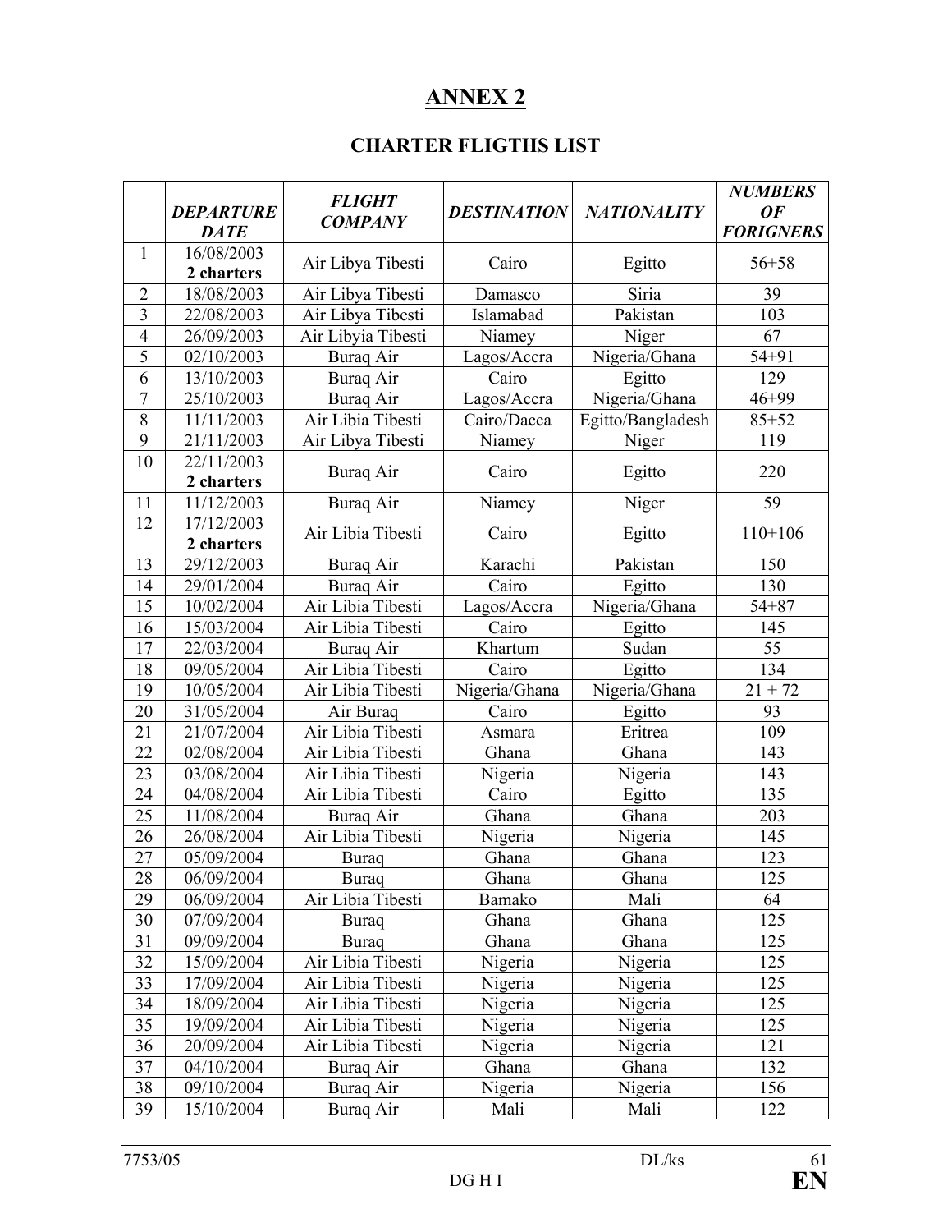# ANNEX 2

## CHARTER FLIGTHS LIST

| | *DEPARTURE DATE* | *FLIGHT COMPANY* | *DESTINATION* | *NATIONALITY* | *NUMBERS OF FORIGNERS* |
|---|---|---|---|---|---|
| 1 | 16/08/2003 **2 charters** | Air Libya Tibesti | Cairo | Egitto | 56+58 |
| 2 | 18/08/2003 | Air Libya Tibesti | Damasco | Siria | 39 |
| 3 | 22/08/2003 | Air Libya Tibesti | Islamabad | Pakistan | 103 |
| 4 | 26/09/2003 | Air Libyia Tibesti | Niamey | Niger | 67 |
| 5 | 02/10/2003 | Buraq Air | Lagos/Accra | Nigeria/Ghana | 54+91 |
| 6 | 13/10/2003 | Buraq Air | Cairo | Egitto | 129 |
| 7 | 25/10/2003 | Buraq Air | Lagos/Accra | Nigeria/Ghana | 46+99 |
| 8 | 11/11/2003 | Air Libia Tibesti | Cairo/Dacca | Egitto/Bangladesh | 85+52 |
| 9 | 21/11/2003 | Air Libya Tibesti | Niamey | Niger | 119 |
| 10 | 22/11/2003 **2 charters** | Buraq Air | Cairo | Egitto | 220 |
| 11 | 11/12/2003 | Buraq Air | Niamey | Niger | 59 |
| 12 | 17/12/2003 **2 charters** | Air Libia Tibesti | Cairo | Egitto | 110+106 |
| 13 | 29/12/2003 | Buraq Air | Karachi | Pakistan | 150 |
| 14 | 29/01/2004 | Buraq Air | Cairo | Egitto | 130 |
| 15 | 10/02/2004 | Air Libia Tibesti | Lagos/Accra | Nigeria/Ghana | 54+87 |
| 16 | 15/03/2004 | Air Libia Tibesti | Cairo | Egitto | 145 |
| 17 | 22/03/2004 | Buraq Air | Khartum | Sudan | 55 |
| 18 | 09/05/2004 | Air Libia Tibesti | Cairo | Egitto | 134 |
| 19 | 10/05/2004 | Air Libia Tibesti | Nigeria/Ghana | Nigeria/Ghana | 21 + 72 |
| 20 | 31/05/2004 | Air Buraq | Cairo | Egitto | 93 |
| 21 | 21/07/2004 | Air Libia Tibesti | Asmara | Eritrea | 109 |
| 22 | 02/08/2004 | Air Libia Tibesti | Ghana | Ghana | 143 |
| 23 | 03/08/2004 | Air Libia Tibesti | Nigeria | Nigeria | 143 |
| 24 | 04/08/2004 | Air Libia Tibesti | Cairo | Egitto | 135 |
| 25 | 11/08/2004 | Buraq Air | Ghana | Ghana | 203 |
| 26 | 26/08/2004 | Air Libia Tibesti | Nigeria | Nigeria | 145 |
| 27 | 05/09/2004 | Buraq | Ghana | Ghana | 123 |
| 28 | 06/09/2004 | Buraq | Ghana | Ghana | 125 |
| 29 | 06/09/2004 | Air Libia Tibesti | Bamako | Mali | 64 |
| 30 | 07/09/2004 | Buraq | Ghana | Ghana | 125 |
| 31 | 09/09/2004 | Buraq | Ghana | Ghana | 125 |
| 32 | 15/09/2004 | Air Libia Tibesti | Nigeria | Nigeria | 125 |
| 33 | 17/09/2004 | Air Libia Tibesti | Nigeria | Nigeria | 125 |
| 34 | 18/09/2004 | Air Libia Tibesti | Nigeria | Nigeria | 125 |
| 35 | 19/09/2004 | Air Libia Tibesti | Nigeria | Nigeria | 125 |
| 36 | 20/09/2004 | Air Libia Tibesti | Nigeria | Nigeria | 121 |
| 37 | 04/10/2004 | Buraq Air | Ghana | Ghana | 132 |
| 38 | 09/10/2004 | Buraq Air | Nigeria | Nigeria | 156 |
| 39 | 15/10/2004 | Buraq Air | Mali | Mali | 122 |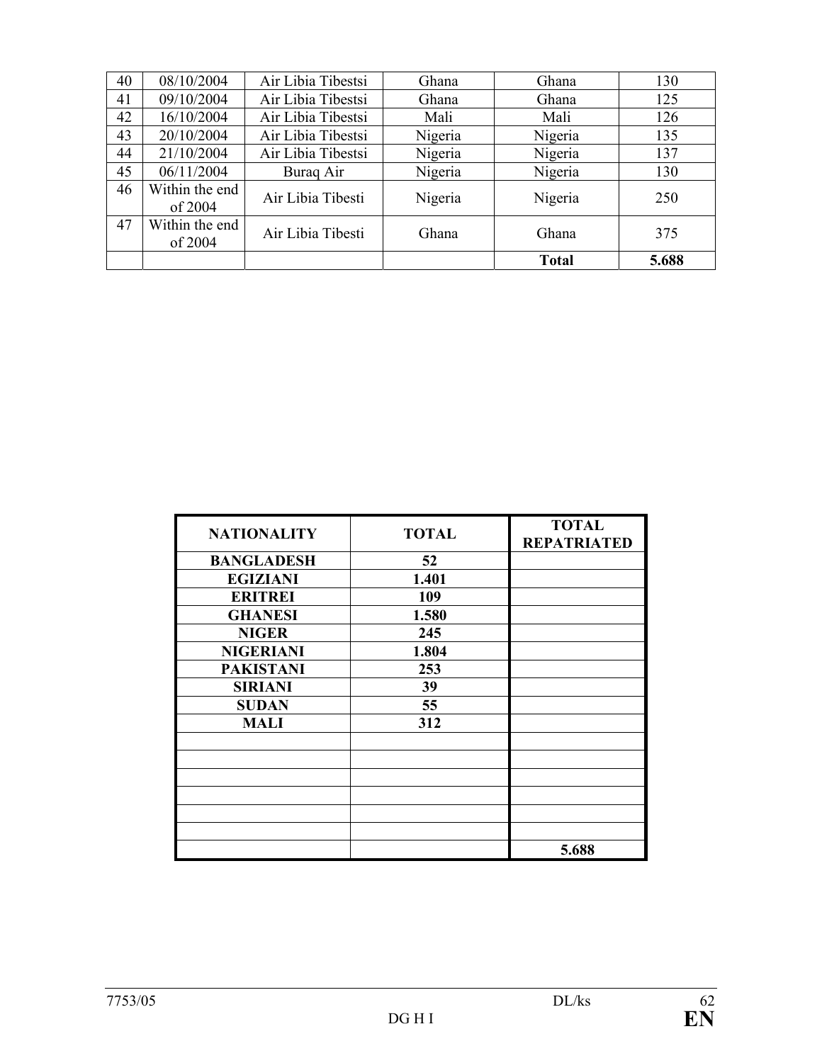| 40 | 08/10/2004 | Air Libia Tibestsi | Ghana | Ghana | 130 |
|---|---|---|---|---|---|
| 41 | 09/10/2004 | Air Libia Tibestsi | Ghana | Ghana | 125 |
| 42 | 16/10/2004 | Air Libia Tibestsi | Mali | Mali | 126 |
| 43 | 20/10/2004 | Air Libia Tibestsi | Nigeria | Nigeria | 135 |
| 44 | 21/10/2004 | Air Libia Tibestsi | Nigeria | Nigeria | 137 |
| 45 | 06/11/2004 | Buraq Air | Nigeria | Nigeria | 130 |
| 46 | Within the end of 2004 | Air Libia Tibesti | Nigeria | Nigeria | 250 |
| 47 | Within the end of 2004 | Air Libia Tibesti | Ghana | Ghana | 375 |
| | | | | **Total** | **5.688** |

| NATIONALITY | TOTAL | TOTAL REPATRIATED |
|---|---|---|
| **BANGLADESH** | **52** | |
| **EGIZIANI** | **1.401** | |
| **ERITREI** | **109** | |
| **GHANESI** | **1.580** | |
| **NIGER** | **245** | |
| **NIGERIANI** | **1.804** | |
| **PAKISTANI** | **253** | |
| **SIRIANI** | **39** | |
| **SUDAN** | **55** | |
| **MALI** | **312** | |
| | | |
| | | |
| | | |
| | | |
| | | |
| | | |
| | | **5.688** |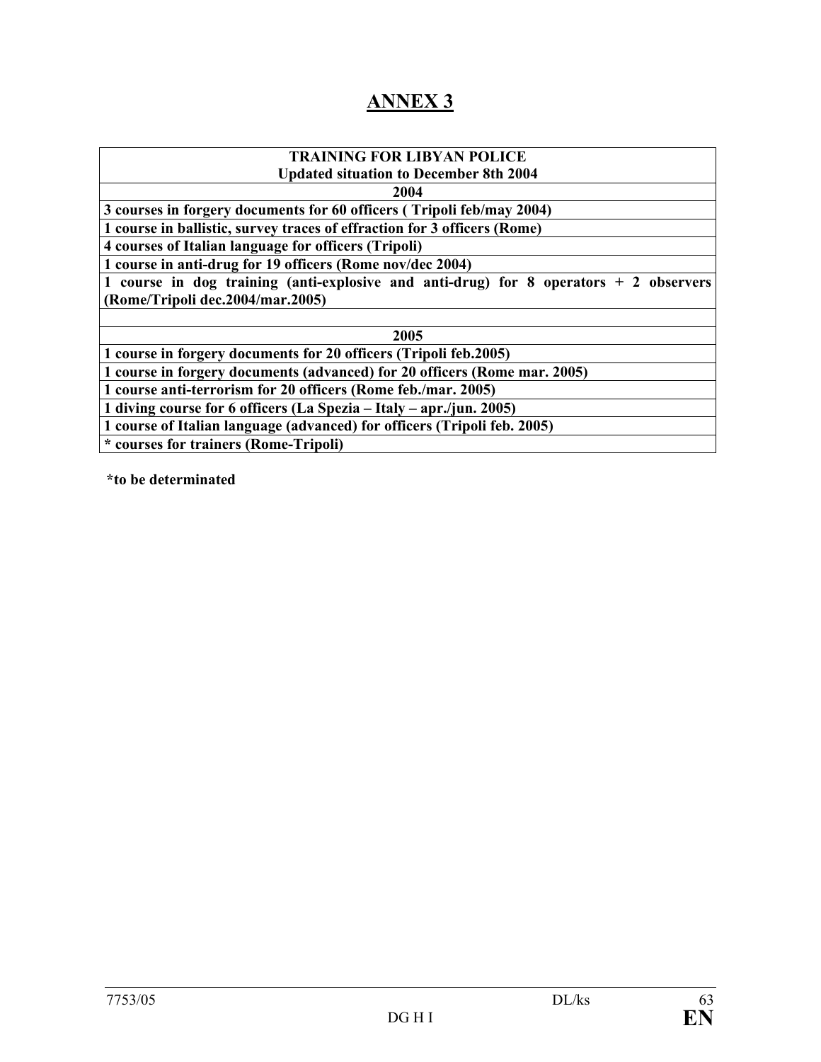# ANNEX 3

| TRAINING FOR LIBYAN POLICE<br>Updated situation to December 8th 2004 |
|---|
| **2004** |
| **3 courses in forgery documents for 60 officers ( Tripoli feb/may 2004)** |
| **1 course in ballistic, survey traces of effraction for 3 officers (Rome)** |
| **4 courses of Italian language for officers (Tripoli)** |
| **1 course in anti-drug for 19 officers (Rome nov/dec 2004)** |
| **1 course in dog training (anti-explosive and anti-drug) for 8 operators + 2 observers (Rome/Tripoli dec.2004/mar.2005)** |
| |
| **2005** |
| **1 course in forgery documents for 20 officers (Tripoli feb.2005)** |
| **1 course in forgery documents (advanced) for 20 officers (Rome mar. 2005)** |
| **1 course anti-terrorism for 20 officers (Rome feb./mar. 2005)** |
| **1 diving course for 6 officers (La Spezia – Italy – apr./jun. 2005)** |
| **1 course of Italian language (advanced) for officers (Tripoli feb. 2005)** |
| **\* courses for trainers (Rome-Tripoli)** |

**\*to be determinated**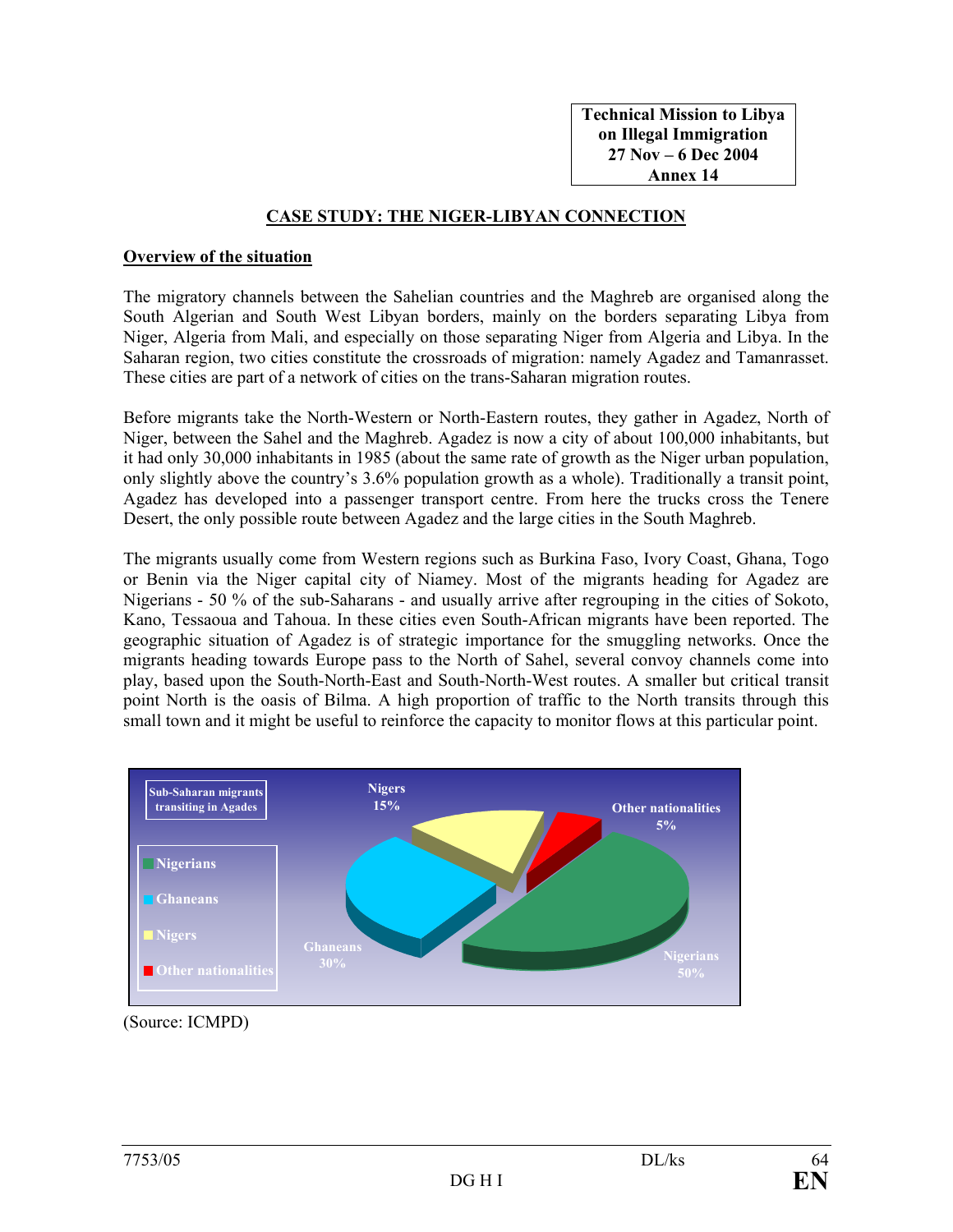**Technical Mission to Libya on Illegal Immigration 27 Nov – 6 Dec 2004 Annex 14**

# CASE STUDY: THE NIGER-LIBYAN CONNECTION

## Overview of the situation

The migratory channels between the Sahelian countries and the Maghreb are organised along the South Algerian and South West Libyan borders, mainly on the borders separating Libya from Niger, Algeria from Mali, and especially on those separating Niger from Algeria and Libya. In the Saharan region, two cities constitute the crossroads of migration: namely Agadez and Tamanrasset. These cities are part of a network of cities on the trans-Saharan migration routes.

Before migrants take the North-Western or North-Eastern routes, they gather in Agadez, North of Niger, between the Sahel and the Maghreb. Agadez is now a city of about 100,000 inhabitants, but it had only 30,000 inhabitants in 1985 (about the same rate of growth as the Niger urban population, only slightly above the country's 3.6% population growth as a whole). Traditionally a transit point, Agadez has developed into a passenger transport centre. From here the trucks cross the Tenere Desert, the only possible route between Agadez and the large cities in the South Maghreb.

The migrants usually come from Western regions such as Burkina Faso, Ivory Coast, Ghana, Togo or Benin via the Niger capital city of Niamey. Most of the migrants heading for Agadez are Nigerians - 50 % of the sub-Saharans - and usually arrive after regrouping in the cities of Sokoto, Kano, Tessaoua and Tahoua. In these cities even South-African migrants have been reported. The geographic situation of Agadez is of strategic importance for the smuggling networks. Once the migrants heading towards Europe pass to the North of Sahel, several convoy channels come into play, based upon the South-North-East and South-North-West routes. A smaller but critical transit point North is the oasis of Bilma. A high proportion of traffic to the North transits through this small town and it might be useful to reinforce the capacity to monitor flows at this particular point.

**Sub-Saharan migrants transiting in Agades**

| Nationality | Share |
|---|---|
| Nigerians | 50% |
| Ghaneans | 30% |
| Nigers | 15% |
| Other nationalities | 5% |

(Source: ICMPD)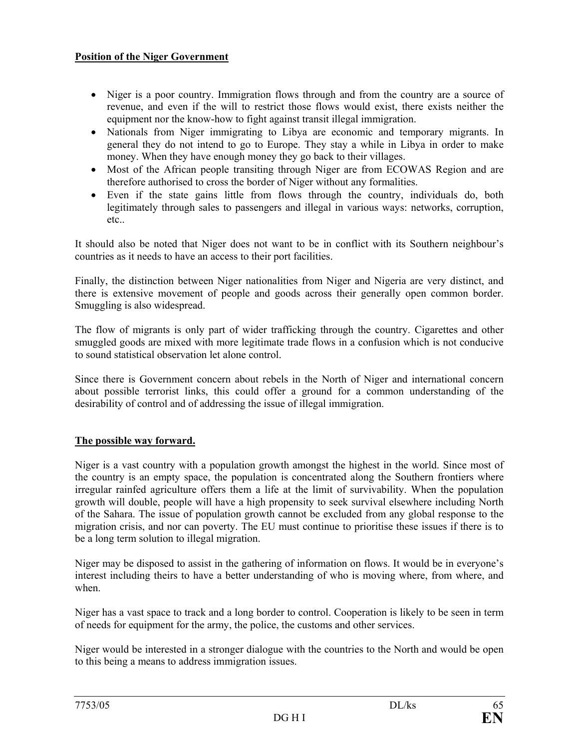**Position of the Niger Government**

- Niger is a poor country. Immigration flows through and from the country are a source of revenue, and even if the will to restrict those flows would exist, there exists neither the equipment nor the know-how to fight against transit illegal immigration.
- Nationals from Niger immigrating to Libya are economic and temporary migrants. In general they do not intend to go to Europe. They stay a while in Libya in order to make money. When they have enough money they go back to their villages.
- Most of the African people transiting through Niger are from ECOWAS Region and are therefore authorised to cross the border of Niger without any formalities.
- Even if the state gains little from flows through the country, individuals do, both legitimately through sales to passengers and illegal in various ways: networks, corruption, etc..

It should also be noted that Niger does not want to be in conflict with its Southern neighbour's countries as it needs to have an access to their port facilities.

Finally, the distinction between Niger nationalities from Niger and Nigeria are very distinct, and there is extensive movement of people and goods across their generally open common border. Smuggling is also widespread.

The flow of migrants is only part of wider trafficking through the country. Cigarettes and other smuggled goods are mixed with more legitimate trade flows in a confusion which is not conducive to sound statistical observation let alone control.

Since there is Government concern about rebels in the North of Niger and international concern about possible terrorist links, this could offer a ground for a common understanding of the desirability of control and of addressing the issue of illegal immigration.

**The possible way forward.**

Niger is a vast country with a population growth amongst the highest in the world. Since most of the country is an empty space, the population is concentrated along the Southern frontiers where irregular rainfed agriculture offers them a life at the limit of survivability. When the population growth will double, people will have a high propensity to seek survival elsewhere including North of the Sahara. The issue of population growth cannot be excluded from any global response to the migration crisis, and nor can poverty. The EU must continue to prioritise these issues if there is to be a long term solution to illegal migration.

Niger may be disposed to assist in the gathering of information on flows. It would be in everyone's interest including theirs to have a better understanding of who is moving where, from where, and when.

Niger has a vast space to track and a long border to control. Cooperation is likely to be seen in term of needs for equipment for the army, the police, the customs and other services.

Niger would be interested in a stronger dialogue with the countries to the North and would be open to this being a means to address immigration issues.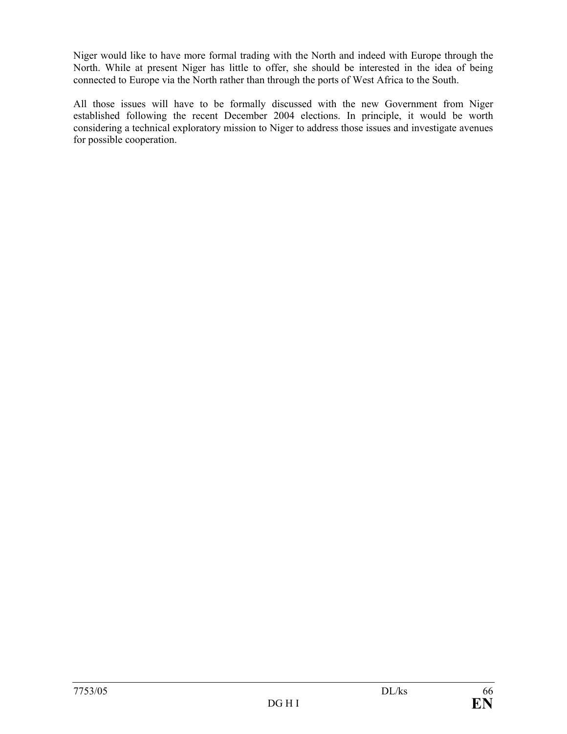Niger would like to have more formal trading with the North and indeed with Europe through the North. While at present Niger has little to offer, she should be interested in the idea of being connected to Europe via the North rather than through the ports of West Africa to the South.

All those issues will have to be formally discussed with the new Government from Niger established following the recent December 2004 elections. In principle, it would be worth considering a technical exploratory mission to Niger to address those issues and investigate avenues for possible cooperation.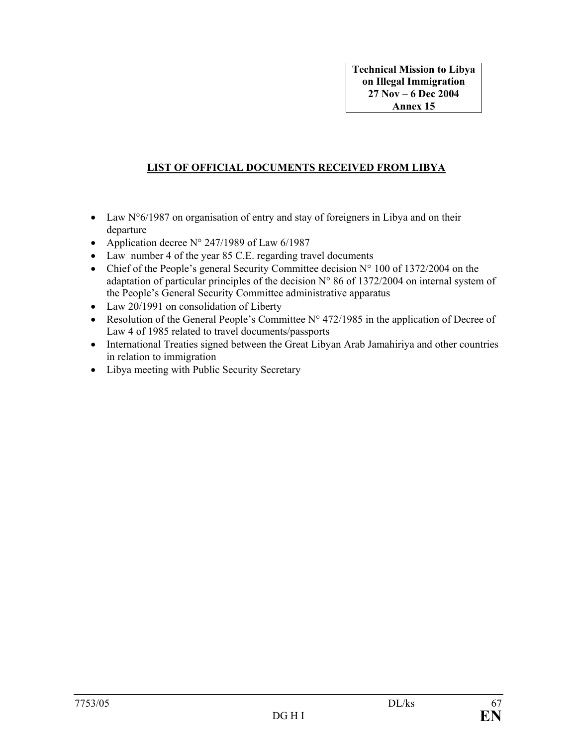**Technical Mission to Libya on Illegal Immigration 27 Nov – 6 Dec 2004 Annex 15**

## LIST OF OFFICIAL DOCUMENTS RECEIVED FROM LIBYA

- Law N°6/1987 on organisation of entry and stay of foreigners in Libya and on their departure
- Application decree N° 247/1989 of Law 6/1987
- Law number 4 of the year 85 C.E. regarding travel documents
- Chief of the People's general Security Committee decision N° 100 of 1372/2004 on the adaptation of particular principles of the decision N° 86 of 1372/2004 on internal system of the People's General Security Committee administrative apparatus
- Law 20/1991 on consolidation of Liberty
- Resolution of the General People's Committee N° 472/1985 in the application of Decree of Law 4 of 1985 related to travel documents/passports
- International Treaties signed between the Great Libyan Arab Jamahiriya and other countries in relation to immigration
- Libya meeting with Public Security Secretary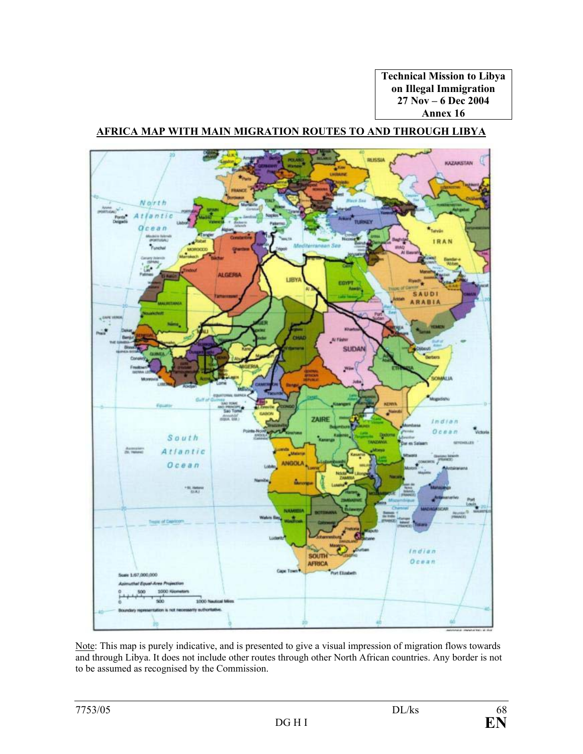**Technical Mission to Libya on Illegal Immigration 27 Nov – 6 Dec 2004 Annex 16**

**AFRICA MAP WITH MAIN MIGRATION ROUTES TO AND THROUGH LIBYA**

Note: This map is purely indicative, and is presented to give a visual impression of migration flows towards and through Libya. It does not include other routes through other North African countries. Any border is not to be assumed as recognised by the Commission.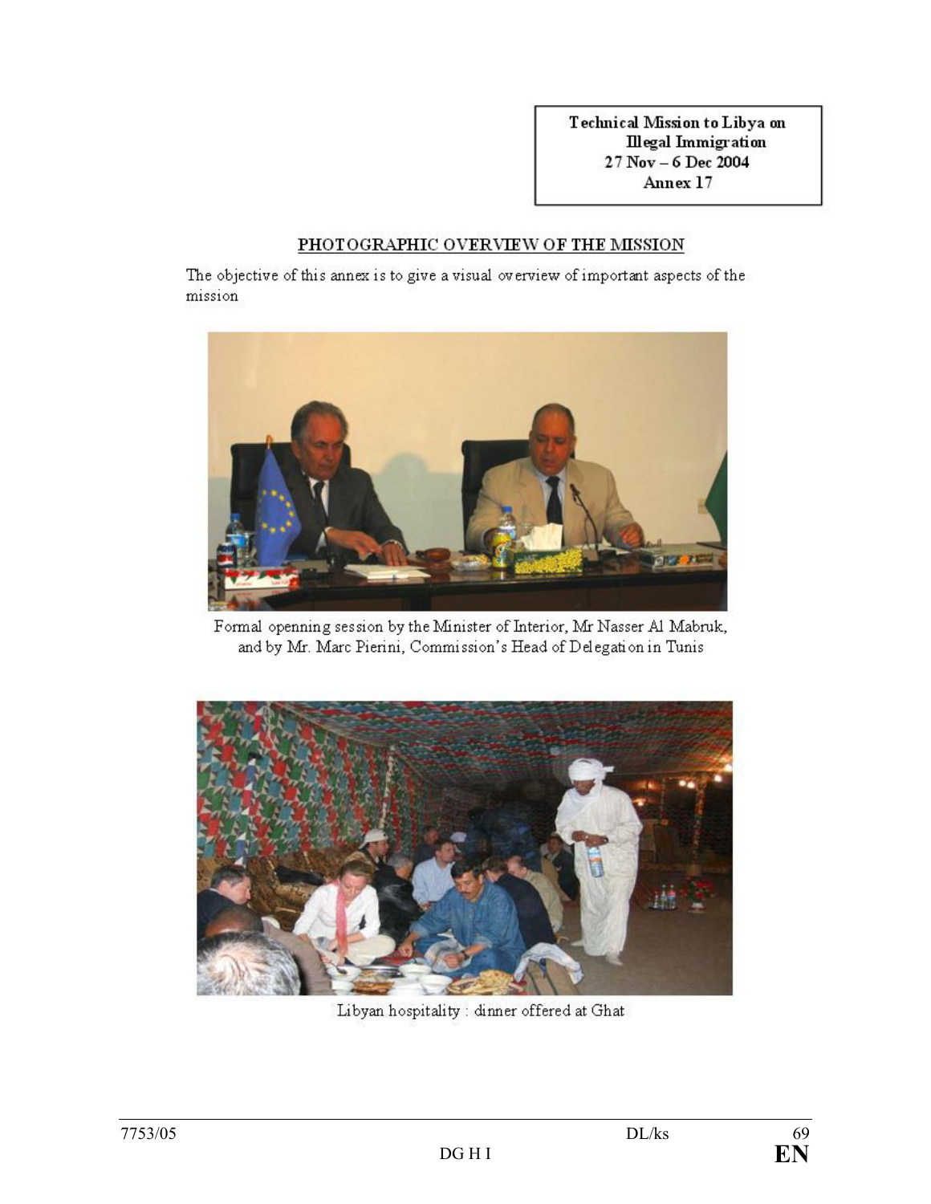**Technical Mission to Libya on Illegal Immigration**
**27 Nov – 6 Dec 2004**
**Annex 17**

## PHOTOGRAPHIC OVERVIEW OF THE MISSION

The objective of this annex is to give a visual overview of important aspects of the mission

Formal openning session by the Minister of Interior, Mr Nasser Al Mabruk, and by Mr. Marc Pierini, Commission's Head of Delegation in Tunis

Libyan hospitality : dinner offered at Ghat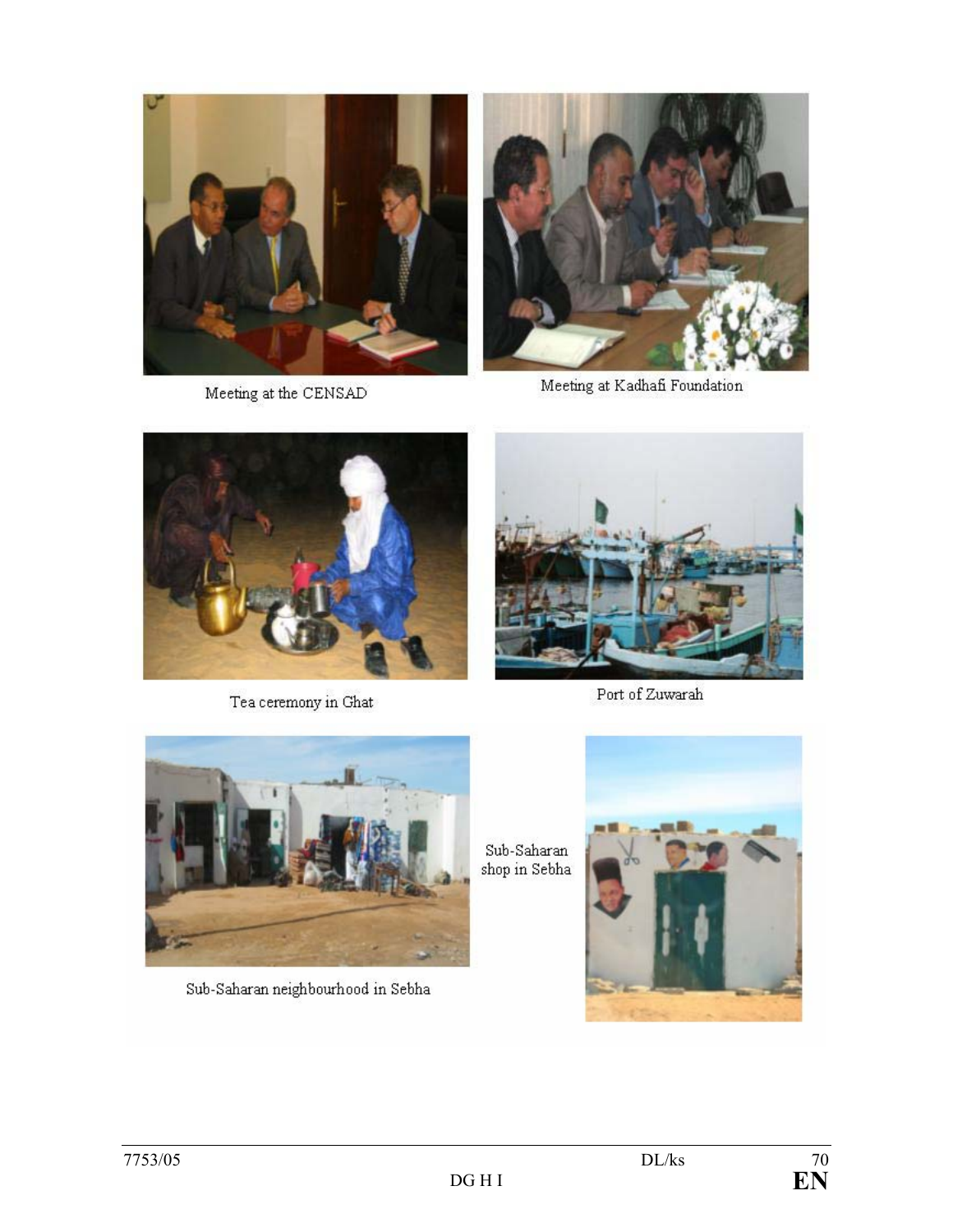Meeting at the CENSAD

Meeting at Kadhafi Foundation

Tea ceremony in Ghat

Port of Zuwarah

Sub-Saharan neighbourhood in Sebha

Sub-Saharan shop in Sebha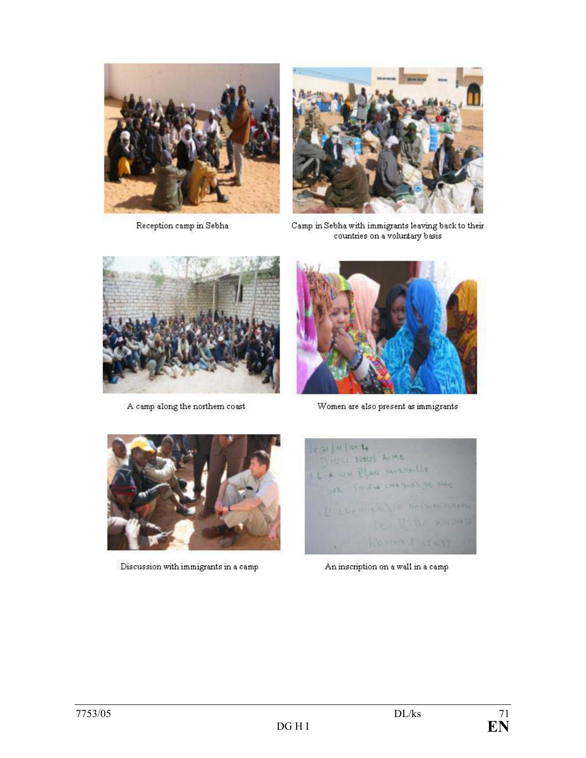Reception camp in Sebha

Camp in Sebha with immigrants leaving back to their countries on a voluntary basis

A camp along the northern coast

Women are also present as immigrants

Discussion with immigrants in a camp

An inscription on a wall in a camp